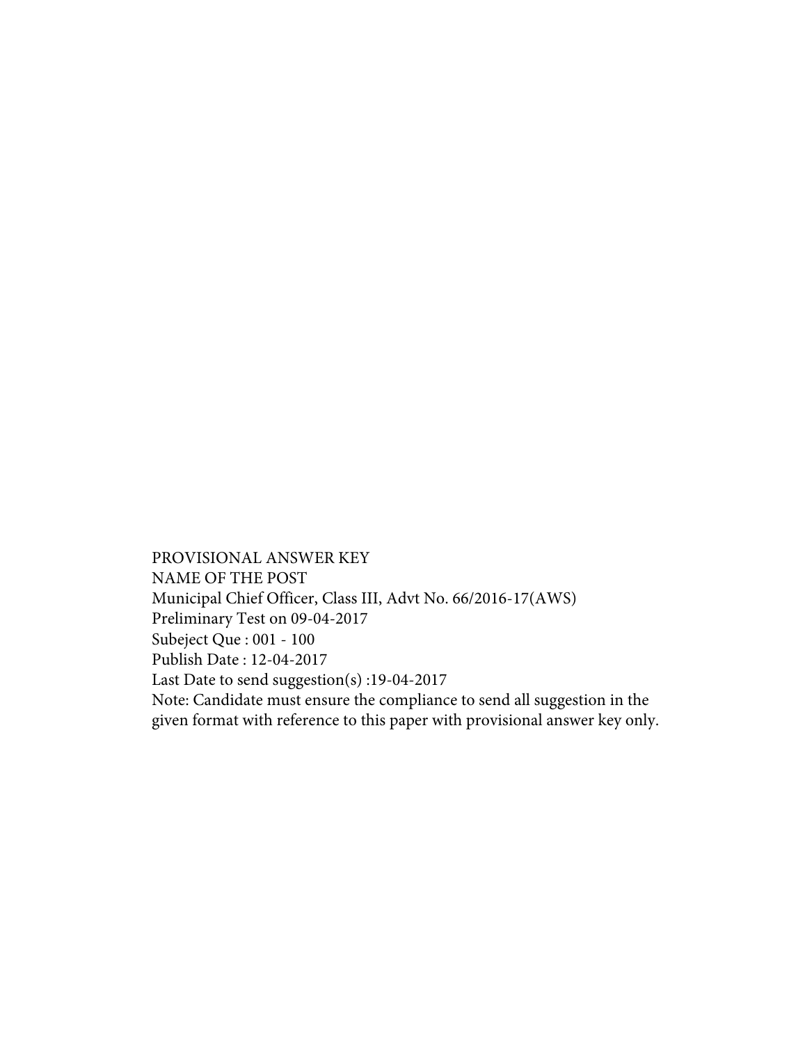PROVISIONAL ANSWER KEY

NAME OF THE POST

Municipal Chief Officer, Class III, Advt No. 66/2016-17(AWS)

Preliminary Test on 09-04-2017

Subeject Que : 001 - 100

Publish Date : 12-04-2017

Last Date to send suggestion(s) :19-04-2017

Note: Candidate must ensure the compliance to send all suggestion in the given format with reference to this paper with provisional answer key only.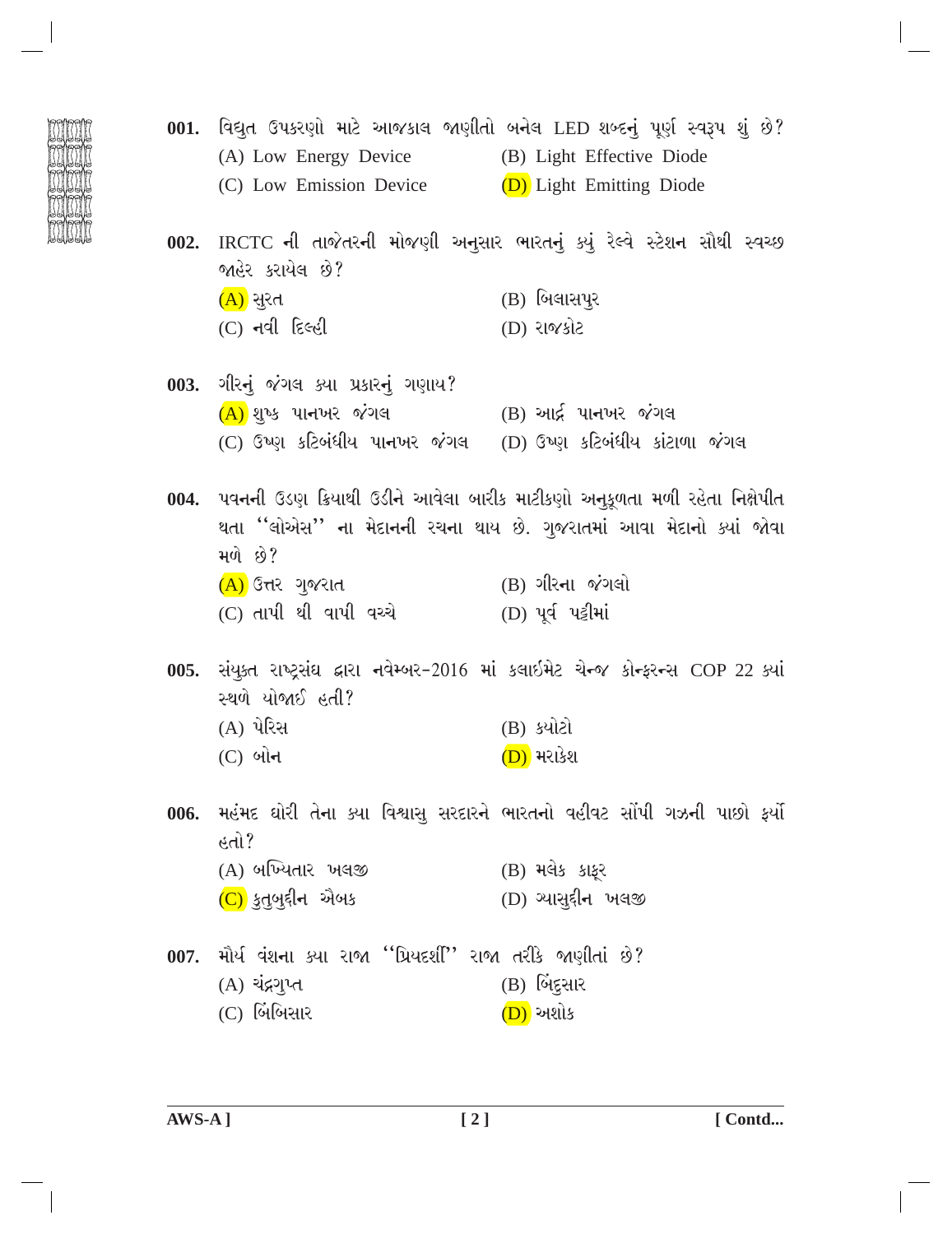**001.** વિદ્યુત ઉપકરણો માટે આજકાલ જાણીતો બનેલ LED શબ્દનું પૂર્ણ સ્વરૂપ શું છે?

(A) Low Energy Device (B) Light Effective Diode

(C) Low Emission Device (D) Light Emitting Diode

**002.** IRCTC ની તાજેતરની મોજણી અનુસાર ભારતનું ક્યું રેલ્વે સ્ટેશન સૌથી સ્વચ્છ જાહેર કરાયેલ છે?

(A) સુરત (B) બિલાસપુર

(C) નવી દિલ્હી (D) રાજકોટ

**003.** ગીરનું જંગલ ક્યા પ્રકારનું ગણાય?

(A) શુષ્ક પાનખર જંગલ (B) આર્દ્ર પાનખર જંગલ

(C) ઉષ્ણ કટિબંધીય પાનખર જંગલ (D) ઉષ્ણ કટિબંધીય કાંટાળા જંગલ

**004.** પવનની ઉડણ ક્રિયાથી ઉડીને આવેલા બારીક માટીકણો અનુકૂળતા મળી રહેતા નિક્ષેપીત થતા ''લોએસ'' ના મેદાનની રચના થાય છે. ગુજરાતમાં આવા મેદાનો ક્યાં જોવા મળે છે?

(A) ઉત્તર ગુજરાત (B) ગીરના જંગલો

(C) તાપી થી વાપી વચ્ચે (D) પૂર્વ પટ્ટીમાં

**005.** સંયુક્ત રાષ્ટ્રસંઘ દ્વારા નવેમ્બર-2016 માં કલાઈમેટ ચેન્જ કોન્ફરન્સ COP 22 ક્યાં સ્થળે યોજાઈ હતી?

(A) પેરિસ (B) ક્યોટો

(C) બોન (D) મરાકેશ

**006.** મહંમદ ઘોરી તેના ક્યા વિશ્વાસુ સરદારને ભારતનો વહીવટ સોંપી ગઝની પાછો ફર્યો હતો?

(A) બખ્યિતાર ખલજી (B) મલેક કાફૂર

(C) કુતુબુદ્દીન ઐબક (D) ગ્યાસુદ્દીન ખલજી

**007.** મૌર્ય વંશના ક્યા રાજા ''પ્રિયદર્શી'' રાજા તરીકે જાણીતાં છે?

(A) ચંદ્રગુપ્ત (B) બિંદુસાર

(C) બિંબિસાર (D) અશોક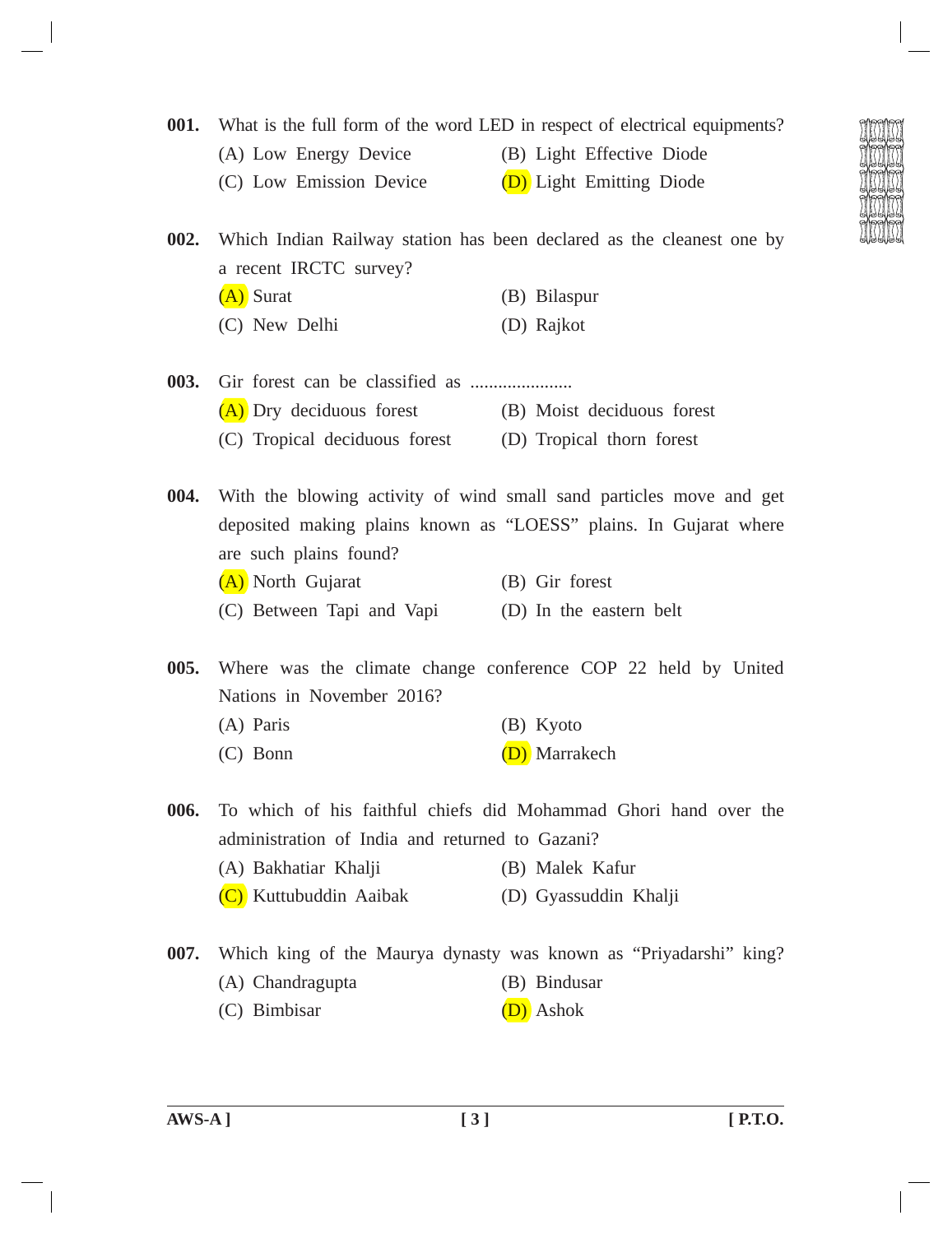**001.** What is the full form of the word LED in respect of electrical equipments?

(A) Low Energy Device
(B) Light Effective Diode
(C) Low Emission Device
(D) Light Emitting Diode

**002.** Which Indian Railway station has been declared as the cleanest one by a recent IRCTC survey?

(A) Surat
(B) Bilaspur
(C) New Delhi
(D) Rajkot

**003.** Gir forest can be classified as ......................

(A) Dry deciduous forest
(B) Moist deciduous forest
(C) Tropical deciduous forest
(D) Tropical thorn forest

**004.** With the blowing activity of wind small sand particles move and get deposited making plains known as "LOESS" plains. In Gujarat where are such plains found?

(A) North Gujarat
(B) Gir forest
(C) Between Tapi and Vapi
(D) In the eastern belt

**005.** Where was the climate change conference COP 22 held by United Nations in November 2016?

(A) Paris
(B) Kyoto
(C) Bonn
(D) Marrakech

**006.** To which of his faithful chiefs did Mohammad Ghori hand over the administration of India and returned to Gazani?

(A) Bakhatiar Khalji
(B) Malek Kafur
(C) Kuttubuddin Aaibak
(D) Gyassuddin Khalji

**007.** Which king of the Maurya dynasty was known as "Priyadarshi" king?

(A) Chandragupta
(B) Bindusar
(C) Bimbisar
(D) Ashok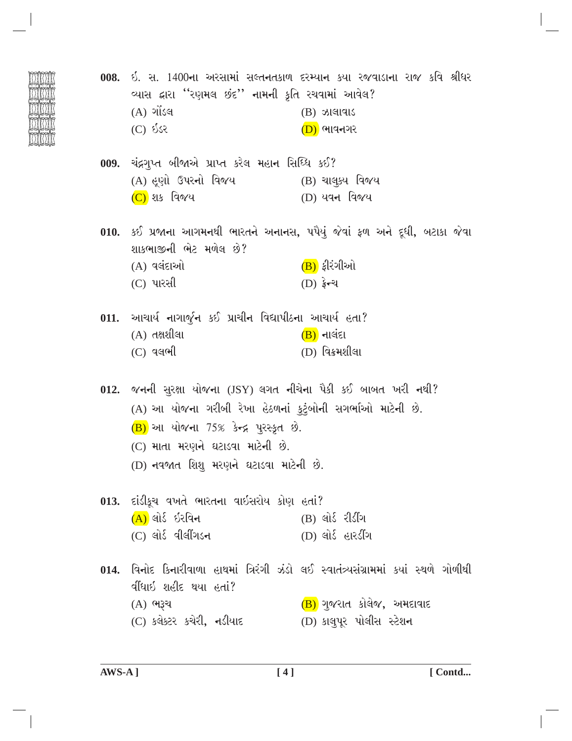**008.** ઈ. સ. 1400ના અરસામાં સલ્તનતકાળ દરમ્યાન કયા રજવાડાના રાજ કવિ શ્રીધર વ્યાસ દ્વારા ''રણમલ છંદ'' નામની કૃતિ રચવામાં આવેલ?

(A) ગોંડલ
(B) ઝાલાવાડ
(C) ઈડર
(D) ભાવનગર

**009.** ચંદ્રગુપ્ત બીજાએ પ્રાપ્ત કરેલ મહાન સિધ્ધિ કઈ?

(A) હૂણો ઉપરનો વિજય
(B) ચાલુક્ય વિજય
(C) શક વિજય
(D) યવન વિજય

**010.** કઈ પ્રજાના આગમનથી ભારતને અનાનસ, પપૈયું જેવાં ફળ અને દૂધી, બટાકા જેવા શાકભાજીની ભેટ મળેલ છે?

(A) વલંદાઓ
(B) ફીરંગીઓ
(C) પારસી
(D) ફ્રેન્ચ

**011.** આચાર્ય નાગાર્જુન કઈ પ્રાચીન વિદ્યાપીઠના આચાર્ય હતા?

(A) તક્ષશીલા
(B) નાલંદા
(C) વલભી
(D) વિક્રમશીલા

**012.** જનની સુરક્ષા યોજના (JSY) લગત નીચેના પૈકી કઈ બાબત ખરી નથી?

(A) આ યોજના ગરીબી રેખા હેઠળનાં કુટુંબોની સગર્ભાઓ માટેની છે.
(B) આ યોજના 75% કેન્દ્ર પુરસ્કૃત છે.
(C) માતા મરણને ઘટાડવા માટેની છે.
(D) નવજાત શિશુ મરણને ઘટાડવા માટેની છે.

**013.** દાંડીકૂચ વખતે ભારતના વાઈસરોય કોણ હતાં?

(A) લોર્ડ ઈરવિન
(B) લોર્ડ રીડીંગ
(C) લોર્ડ વીલીંગડન
(D) લોર્ડ હારડીંગ

**014.** વિનોદ કિનારીવાળા હાથમાં ત્રિરંગી ઝંડો લઈ સ્વાતંત્ર્યસંગ્રામમાં કયાં સ્થળે ગોળીથી વીંધાઈ શહીદ થયા હતાં?

(A) ભરૂચ
(B) ગુજરાત કોલેજ, અમદાવાદ
(C) કલેક્ટર કચેરી, નડીયાદ
(D) કાલુપૂર પોલીસ સ્ટેશન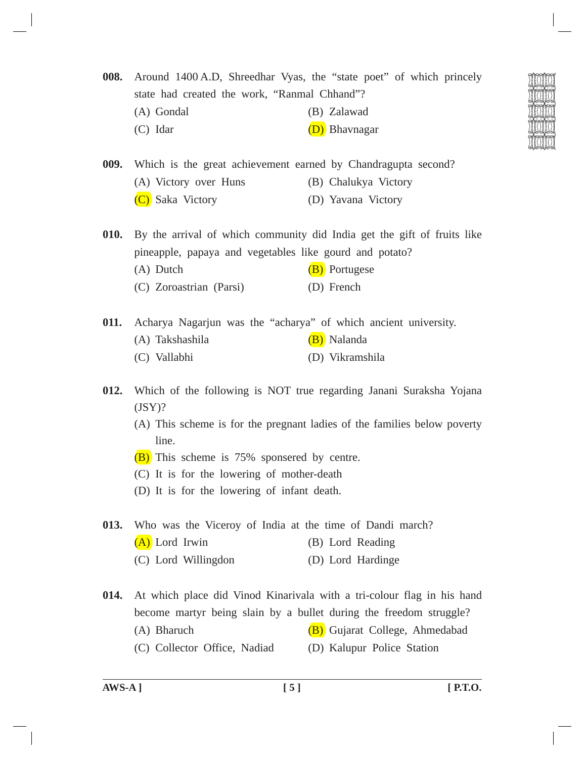**008.** Around 1400 A.D, Shreedhar Vyas, the "state poet" of which princely state had created the work, "Ranmal Chhand"?

(A) Gondal (B) Zalawad

(C) Idar (D) Bhavnagar

**009.** Which is the great achievement earned by Chandragupta second?

(A) Victory over Huns (B) Chalukya Victory

(C) Saka Victory (D) Yavana Victory

**010.** By the arrival of which community did India get the gift of fruits like pineapple, papaya and vegetables like gourd and potato?

(A) Dutch (B) Portugese

(C) Zoroastrian (Parsi) (D) French

**011.** Acharya Nagarjun was the "acharya" of which ancient university.

(A) Takshashila (B) Nalanda

(C) Vallabhi (D) Vikramshila

**012.** Which of the following is NOT true regarding Janani Suraksha Yojana (JSY)?

(A) This scheme is for the pregnant ladies of the families below poverty line.

(B) This scheme is 75% sponsered by centre.

(C) It is for the lowering of mother-death

(D) It is for the lowering of infant death.

**013.** Who was the Viceroy of India at the time of Dandi march?

(A) Lord Irwin (B) Lord Reading

(C) Lord Willingdon (D) Lord Hardinge

**014.** At which place did Vinod Kinarivala with a tri-colour flag in his hand become martyr being slain by a bullet during the freedom struggle?

(A) Bharuch (B) Gujarat College, Ahmedabad

(C) Collector Office, Nadiad (D) Kalupur Police Station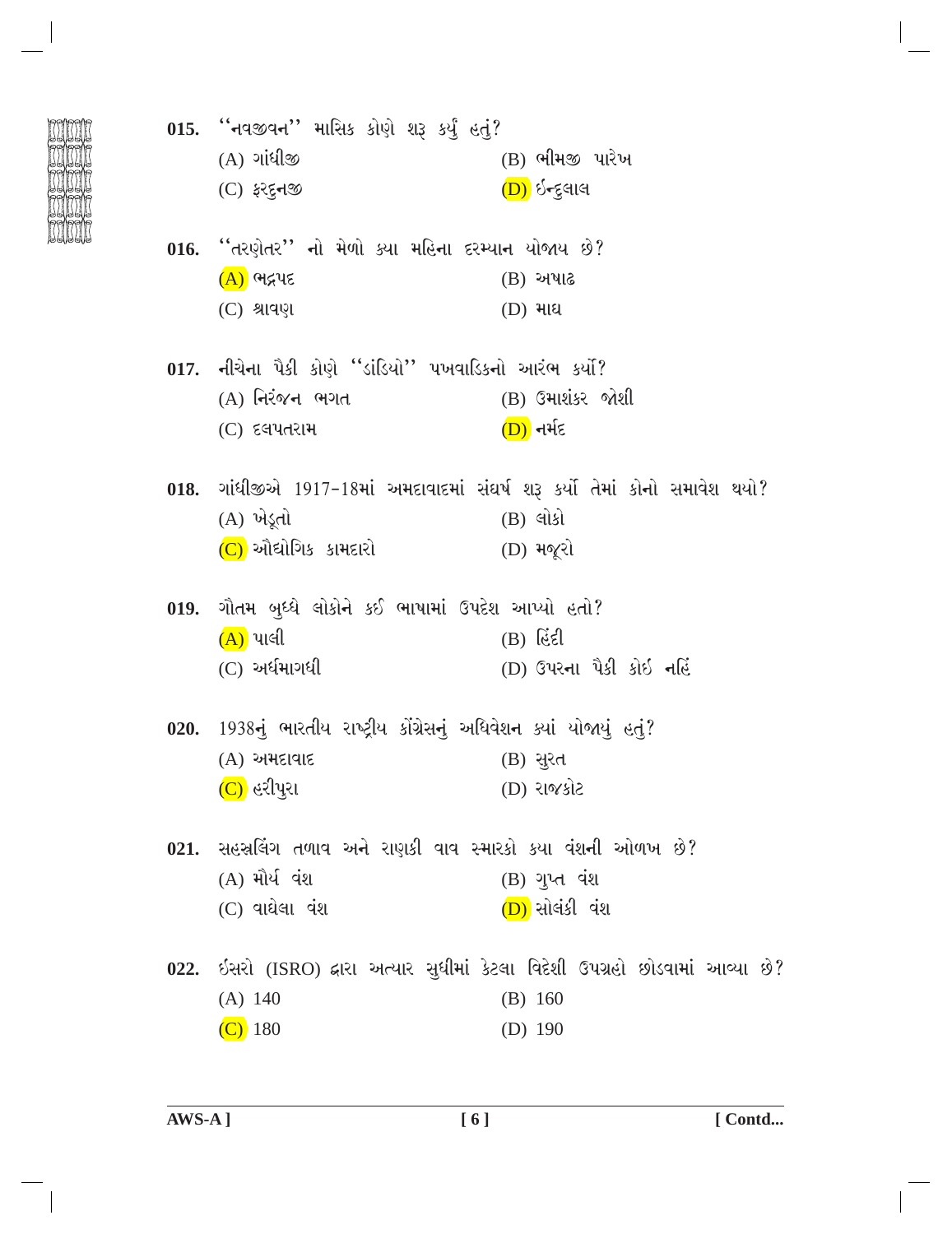015. ''નવજીવન'' માસિક કોણે શરૂ કર્યું હતું?

(A) ગાંધીજી
(B) ભીમજી પારેખ
(C) ફરદુનજી
(D) ઈન્દુલાલ

016. ''તરણેતર'' નો મેળો ક્યા મહિના દરમ્યાન યોજાય છે?

(A) ભદ્રપદ
(B) અષાઢ
(C) શ્રાવણ
(D) માઘ

017. નીચેના પૈકી કોણે ''ડાંડિયો'' પખવાડિકનો આરંભ કર્યો?

(A) નિરંજન ભગત
(B) ઉમાશંકર જોશી
(C) દલપતરામ
(D) નર્મદ

018. ગાંધીજીએ 1917-18માં અમદાવાદમાં સંઘર્ષ શરૂ કર્યો તેમાં કોનો સમાવેશ થયો?

(A) ખેડૂતો
(B) લોકો
(C) ઔદ્યોગિક કામદારો
(D) મજૂરો

019. ગૌતમ બુધ્ધે લોકોને કઈ ભાષામાં ઉપદેશ આપ્યો હતો?

(A) પાલી
(B) હિંદી
(C) અર્ધમાગધી
(D) ઉપરના પૈકી કોઇ નહિં

020. 1938નું ભારતીય રાષ્ટ્રીય કોંગ્રેસનું અધિવેશન ક્યાં યોજાયું હતું?

(A) અમદાવાદ
(B) સુરત
(C) હરીપુરા
(D) રાજકોટ

021. સહસ્રલિંગ તળાવ અને રાણકી વાવ સ્મારકો કયા વંશની ઓળખ છે?

(A) મૌર્ય વંશ
(B) ગુપ્ત વંશ
(C) વાઘેલા વંશ
(D) સોલંકી વંશ

022. ઇસરો (ISRO) દ્વારા અત્યાર સુધીમાં કેટલા વિદેશી ઉપગ્રહો છોડવામાં આવ્યા છે?

(A) 140
(B) 160
(C) 180
(D) 190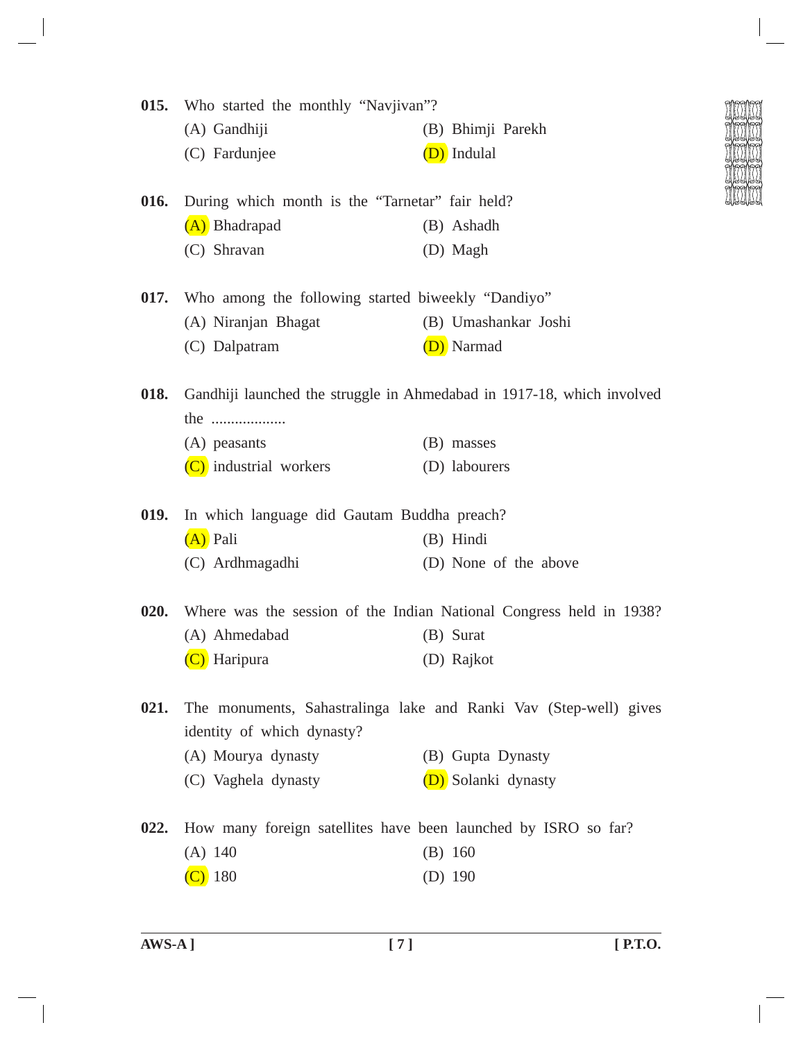**015.** Who started the monthly "Navjivan"?

(A) Gandhiji (B) Bhimji Parekh

(C) Fardunjee (D) Indulal

**016.** During which month is the "Tarnetar" fair held?

(A) Bhadrapad (B) Ashadh

(C) Shravan (D) Magh

**017.** Who among the following started biweekly "Dandiyo"

(A) Niranjan Bhagat (B) Umashankar Joshi

(C) Dalpatram (D) Narmad

**018.** Gandhiji launched the struggle in Ahmedabad in 1917-18, which involved the ..................

(A) peasants (B) masses

(C) industrial workers (D) labourers

**019.** In which language did Gautam Buddha preach?

(A) Pali (B) Hindi

(C) Ardhmagadhi (D) None of the above

**020.** Where was the session of the Indian National Congress held in 1938?

(A) Ahmedabad (B) Surat

(C) Haripura (D) Rajkot

**021.** The monuments, Sahastralinga lake and Ranki Vav (Step-well) gives identity of which dynasty?

(A) Mourya dynasty (B) Gupta Dynasty

(C) Vaghela dynasty (D) Solanki dynasty

**022.** How many foreign satellites have been launched by ISRO so far?

(A) 140 (B) 160

(C) 180 (D) 190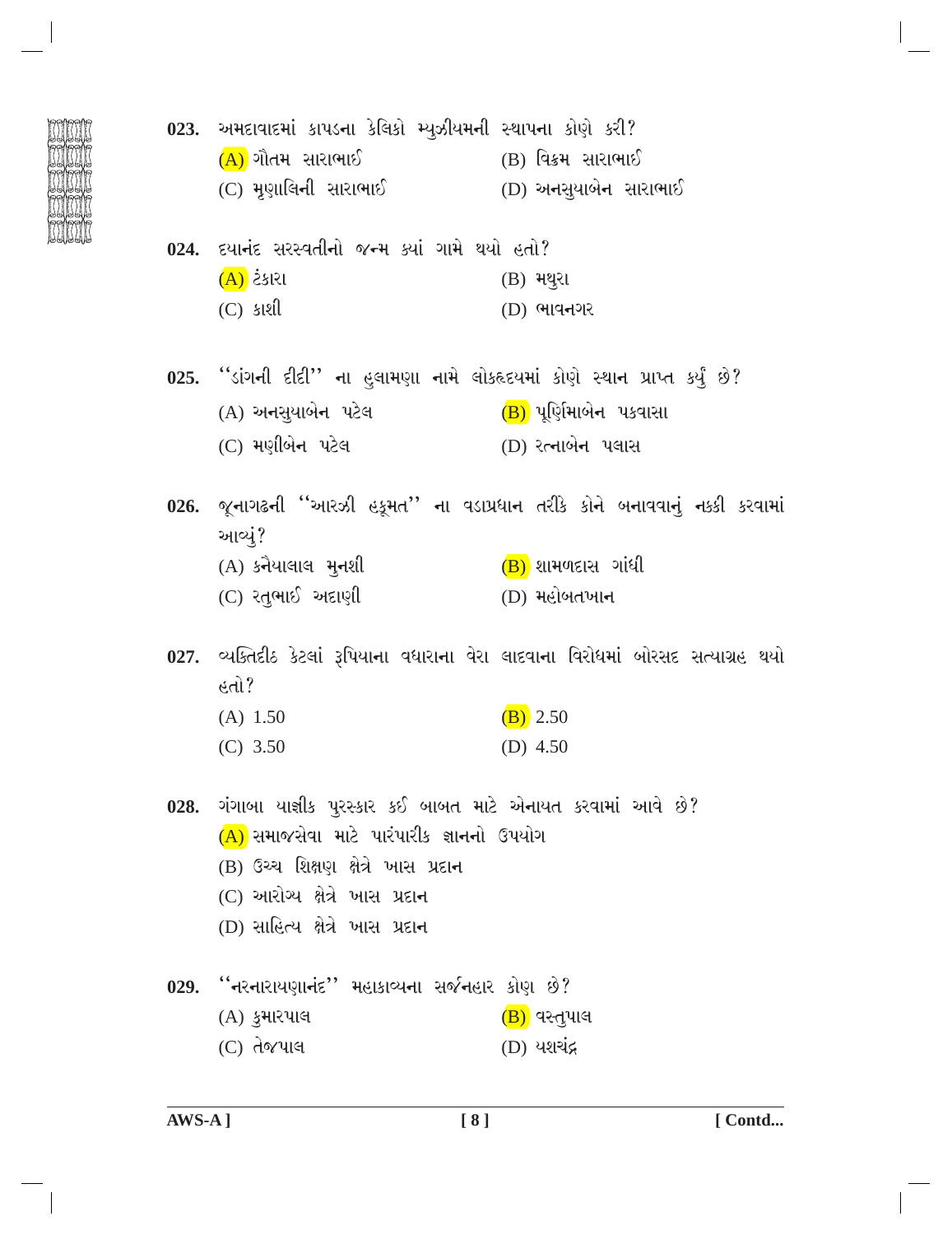023. અમદાવાદમાં કાપડના કેલિકો મ્યુઝીયમની સ્થાપના કોણે કરી?

(A) ગૌતમ સારાભાઈ
(B) વિક્રમ સારાભાઈ
(C) મૃણાલિની સારાભાઈ
(D) અનસુયાબેન સારાભાઈ

024. દયાનંદ સરસ્વતીનો જન્મ ક્યાં ગામે થયો હતો?

(A) ટંકારા
(B) મથુરા
(C) કાશી
(D) ભાવનગર

025. ''ડાંગની દીદી'' ના હુલામણા નામે લોકહૃદયમાં કોણે સ્થાન પ્રાપ્ત કર્યું છે?

(A) અનસુયાબેન પટેલ
(B) પૂર્ણિમાબેન પકવાસા
(C) મણીબેન પટેલ
(D) રત્નાબેન પલાસ

026. જૂનાગઢની ''આરઝી હકૂમત'' ના વડાપ્રધાન તરીકે કોને બનાવવાનું નક્કી કરવામાં આવ્યું?

(A) કનૈયાલાલ મુનશી
(B) શામળદાસ ગાંધી
(C) રતુભાઈ અદાણી
(D) મહોબતખાન

027. વ્યક્તિદીઠ કેટલાં રૂપિયાના વધારાના વેરા લાદવાના વિરોધમાં બોરસદ સત્યાગ્રહ થયો હતો?

(A) 1.50
(B) 2.50
(C) 3.50
(D) 4.50

028. ગંગાબા યાજ્ઞીક પુરસ્કાર કઈ બાબત માટે એનાયત કરવામાં આવે છે?

(A) સમાજસેવા માટે પારંપારીક જ્ઞાનનો ઉપયોગ
(B) ઉચ્ચ શિક્ષણ ક્ષેત્રે ખાસ પ્રદાન
(C) આરોગ્ય ક્ષેત્રે ખાસ પ્રદાન
(D) સાહિત્ય ક્ષેત્રે ખાસ પ્રદાન

029. ''નરનારાયણાનંદ'' મહાકાવ્યના સર્જનહાર કોણ છે?

(A) કુમારપાલ
(B) વસ્તુપાલ
(C) તેજપાલ
(D) યશચંદ્ર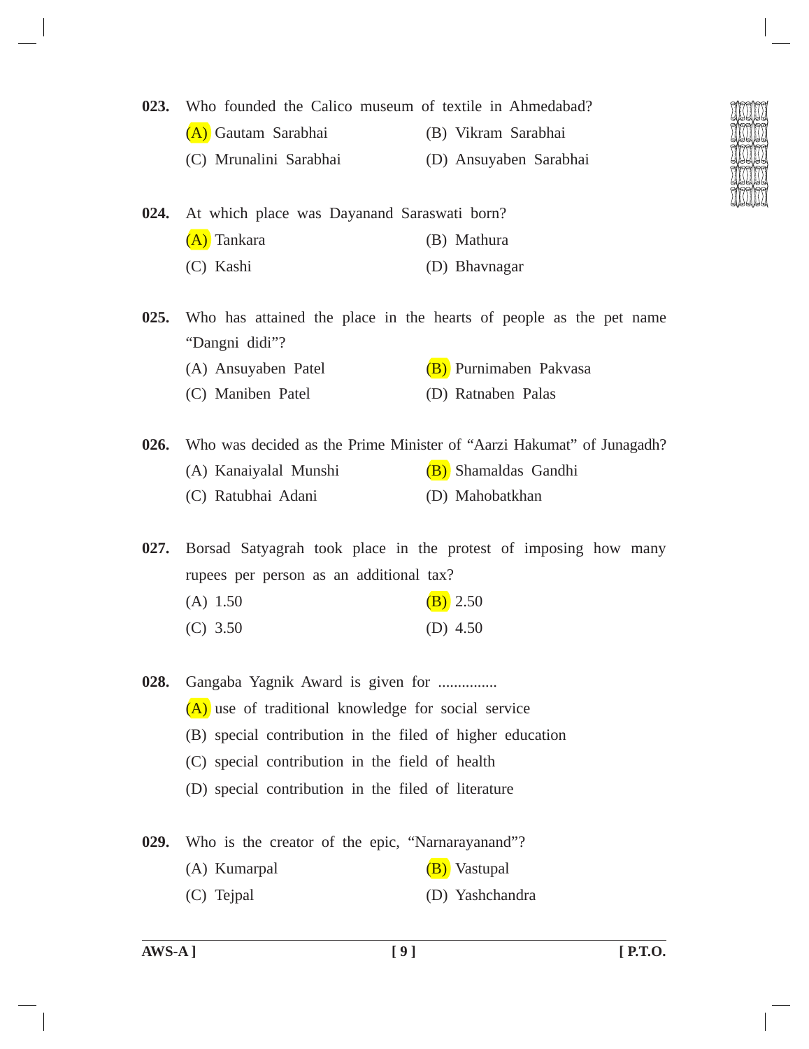**023.** Who founded the Calico museum of textile in Ahmedabad?

(A) Gautam Sarabhai
(B) Vikram Sarabhai
(C) Mrunalini Sarabhai
(D) Ansuyaben Sarabhai

**024.** At which place was Dayanand Saraswati born?

(A) Tankara
(B) Mathura
(C) Kashi
(D) Bhavnagar

**025.** Who has attained the place in the hearts of people as the pet name "Dangni didi"?

(A) Ansuyaben Patel
(B) Purnimaben Pakvasa
(C) Maniben Patel
(D) Ratnaben Palas

**026.** Who was decided as the Prime Minister of "Aarzi Hakumat" of Junagadh?

(A) Kanaiyalal Munshi
(B) Shamaldas Gandhi
(C) Ratubhai Adani
(D) Mahobatkhan

**027.** Borsad Satyagrah took place in the protest of imposing how many rupees per person as an additional tax?

(A) 1.50
(B) 2.50
(C) 3.50
(D) 4.50

**028.** Gangaba Yagnik Award is given for ...............

(A) use of traditional knowledge for social service
(B) special contribution in the filed of higher education
(C) special contribution in the field of health
(D) special contribution in the filed of literature

**029.** Who is the creator of the epic, "Narnarayanand"?

(A) Kumarpal
(B) Vastupal
(C) Tejpal
(D) Yashchandra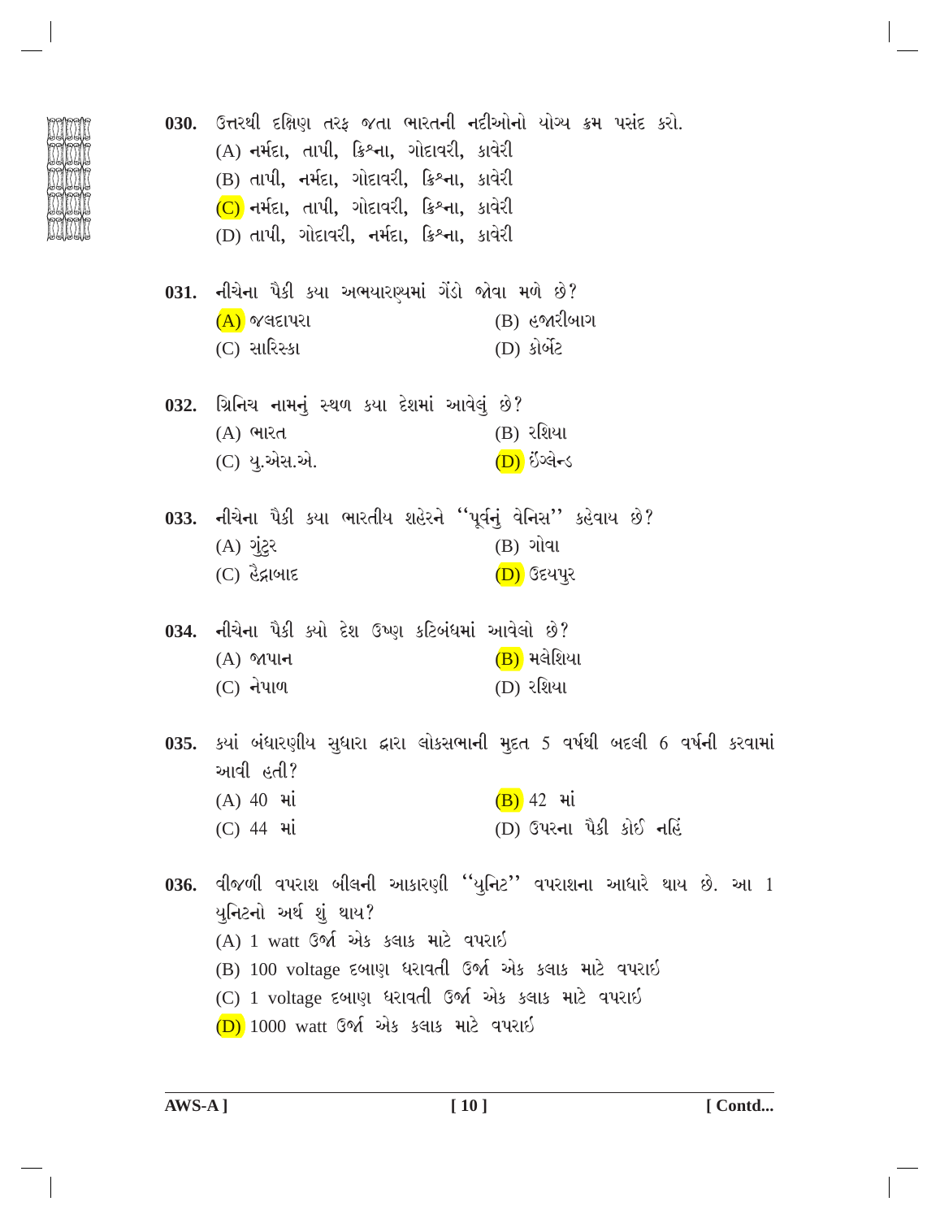030. ઉત્તરથી દક્ષિણ તરફ જતા ભારતની નદીઓનો યોગ્ય ક્રમ પસંદ કરો.

(A) નર્મદા, તાપી, ક્રિશ્ના, ગોદાવરી, કાવેરી

(B) તાપી, નર્મદા, ગોદાવરી, ક્રિશ્ના, કાવેરી

(C) નર્મદા, તાપી, ગોદાવરી, ક્રિશ્ના, કાવેરી

(D) તાપી, ગોદાવરી, નર્મદા, ક્રિશ્ના, કાવેરી

031. નીચેના પૈકી કયા અભયારણ્યમાં ગેંડો જોવા મળે છે?

(A) જલદાપરા

(B) હજારીબાગ

(C) સારિસ્કા

(D) કોર્બેટ

032. ગ્રિનિચ નામનું સ્થળ કયા દેશમાં આવેલું છે?

(A) ભારત

(B) રશિયા

(C) યુ.એસ.એ.

(D) ઈંગ્લેન્ડ

033. નીચેના પૈકી કયા ભારતીય શહેરને ''પૂર્વનું વેનિસ'' કહેવાય છે?

(A) ગુંટુર

(B) ગોવા

(C) હૈદ્રાબાદ

(D) ઉદયપુર

034. નીચેના પૈકી ક્યો દેશ ઉષ્ણ કટિબંધમાં આવેલો છે?

(A) જાપાન

(B) મલેશિયા

(C) નેપાળ

(D) રશિયા

035. કયાં બંધારણીય સુધારા દ્વારા લોકસભાની મુદત 5 વર્ષથી બદલી 6 વર્ષની કરવામાં આવી હતી?

(A) 40 માં

(B) 42 માં

(C) 44 માં

(D) ઉપરના પૈકી કોઈ નહિં

036. વીજળી વપરાશ બીલની આકારણી ''યુનિટ'' વપરાશના આધારે થાય છે. આ 1 યુનિટનો અર્થ શું થાય?

(A) 1 watt ઉર્જા એક કલાક માટે વપરાઈ

(B) 100 voltage દબાણ ધરાવતી ઉર્જા એક કલાક માટે વપરાઈ

(C) 1 voltage દબાણ ધરાવતી ઉર્જા એક કલાક માટે વપરાઈ

(D) 1000 watt ઉર્જા એક કલાક માટે વપરાઈ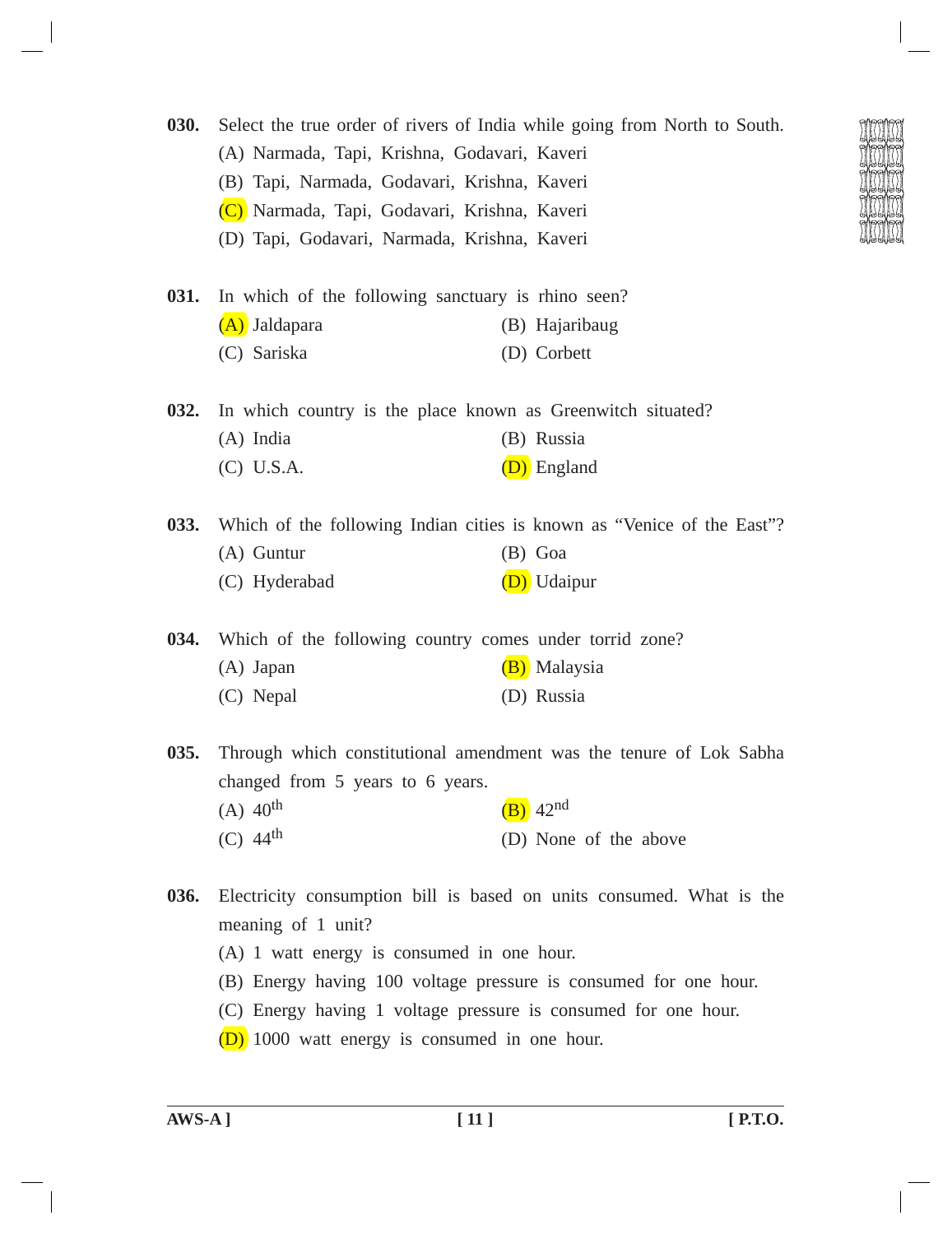**030.** Select the true order of rivers of India while going from North to South.

(A) Narmada, Tapi, Krishna, Godavari, Kaveri

(B) Tapi, Narmada, Godavari, Krishna, Kaveri

(C) Narmada, Tapi, Godavari, Krishna, Kaveri

(D) Tapi, Godavari, Narmada, Krishna, Kaveri

**031.** In which of the following sanctuary is rhino seen?

(A) Jaldapara

(B) Hajaribaug

(C) Sariska

(D) Corbett

**032.** In which country is the place known as Greenwitch situated?

(A) India

(B) Russia

(C) U.S.A.

(D) England

**033.** Which of the following Indian cities is known as "Venice of the East"?

(A) Guntur

(B) Goa

(C) Hyderabad

(D) Udaipur

**034.** Which of the following country comes under torrid zone?

(A) Japan

(B) Malaysia

(C) Nepal

(D) Russia

**035.** Through which constitutional amendment was the tenure of Lok Sabha changed from 5 years to 6 years.

(A) $40^{th}$

(B) $42^{nd}$

(C) $44^{th}$

(D) None of the above

**036.** Electricity consumption bill is based on units consumed. What is the meaning of 1 unit?

(A) 1 watt energy is consumed in one hour.

(B) Energy having 100 voltage pressure is consumed for one hour.

(C) Energy having 1 voltage pressure is consumed for one hour.

(D) 1000 watt energy is consumed in one hour.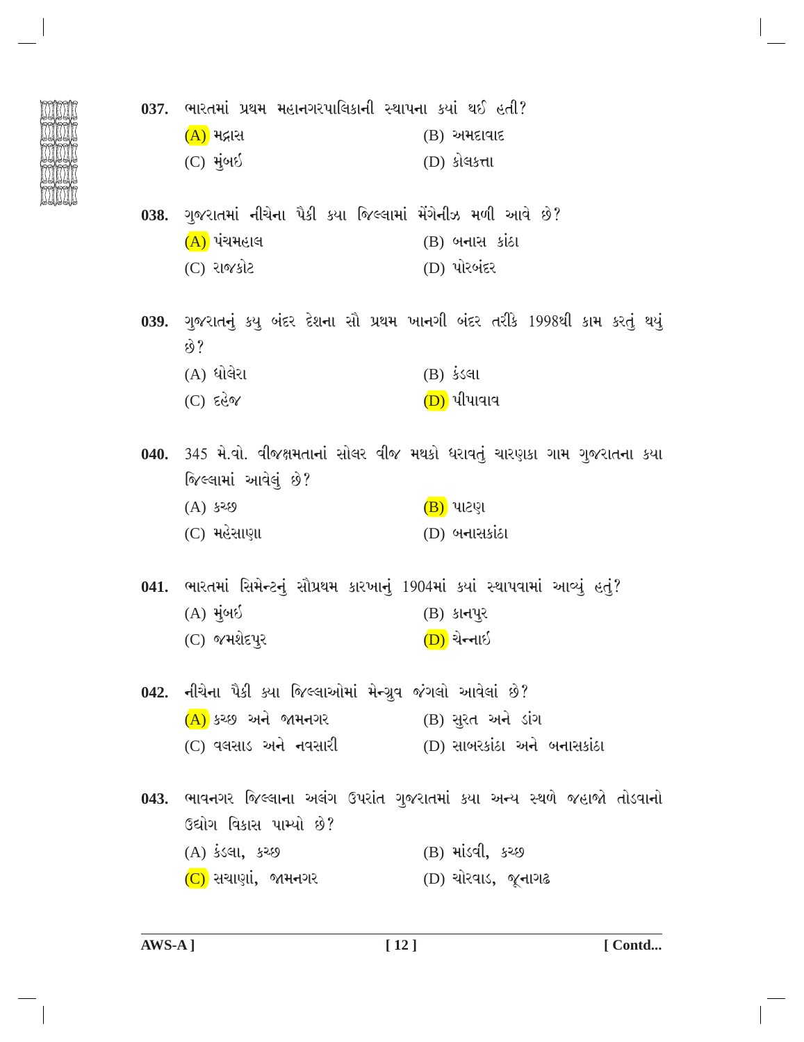**037.** ભારતમાં પ્રથમ મહાનગરપાલિકાની સ્થાપના ક્યાં થઈ હતી?

(A) મદ્રાસ
(B) અમદાવાદ
(C) મુંબઈ
(D) કોલકત્તા

**038.** ગુજરાતમાં નીચેના પૈકી કયા જિલ્લામાં મેંગેનીઝ મળી આવે છે?

(A) પંચમહાલ
(B) બનાસ કાંઠા
(C) રાજકોટ
(D) પોરબંદર

**039.** ગુજરાતનું કયુ બંદર દેશના સૌ પ્રથમ ખાનગી બંદર તરીકે 1998થી કામ કરતું થયું છે?

(A) ધોલેરા
(B) કંડલા
(C) દહેજ
(D) પીપાવાવ

**040.** 345 મે.વો. વીજક્ષમતાનાં સોલર વીજ મથકો ધરાવતું ચારણકા ગામ ગુજરાતના કયા જિલ્લામાં આવેલું છે?

(A) કચ્છ
(B) પાટણ
(C) મહેસાણા
(D) બનાસકાંઠા

**041.** ભારતમાં સિમેન્ટનું સૌપ્રથમ કારખાનું 1904માં ક્યાં સ્થાપવામાં આવ્યું હતું?

(A) મુંબઈ
(B) કાનપુર
(C) જમશેદપુર
(D) ચેન્નાઈ

**042.** નીચેના પૈકી ક્યા જિલ્લાઓમાં મેન્ગ્રુવ જંગલો આવેલાં છે?

(A) કચ્છ અને જામનગર
(B) સુરત અને ડાંગ
(C) વલસાડ અને નવસારી
(D) સાબરકાંઠા અને બનાસકાંઠા

**043.** ભાવનગર જિલ્લાના અલંગ ઉપરાંત ગુજરાતમાં કયા અન્ય સ્થળે જહાજો તોડવાનો ઉદ્યોગ વિકાસ પામ્યો છે?

(A) કંડલા, કચ્છ
(B) માંડવી, કચ્છ
(C) સચાણાં, જામનગર
(D) ચોરવાડ, જૂનાગઢ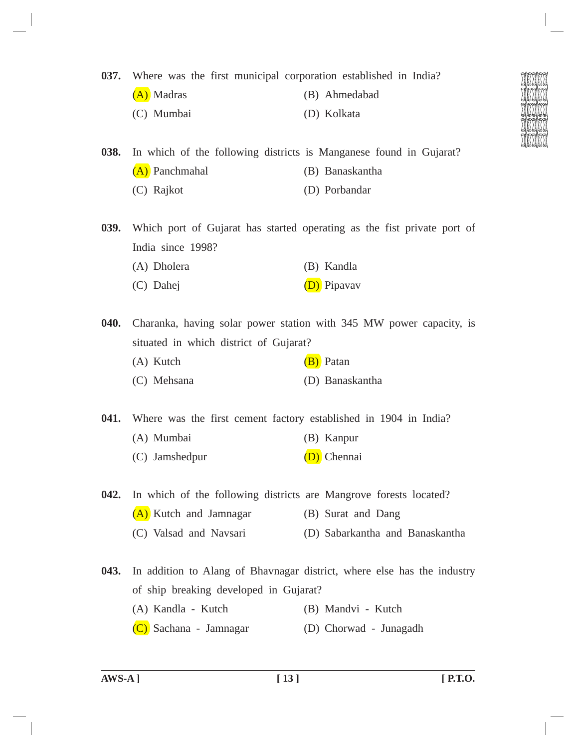**037.** Where was the first municipal corporation established in India?

(A) Madras
(B) Ahmedabad
(C) Mumbai
(D) Kolkata

**038.** In which of the following districts is Manganese found in Gujarat?

(A) Panchmahal
(B) Banaskantha
(C) Rajkot
(D) Porbandar

**039.** Which port of Gujarat has started operating as the fist private port of India since 1998?

(A) Dholera
(B) Kandla
(C) Dahej
(D) Pipavav

**040.** Charanka, having solar power station with 345 MW power capacity, is situated in which district of Gujarat?

(A) Kutch
(B) Patan
(C) Mehsana
(D) Banaskantha

**041.** Where was the first cement factory established in 1904 in India?

(A) Mumbai
(B) Kanpur
(C) Jamshedpur
(D) Chennai

**042.** In which of the following districts are Mangrove forests located?

(A) Kutch and Jamnagar
(B) Surat and Dang
(C) Valsad and Navsari
(D) Sabarkantha and Banaskantha

**043.** In addition to Alang of Bhavnagar district, where else has the industry of ship breaking developed in Gujarat?

(A) Kandla - Kutch
(B) Mandvi - Kutch
(C) Sachana - Jamnagar
(D) Chorwad - Junagadh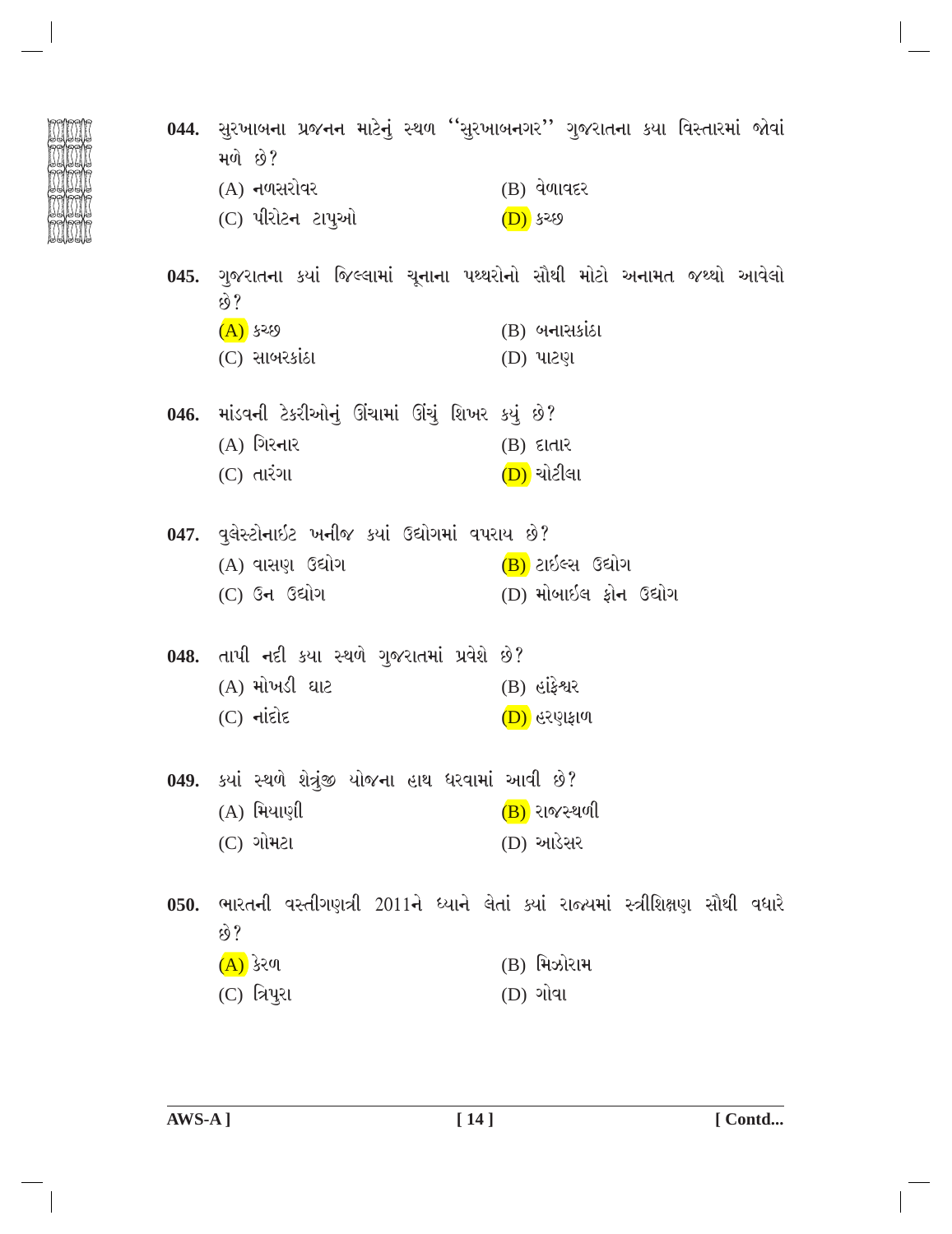**044.** સુરખાબના પ્રજનન માટેનું સ્થળ ''સુરખાબનગર'' ગુજરાતના કયા વિસ્તારમાં જોવાં મળે છે?

(A) નળસરોવર  
(B) વેળાવદર  
(C) પીરોટન ટાપુઓ  
(D) કચ્છ

**045.** ગુજરાતના કયાં જિલ્લામાં ચૂનાના પથ્થરોનો સૌથી મોટો અનામત જથ્થો આવેલો છે?

(A) કચ્છ  
(B) બનાસકાંઠા  
(C) સાબરકાંઠા  
(D) પાટણ

**046.** માંડવની ટેકરીઓનું ઊંચામાં ઊંચું શિખર કયું છે?

(A) ગિરનાર  
(B) દાતાર  
(C) તારંગા  
(D) ચોટીલા

**047.** વુલેસ્ટોનાઈટ ખનીજ કયાં ઉદ્યોગમાં વપરાય છે?

(A) વાસણ ઉદ્યોગ  
(B) ટાઈલ્સ ઉદ્યોગ  
(C) ઉન ઉદ્યોગ  
(D) મોબાઈલ ફોન ઉદ્યોગ

**048.** તાપી નદી કયા સ્થળે ગુજરાતમાં પ્રવેશે છે?

(A) મોખડી ઘાટ  
(B) હાંફેશ્વર  
(C) નાંદોદ  
(D) હરણફાળ

**049.** કયાં સ્થળે શેત્રુંજી યોજના હાથ ધરવામાં આવી છે?

(A) મિયાણી  
(B) રાજસ્થળી  
(C) ગોમટા  
(D) આડેસર

**050.** ભારતની વસ્તીગણત્રી 2011ને ધ્યાને લેતાં કયાં રાજ્યમાં સ્ત્રીશિક્ષણ સૌથી વધારે છે?

(A) કેરળ  
(B) મિઝોરામ  
(C) ત્રિપુરા  
(D) ગોવા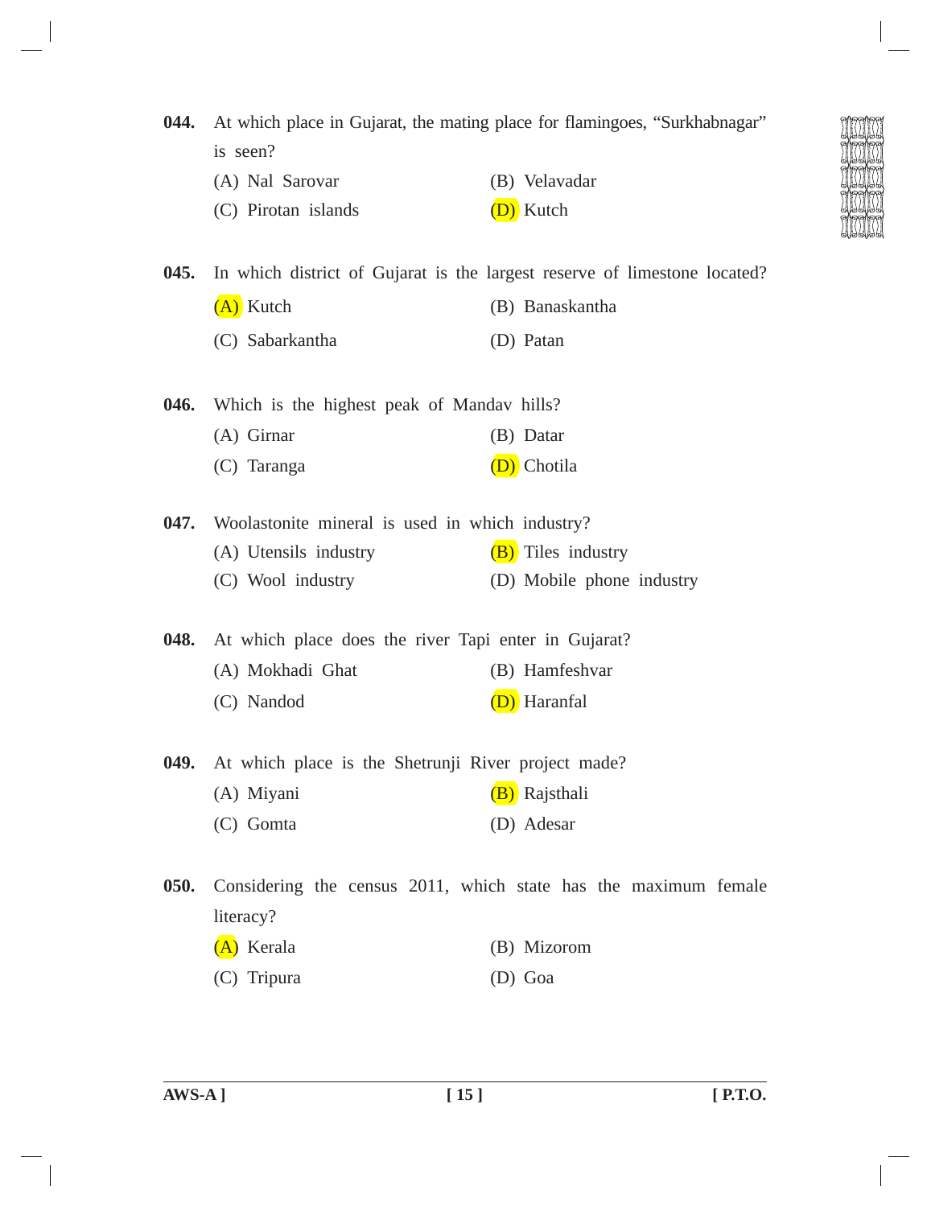**044.** At which place in Gujarat, the mating place for flamingoes, "Surkhabnagar" is seen?

(A) Nal Sarovar  
(B) Velavadar  
(C) Pirotan islands  
(D) Kutch

**045.** In which district of Gujarat is the largest reserve of limestone located?

(A) Kutch  
(B) Banaskantha  
(C) Sabarkantha  
(D) Patan

**046.** Which is the highest peak of Mandav hills?

(A) Girnar  
(B) Datar  
(C) Taranga  
(D) Chotila

**047.** Woolastonite mineral is used in which industry?

(A) Utensils industry  
(B) Tiles industry  
(C) Wool industry  
(D) Mobile phone industry

**048.** At which place does the river Tapi enter in Gujarat?

(A) Mokhadi Ghat  
(B) Hamfeshvar  
(C) Nandod  
(D) Haranfal

**049.** At which place is the Shetrunji River project made?

(A) Miyani  
(B) Rajsthali  
(C) Gomta  
(D) Adesar

**050.** Considering the census 2011, which state has the maximum female literacy?

(A) Kerala  
(B) Mizorom  
(C) Tripura  
(D) Goa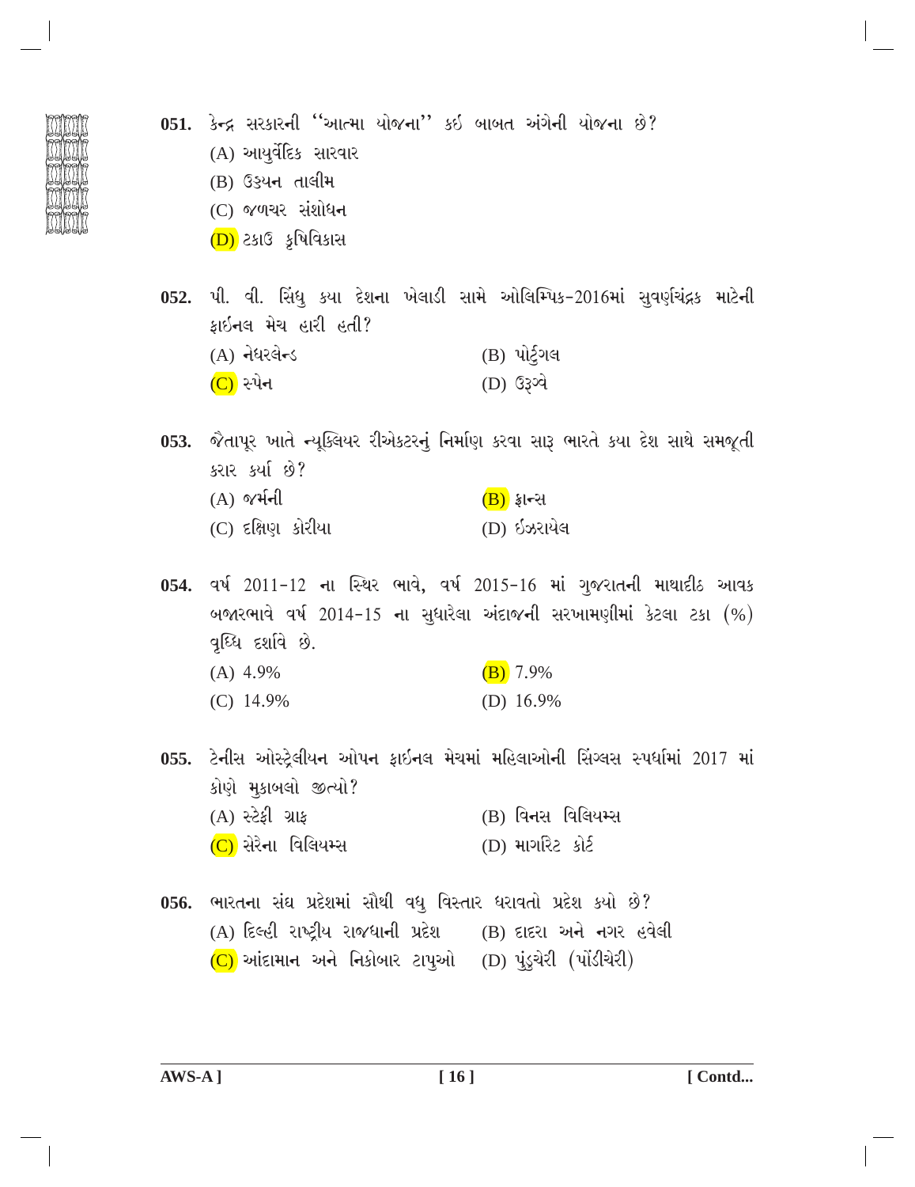051. કેન્દ્ર સરકારની ''આત્મા યોજના'' કઈ બાબત અંગેની યોજના છે?

(A) આયુર્વેદિક સારવાર

(B) ઉડ્ડયન તાલીમ

(C) જળચર સંશોધન

(D) ટકાઉ કૃષિવિકાસ

052. પી. વી. સિંધુ કયા દેશના ખેલાડી સામે ઓલિમ્પિક-2016માં સુવર્ણચંદ્રક માટેની ફાઈનલ મેચ હારી હતી?

(A) નેધરલેન્ડ

(B) પોર્ટુગલ

(C) સ્પેન

(D) ઉરૂગ્વે

053. જૈતાપૂર ખાતે ન્યૂક્લિયર રીએક્ટરનું નિર્માણ કરવા સારૂ ભારતે કયા દેશ સાથે સમજૂતી કરાર કર્યા છે?

(A) જર્મની

(B) ફ્રાન્સ

(C) દક્ષિણ કોરીયા

(D) ઈઝરાયેલ

054. વર્ષ 2011-12 ના સ્થિર ભાવે, વર્ષ 2015-16 માં ગુજરાતની માથાદીઠ આવક બજારભાવે વર્ષ 2014-15 ના સુધારેલા અંદાજની સરખામણીમાં કેટલા ટકા (%) વૃદ્ધિ દર્શાવે છે.

(A) 4.9%

(B) 7.9%

(C) 14.9%

(D) 16.9%

055. ટેનીસ ઓસ્ટ્રેલીયન ઓપન ફાઈનલ મેચમાં મહિલાઓની સિંગ્લસ સ્પર્ધામાં 2017 માં કોણે મુકાબલો જીત્યો?

(A) સ્ટેફી ગ્રાફ

(B) વિનસ વિલિયમ્સ

(C) સેરેના વિલિયમ્સ

(D) માર્ગારેટ કોર્ટ

056. ભારતના સંઘ પ્રદેશમાં સૌથી વધુ વિસ્તાર ધરાવતો પ્રદેશ કયો છે?

(A) દિલ્હી રાષ્ટ્રીય રાજધાની પ્રદેશ

(B) દાદરા અને નગર હવેલી

(C) આંદામાન અને નિકોબાર ટાપુઓ

(D) પુંડુચેરી (પોંડીચેરી)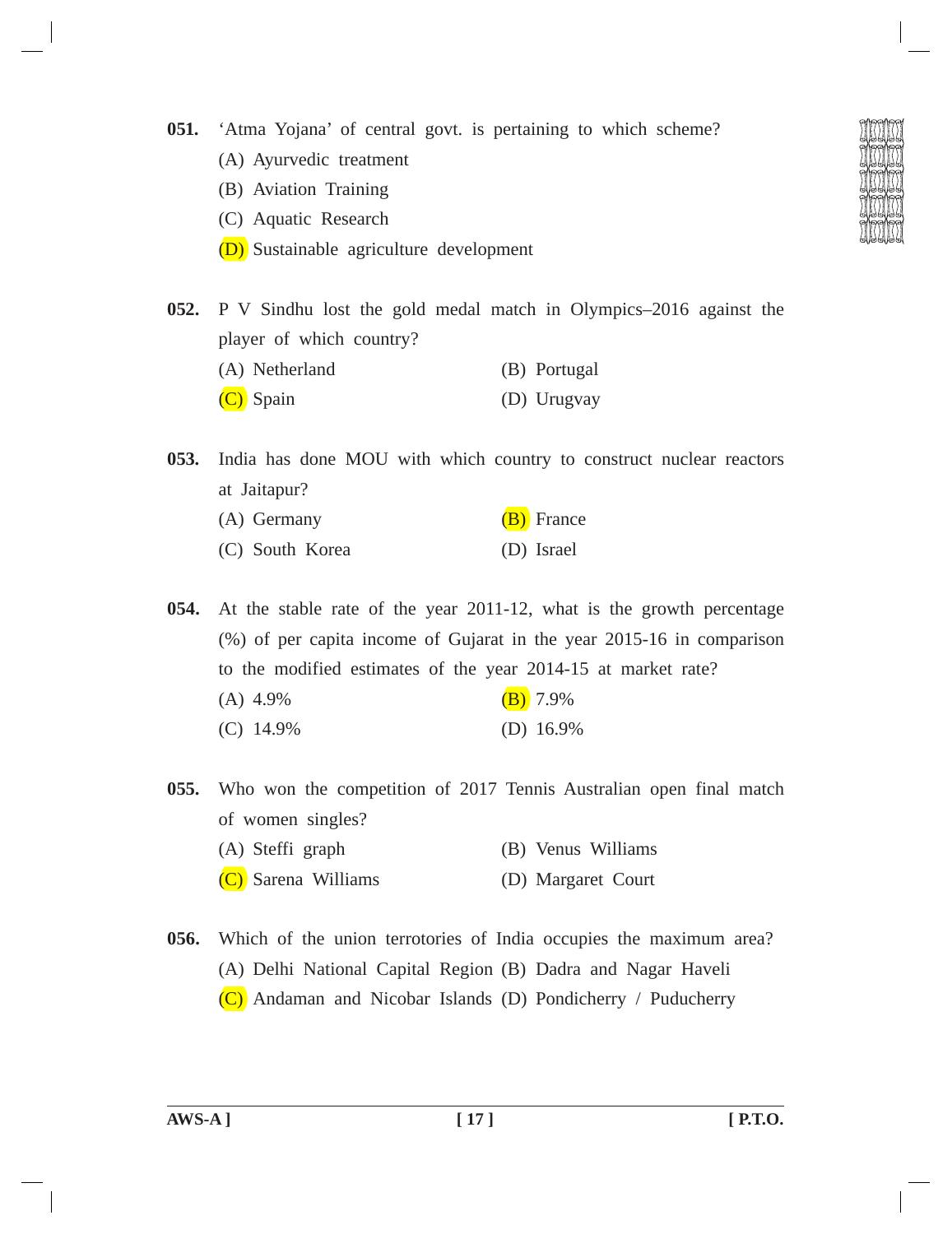**051.** 'Atma Yojana' of central govt. is pertaining to which scheme?

(A) Ayurvedic treatment

(B) Aviation Training

(C) Aquatic Research

(D) Sustainable agriculture development

**052.** P V Sindhu lost the gold medal match in Olympics–2016 against the player of which country?

(A) Netherland (B) Portugal

(C) Spain (D) Urugvay

**053.** India has done MOU with which country to construct nuclear reactors at Jaitapur?

(A) Germany (B) France

(C) South Korea (D) Israel

**054.** At the stable rate of the year 2011-12, what is the growth percentage (%) of per capita income of Gujarat in the year 2015-16 in comparison to the modified estimates of the year 2014-15 at market rate?

(A) 4.9% (B) 7.9%

(C) 14.9% (D) 16.9%

**055.** Who won the competition of 2017 Tennis Australian open final match of women singles?

(A) Steffi graph (B) Venus Williams

(C) Sarena Williams (D) Margaret Court

**056.** Which of the union terrotories of India occupies the maximum area?

(A) Delhi National Capital Region (B) Dadra and Nagar Haveli

(C) Andaman and Nicobar Islands (D) Pondicherry / Puducherry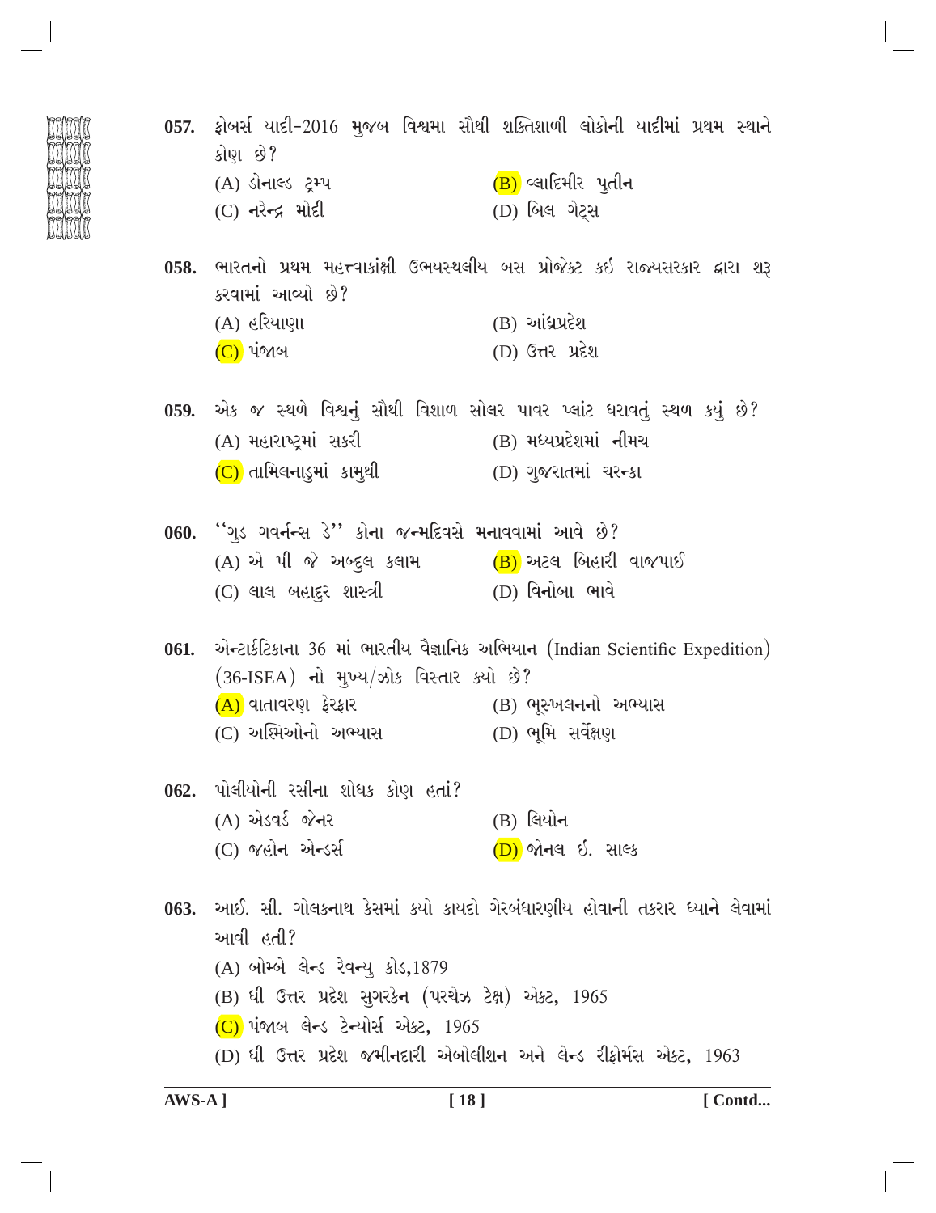**057.** ફોબર્સ યાદી-2016 મુજબ વિશ્વમા સૌથી શક્તિશાળી લોકોની યાદીમાં પ્રથમ સ્થાને કોણ છે?

(A) ડોનાલ્ડ ટ્રમ્પ
(B) વ્લાદિમીર પુતીન
(C) નરેન્દ્ર મોદી
(D) બિલ ગેટ્સ

**058.** ભારતનો પ્રથમ મહત્ત્વાકાંક્ષી ઉભયસ્થલીય બસ પ્રોજેક્ટ કઈ રાજ્યસરકાર દ્વારા શરૂ કરવામાં આવ્યો છે?

(A) હરિયાણા
(B) આંધ્રપ્રદેશ
(C) પંજાબ
(D) ઉત્તર પ્રદેશ

**059.** એક જ સ્થળે વિશ્વનું સૌથી વિશાળ સોલર પાવર પ્લાંટ ધરાવતું સ્થળ કયું છે?

(A) મહારાષ્ટ્રમાં સકરી
(B) મધ્યપ્રદેશમાં નીમચ
(C) તામિલનાડુમાં કામુથી
(D) ગુજરાતમાં ચરન્કા

**060.** ''ગુડ ગવર્નન્સ ડે'' કોના જન્મદિવસે મનાવવામાં આવે છે?

(A) એ પી જે અબ્દુલ કલામ
(B) અટલ બિહારી વાજપાઈ
(C) લાલ બહાદુર શાસ્ત્રી
(D) વિનોબા ભાવે

**061.** એન્ટાર્કટિકાના 36 માં ભારતીય વૈજ્ઞાનિક અભિયાન (Indian Scientific Expedition) (36-ISEA) નો મુખ્ય/ઝોક વિસ્તાર કયો છે?

(A) વાતાવરણ ફેરફાર
(B) ભૂસ્ખલનનો અભ્યાસ
(C) અશ્મિઓનો અભ્યાસ
(D) ભૂમિ સર્વેક્ષણ

**062.** પોલીયોની રસીના શોધક કોણ હતાં?

(A) એડવર્ડ જેનર
(B) લિયોન
(C) જહોન એન્ડર્સ
(D) જોનલ ઈ. સાલ્ક

**063.** આઈ. સી. ગોલકનાથ કેસમાં કયો કાયદો ગેરબંધારણીય હોવાની તકરાર ધ્યાને લેવામાં આવી હતી?

(A) બોમ્બે લેન્ડ રેવન્યુ કોડ,1879
(B) ધી ઉત્તર પ્રદેશ સુગરકેન (પરચેઝ ટેક્ષ) એક્ટ, 1965
(C) પંજાબ લેન્ડ ટેન્યોર્સ એક્ટ, 1965
(D) ધી ઉત્તર પ્રદેશ જમીનદારી એબોલીશન અને લેન્ડ રીફોર્મસ એક્ટ, 1963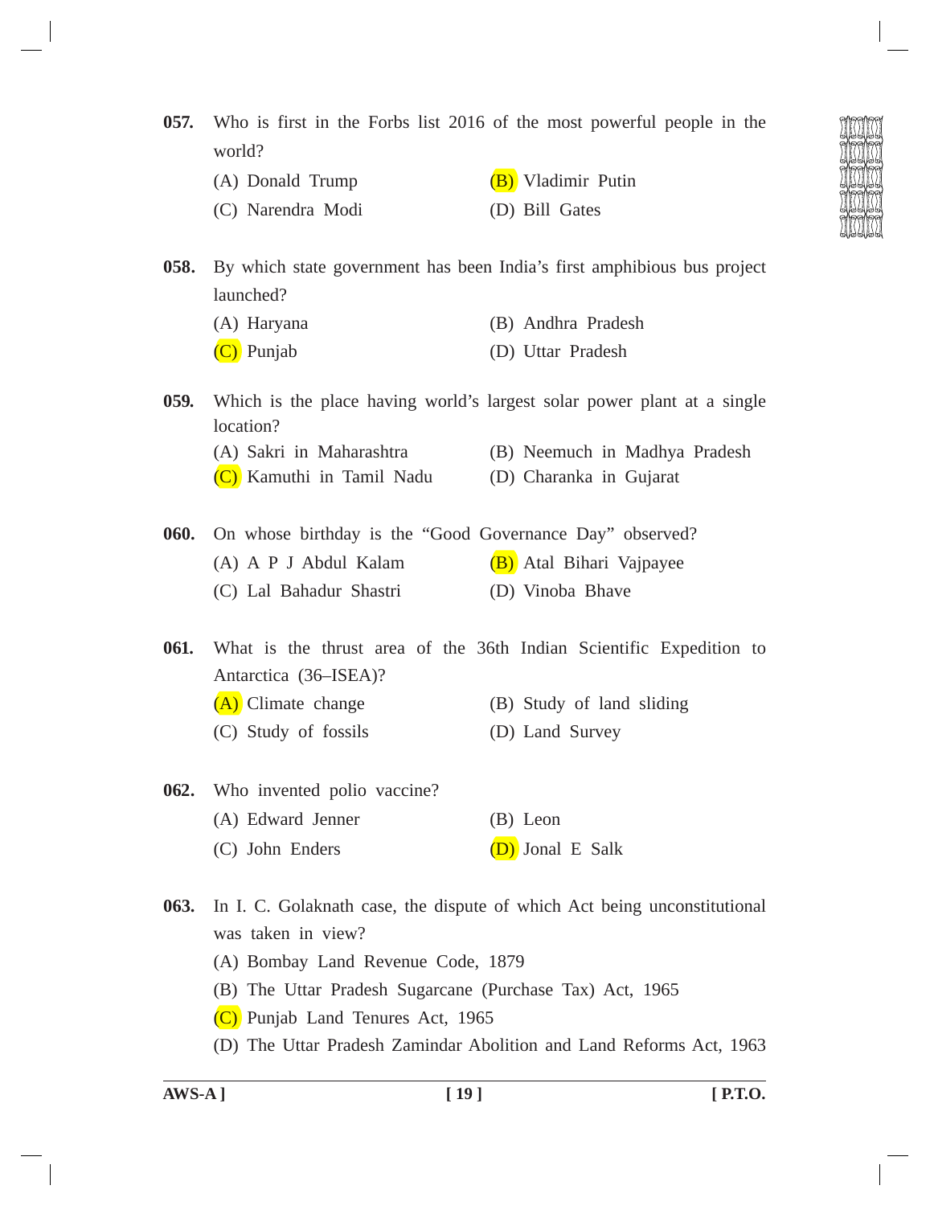**057.** Who is first in the Forbs list 2016 of the most powerful people in the world?

(A) Donald Trump (B) Vladimir Putin

(C) Narendra Modi (D) Bill Gates

**058.** By which state government has been India's first amphibious bus project launched?

(A) Haryana (B) Andhra Pradesh

(C) Punjab (D) Uttar Pradesh

**059.** Which is the place having world's largest solar power plant at a single location?

(A) Sakri in Maharashtra (B) Neemuch in Madhya Pradesh

(C) Kamuthi in Tamil Nadu (D) Charanka in Gujarat

**060.** On whose birthday is the "Good Governance Day" observed?

(A) A P J Abdul Kalam (B) Atal Bihari Vajpayee

(C) Lal Bahadur Shastri (D) Vinoba Bhave

**061.** What is the thrust area of the 36th Indian Scientific Expedition to Antarctica (36–ISEA)?

(A) Climate change (B) Study of land sliding

(C) Study of fossils (D) Land Survey

**062.** Who invented polio vaccine?

(A) Edward Jenner (B) Leon

(C) John Enders (D) Jonal E Salk

**063.** In I. C. Golaknath case, the dispute of which Act being unconstitutional was taken in view?

(A) Bombay Land Revenue Code, 1879

(B) The Uttar Pradesh Sugarcane (Purchase Tax) Act, 1965

(C) Punjab Land Tenures Act, 1965

(D) The Uttar Pradesh Zamindar Abolition and Land Reforms Act, 1963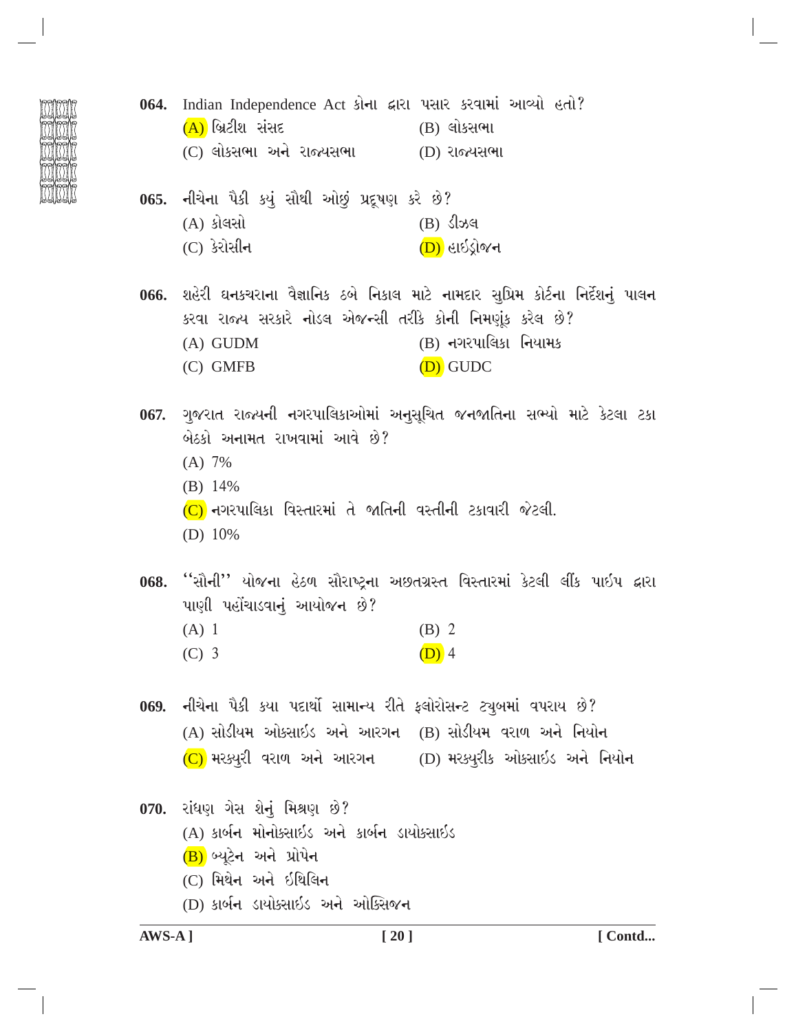**064.** Indian Independence Act કોના દ્વારા પસાર કરવામાં આવ્યો હતો?

(A) બ્રિટીશ સંસદ (B) લોકસભા

(C) લોકસભા અને રાજ્યસભા (D) રાજ્યસભા

**065.** નીચેના પૈકી કયું સૌથી ઓછું પ્રદૂષણ કરે છે?

(A) કોલસો (B) ડીઝલ

(C) કેરોસીન (D) હાઈડ્રોજન

**066.** શહેરી ઘનકચરાના વૈજ્ઞાનિક ઢબે નિકાલ માટે નામદાર સુપ્રિમ કોર્ટના નિર્દેશનું પાલન કરવા રાજ્ય સરકારે નોડલ એજન્સી તરીકે કોની નિમણૂંક કરેલ છે?

(A) GUDM (B) નગરપાલિકા નિયામક

(C) GMFB (D) GUDC

**067.** ગુજરાત રાજ્યની નગરપાલિકાઓમાં અનુસૂચિત જનજાતિના સભ્યો માટે કેટલા ટકા બેઠકો અનામત રાખવામાં આવે છે?

(A) 7%

(B) 14%

(C) નગરપાલિકા વિસ્તારમાં તે જાતિની વસ્તીની ટકાવારી જેટલી.

(D) 10%

**068.** ''સૌની'' યોજના હેઠળ સૌરાષ્ટ્રના અછતગ્રસ્ત વિસ્તારમાં કેટલી લીંક પાઈપ દ્વારા પાણી પહોંચાડવાનું આયોજન છે?

(A) 1 (B) 2

(C) 3 (D) 4

**069.** નીચેના પૈકી કયા પદાર્થો સામાન્ય રીતે ફ્લોરોસન્ટ ટ્યુબમાં વપરાય છે?

(A) સોડીયમ ઓક્સાઈડ અને આરગન (B) સોડીયમ વરાળ અને નિયોન

(C) મરક્યુરી વરાળ અને આરગન (D) મરક્યુરીક ઓક્સાઈડ અને નિયોન

**070.** રાંધણ ગેસ શેનું મિશ્રણ છે?

(A) કાર્બન મોનોક્સાઈડ અને કાર્બન ડાયોક્સાઈડ

(B) બ્યૂટેન અને પ્રોપેન

(C) મિથેન અને ઈથિલિન

(D) કાર્બન ડાયોક્સાઈડ અને ઓક્સિજન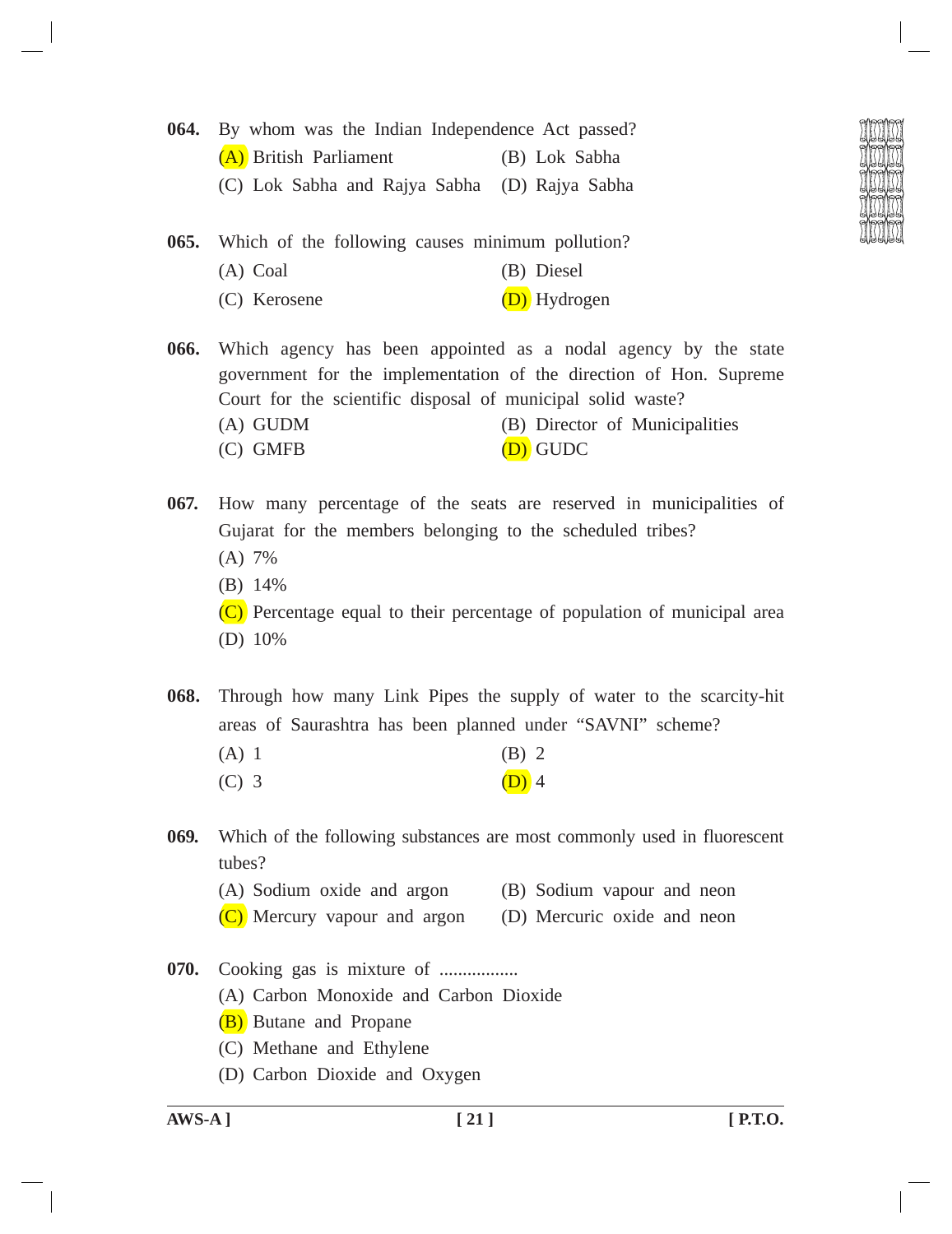**064.** By whom was the Indian Independence Act passed?

(A) British Parliament (B) Lok Sabha

(C) Lok Sabha and Rajya Sabha (D) Rajya Sabha

**065.** Which of the following causes minimum pollution?

(A) Coal (B) Diesel

(C) Kerosene (D) Hydrogen

**066.** Which agency has been appointed as a nodal agency by the state government for the implementation of the direction of Hon. Supreme Court for the scientific disposal of municipal solid waste?

(A) GUDM (B) Director of Municipalities

(C) GMFB (D) GUDC

**067.** How many percentage of the seats are reserved in municipalities of Gujarat for the members belonging to the scheduled tribes?

(A) 7%

(B) 14%

(C) Percentage equal to their percentage of population of municipal area

(D) 10%

**068.** Through how many Link Pipes the supply of water to the scarcity-hit areas of Saurashtra has been planned under "SAVNI" scheme?

(A) 1 (B) 2

(C) 3 (D) 4

**069.** Which of the following substances are most commonly used in fluorescent tubes?

(A) Sodium oxide and argon (B) Sodium vapour and neon

(C) Mercury vapour and argon (D) Mercuric oxide and neon

**070.** Cooking gas is mixture of .................

(A) Carbon Monoxide and Carbon Dioxide

(B) Butane and Propane

(C) Methane and Ethylene

(D) Carbon Dioxide and Oxygen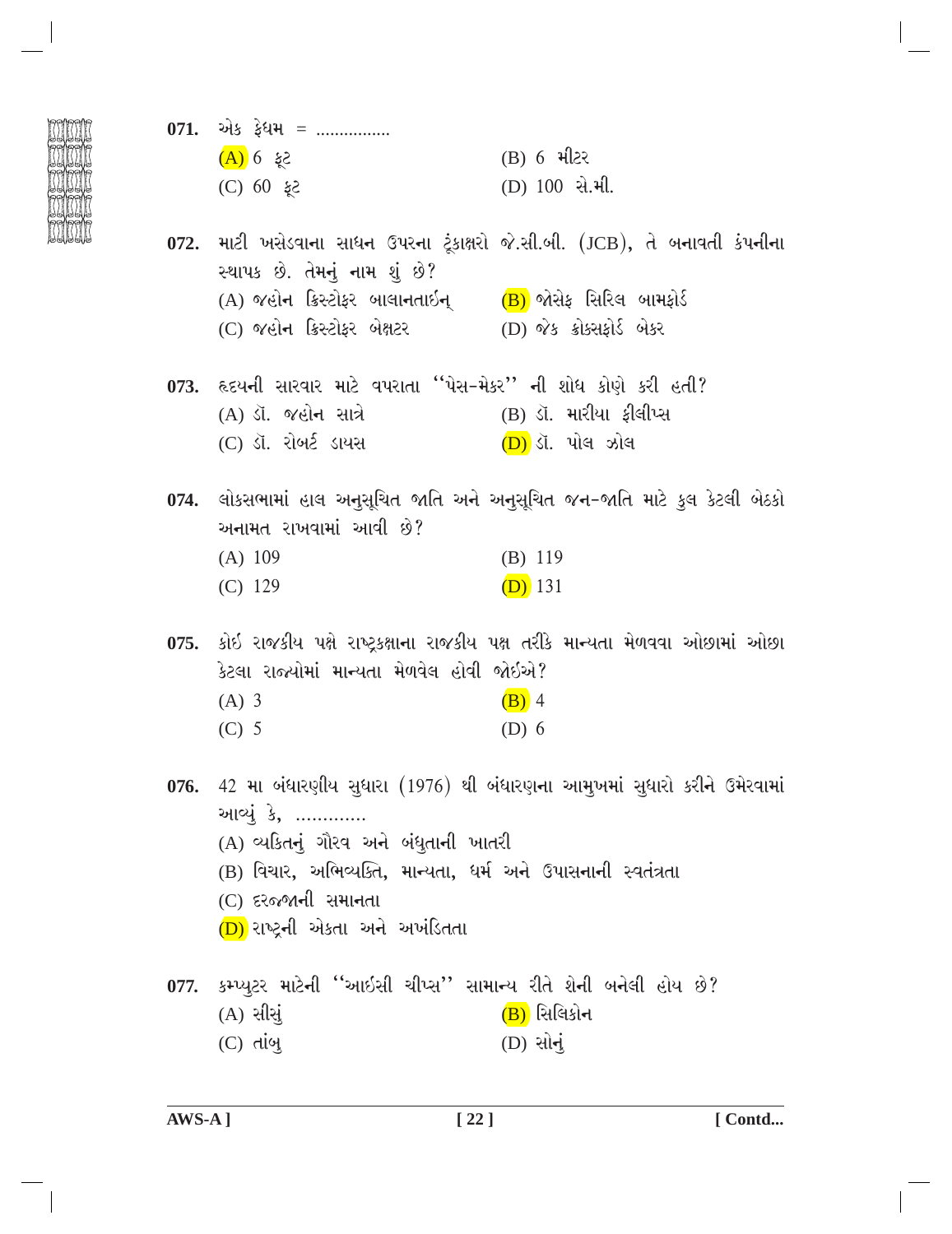071. એક ફેધમ = ................

(A) 6 ફૂટ
(B) 6 મીટર
(C) 60 ફૂટ
(D) 100 સે.મી.

072. માટી ખસેડવાના સાધન ઉપરના ટૂંકાક્ષરો જે.સી.બી. (JCB), તે બનાવતી કંપનીના સ્થાપક છે. તેમનું નામ શું છે?

(A) જહોન ક્રિસ્ટોફર બાલાનતાઈન્
(B) જોસેફ સિરિલ બામફોર્ડ
(C) જહોન ક્રિસ્ટોફર બેક્ષટર
(D) જેક ક્રોક્સફોર્ડ બેકર

073. હૃદયની સારવાર માટે વપરાતા ''પેસ-મેકર'' ની શોધ કોણે કરી હતી?

(A) ડૉ. જહોન સાત્રે
(B) ડૉ. મારીયા ફીલીપ્સ
(C) ડૉ. રોબર્ટ ડાયસ
(D) ડૉ. પોલ ઝોલ

074. લોકસભામાં હાલ અનુસૂચિત જાતિ અને અનુસૂચિત જન-જાતિ માટે કુલ કેટલી બેઠકો અનામત રાખવામાં આવી છે?

(A) 109
(B) 119
(C) 129
(D) 131

075. કોઈ રાજકીય પક્ષે રાષ્ટ્રકક્ષાના રાજકીય પક્ષ તરીકે માન્યતા મેળવવા ઓછામાં ઓછા કેટલા રાજ્યોમાં માન્યતા મેળવેલ હોવી જોઈએ?

(A) 3
(B) 4
(C) 5
(D) 6

076. 42 મા બંધારણીય સુધારા (1976) થી બંધારણના આમુખમાં સુધારો કરીને ઉમેરવામાં આવ્યું કે, .............

(A) વ્યકિતનું ગૌરવ અને બંધુતાની ખાતરી
(B) વિચાર, અભિવ્યક્તિ, માન્યતા, ધર્મ અને ઉપાસનાની સ્વતંત્રતા
(C) દરજ્જાની સમાનતા
(D) રાષ્ટ્રની એકતા અને અખંડિતતા

077. કમ્પ્યુટર માટેની ''આઇસી ચીપ્સ'' સામાન્ય રીતે શેની બનેલી હોય છે?

(A) સીસું
(B) સિલિકોન
(C) તાંબુ
(D) સોનું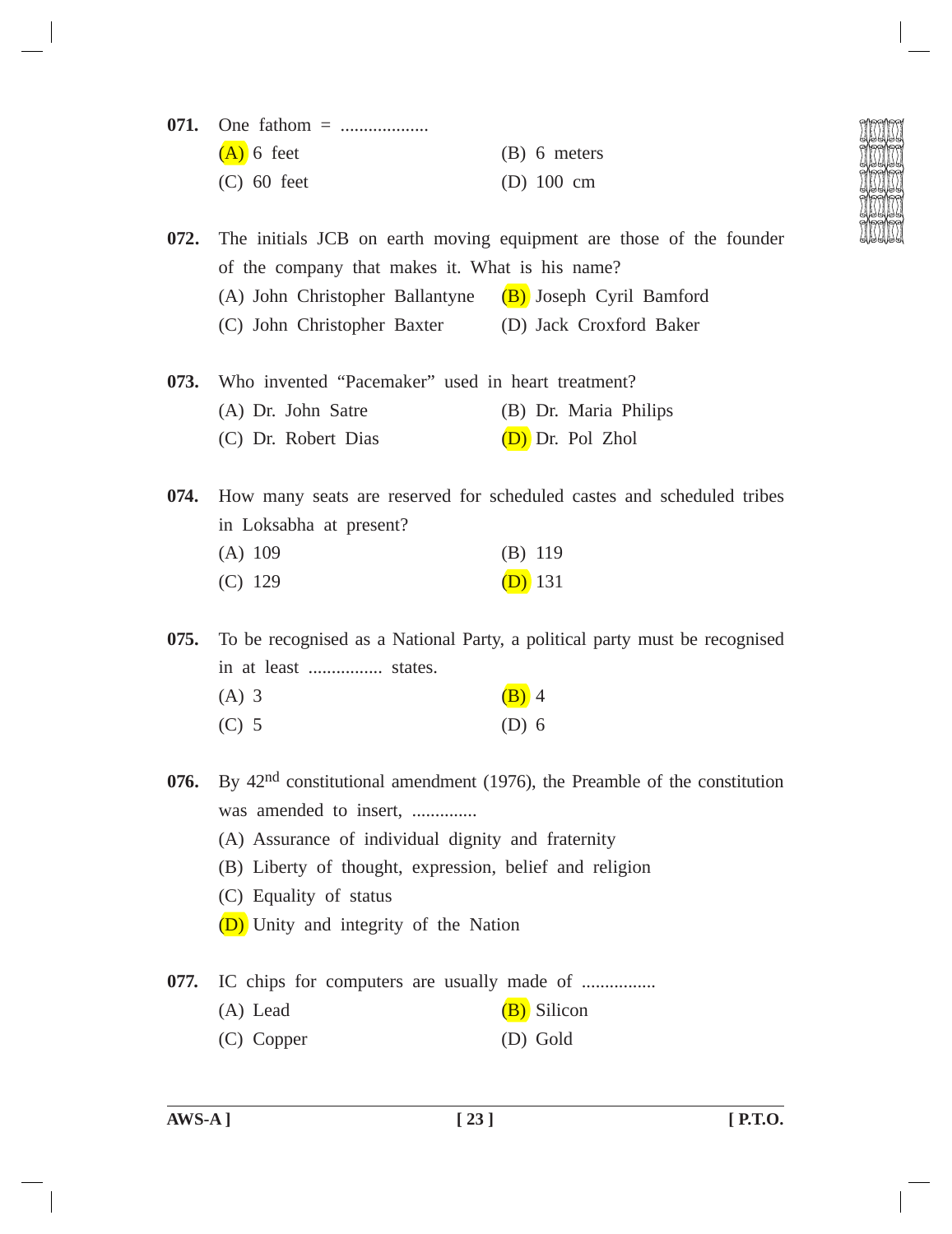**071.** One fathom = ...................

(A) 6 feet (B) 6 meters

(C) 60 feet (D) 100 cm

**072.** The initials JCB on earth moving equipment are those of the founder of the company that makes it. What is his name?

(A) John Christopher Ballantyne (B) Joseph Cyril Bamford

(C) John Christopher Baxter (D) Jack Croxford Baker

**073.** Who invented "Pacemaker" used in heart treatment?

(A) Dr. John Satre (B) Dr. Maria Philips

(C) Dr. Robert Dias (D) Dr. Pol Zhol

**074.** How many seats are reserved for scheduled castes and scheduled tribes in Loksabha at present?

(A) 109 (B) 119

(C) 129 (D) 131

**075.** To be recognised as a National Party, a political party must be recognised in at least ................ states.

(A) 3 (B) 4

(C) 5 (D) 6

**076.** By 42nd constitutional amendment (1976), the Preamble of the constitution was amended to insert, ..............

(A) Assurance of individual dignity and fraternity

(B) Liberty of thought, expression, belief and religion

(C) Equality of status

(D) Unity and integrity of the Nation

**077.** IC chips for computers are usually made of ................

(A) Lead (B) Silicon

(C) Copper (D) Gold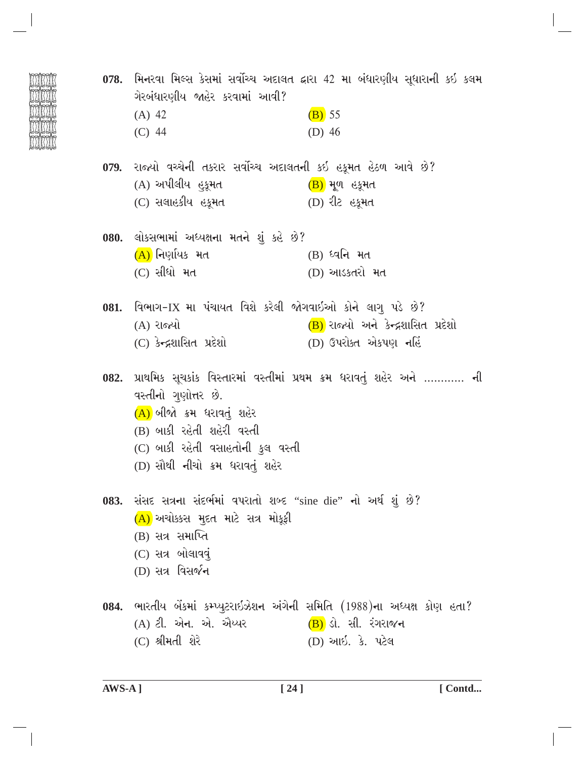**078.** મિનરવા મિલ્સ કેસમાં સર્વોચ્ચ અદાલત દ્વારા 42 મા બંધારણીય સૂધારાની કઇ કલમ ગેરબંધારણીય જાહેર કરવામાં આવી?

(A) 42 (B) 55
(C) 44 (D) 46

**079.** રાજ્યો વચ્ચેની તકરાર સર્વોચ્ચ અદાલતની કઇ હકૂમત હેઠળ આવે છે?

(A) અપીલીય હુકૂમત (B) મૂળ હકૂમત
(C) સલાહકીય હકૂમત (D) રીટ હકૂમત

**080.** લોકસભામાં અધ્યક્ષના મતને શું કહે છે?

(A) નિર્ણાયક મત (B) ધ્વનિ મત
(C) સીધો મત (D) આડકતરો મત

**081.** વિભાગ-IX મા પંચાયત વિશે કરેલી જોગવાઇઓ કોને લાગુ પડે છે?

(A) રાજ્યો (B) રાજ્યો અને કેન્દ્રશાસિત પ્રદેશો
(C) કેન્દ્રશાસિત પ્રદેશો (D) ઉપરોક્ત એકપણ નહિં

**082.** પ્રાથમિક સૂચકાંક વિસ્તારમાં વસ્તીમાં પ્રથમ ક્રમ ધરાવતું શહેર અને ........... ની વસ્તીનો ગુણોત્તર છે.

(A) બીજો ક્રમ ધરાવતું શહેર
(B) બાકી રહેતી શહેરી વસ્તી
(C) બાકી રહેતી વસાહતોની કુલ વસ્તી
(D) સૌથી નીચો ક્રમ ધરાવતું શહેર

**083.** સંસદ સત્રના સંદર્ભમાં વપરાતો શબ્દ "sine die" નો અર્થ શું છે?

(A) અચોક્કસ મુદત માટે સત્ર મોકૂફી
(B) સત્ર સમાપ્તિ
(C) સત્ર બોલાવવું
(D) સત્ર વિસર્જન

**084.** ભારતીય બેંકમાં કમ્પ્યુટરાઇઝેશન અંગેની સમિતિ (1988)ના અધ્યક્ષ કોણ હતા?

(A) ટી. એન. એ. ઐય્યર (B) ડો. સી. રંગરાજન
(C) શ્રીમતી શેરે (D) આઇ. કે. પટેલ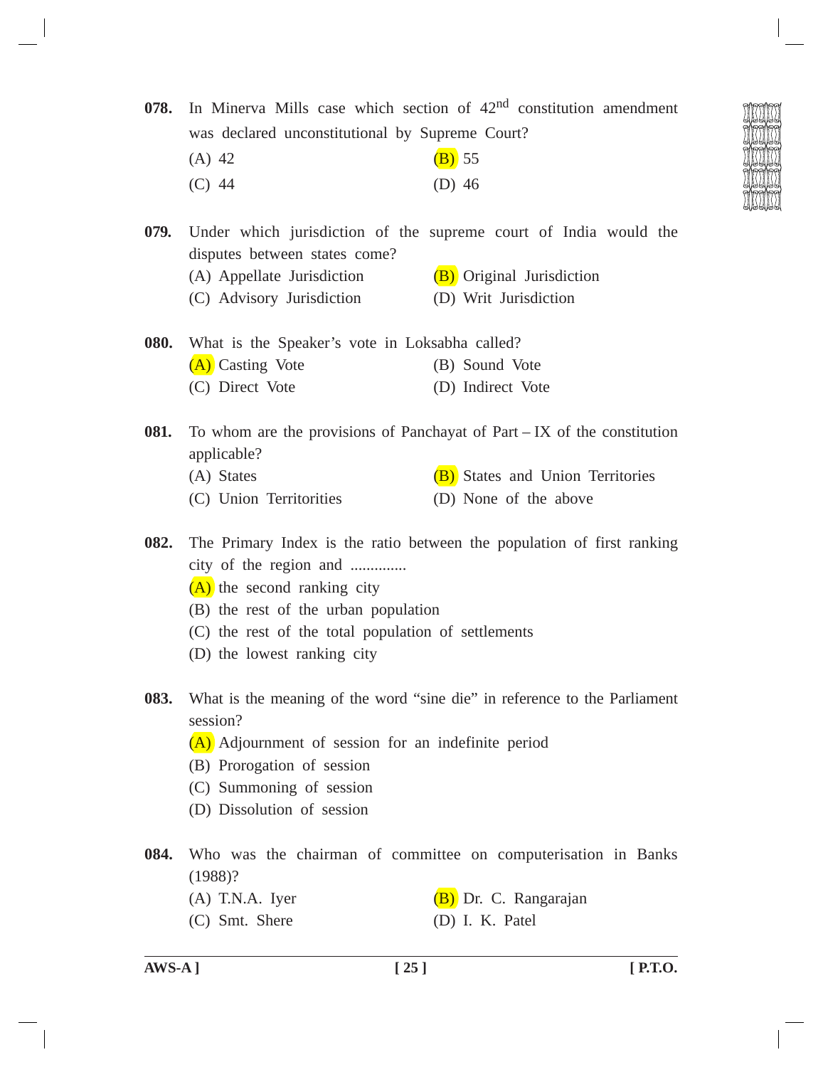**078.** In Minerva Mills case which section of $42^{nd}$ constitution amendment was declared unconstitutional by Supreme Court?

(A) 42
(B) 55
(C) 44
(D) 46

**079.** Under which jurisdiction of the supreme court of India would the disputes between states come?

(A) Appellate Jurisdiction
(B) Original Jurisdiction
(C) Advisory Jurisdiction
(D) Writ Jurisdiction

**080.** What is the Speaker's vote in Loksabha called?

(A) Casting Vote
(B) Sound Vote
(C) Direct Vote
(D) Indirect Vote

**081.** To whom are the provisions of Panchayat of Part – IX of the constitution applicable?

(A) States
(B) States and Union Territories
(C) Union Territorities
(D) None of the above

**082.** The Primary Index is the ratio between the population of first ranking city of the region and ..............

(A) the second ranking city
(B) the rest of the urban population
(C) the rest of the total population of settlements
(D) the lowest ranking city

**083.** What is the meaning of the word "sine die" in reference to the Parliament session?

(A) Adjournment of session for an indefinite period
(B) Prorogation of session
(C) Summoning of session
(D) Dissolution of session

**084.** Who was the chairman of committee on computerisation in Banks (1988)?

(A) T.N.A. Iyer
(B) Dr. C. Rangarajan
(C) Smt. Shere
(D) I. K. Patel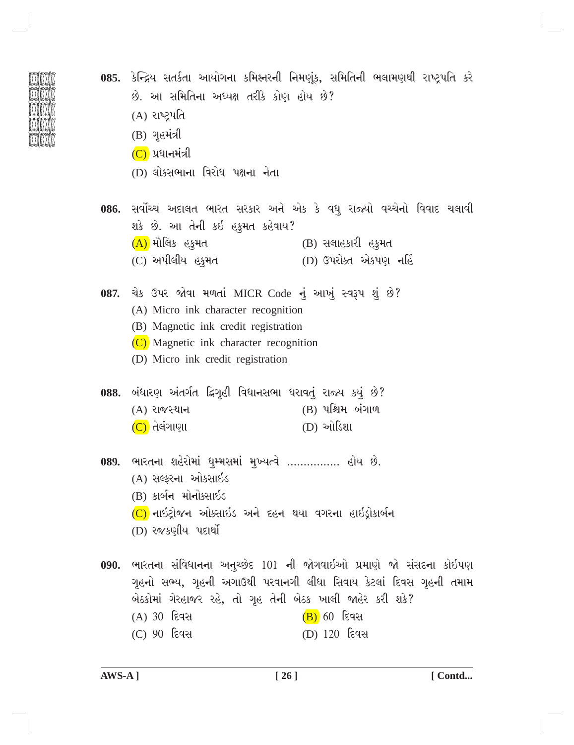**085.** કેન્દ્રિય સતર્કતા આયોગના કમિશ્નરની નિમણૂંક, સમિતિની ભલામણથી રાષ્ટ્રપતિ કરે છે. આ સમિતિના અધ્યક્ષ તરીકે કોણ હોય છે?

(A) રાષ્ટ્રપતિ

(B) ગૃહમંત્રી

(C) પ્રધાનમંત્રી

(D) લોકસભાના વિરોધ પક્ષના નેતા

**086.** સર્વોચ્ચ અદાલત ભારત સરકાર અને એક કે વધુ રાજ્યો વચ્ચેનો વિવાદ ચલાવી શકે છે. આ તેની કઈ હકુમત કહેવાય?

(A) મૌલિક હકુમત

(B) સલાહકારી હકુમત

(C) અપીલીય હકુમત

(D) ઉપરોક્ત એકપણ નહિં

**087.** ચેક ઉપર જોવા મળતાં MICR Code નું આખું સ્વરૂપ શું છે?

(A) Micro ink character recognition

(B) Magnetic ink credit registration

(C) Magnetic ink character recognition

(D) Micro ink credit registration

**088.** બંધારણ અંતર્ગત દ્વિગૃહી વિધાનસભા ધરાવતું રાજ્ય કયું છે?

(A) રાજસ્થાન

(B) પશ્ચિમ બંગાળ

(C) તેલંગાણા

(D) ઓડિશા

**089.** ભારતના શહેરોમાં ધુમ્મસમાં મુખ્યત્વે ................ હોય છે.

(A) સલ્ફરના ઓક્સાઈડ

(B) કાર્બન મોનોક્સાઈડ

(C) નાઈટ્રોજન ઓક્સાઈડ અને દહન થયા વગરના હાઈડ્રોકાર્બન

(D) રજકણીય પદાર્થો

**090.** ભારતના સંવિધાનના અનુચ્છેદ 101 ની જોગવાઈઓ પ્રમાણે જો સંસદના કોઈપણ ગૃહનો સભ્ય, ગૃહની અગાઉથી પરવાનગી લીધા સિવાય કેટલાં દિવસ ગૃહની તમામ બેઠકોમાં ગેરહાજર રહે, તો ગૃહ તેની બેઠક ખાલી જાહેર કરી શકે?

(A) 30 દિવસ

(B) 60 દિવસ

(C) 90 દિવસ

(D) 120 દિવસ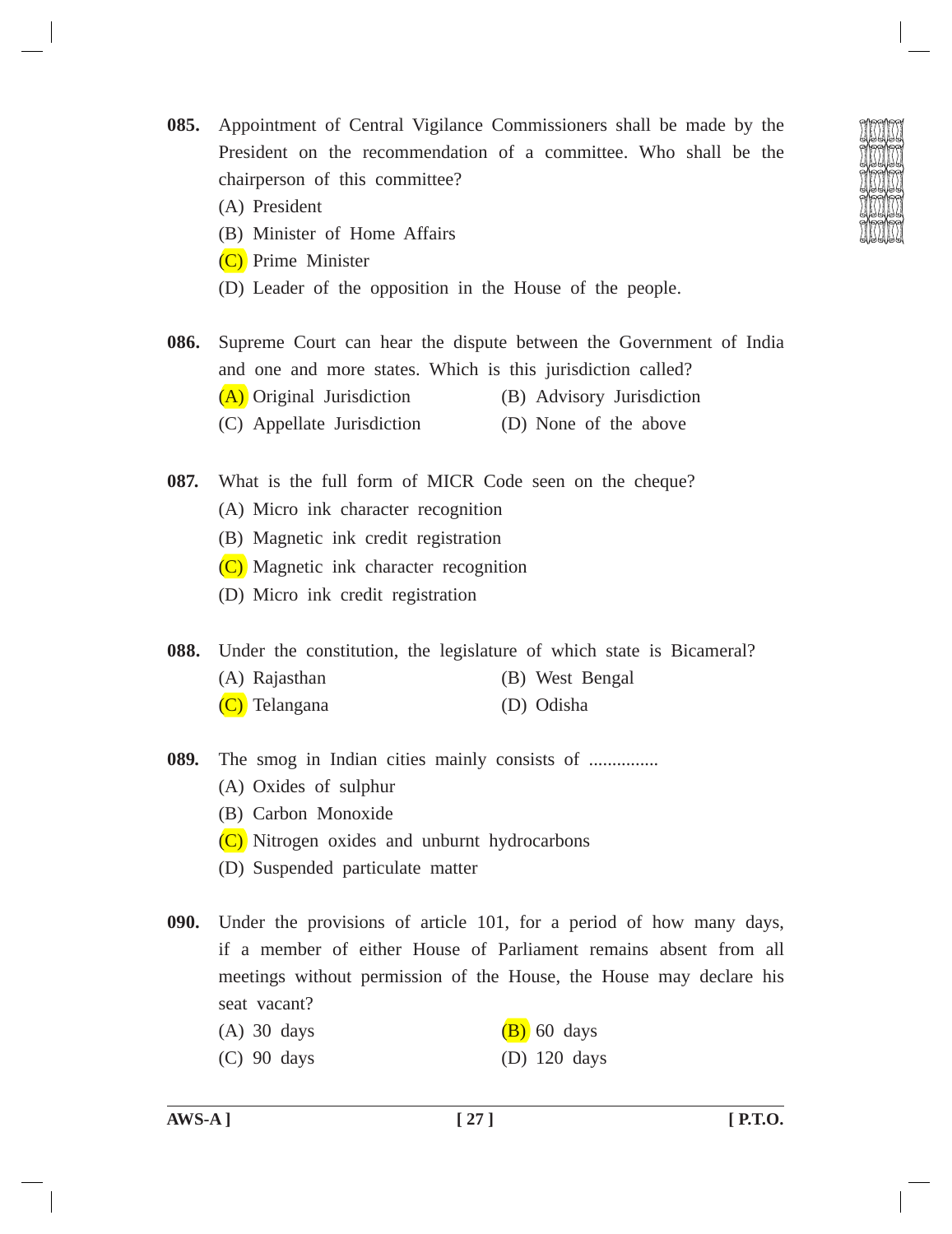**085.** Appointment of Central Vigilance Commissioners shall be made by the President on the recommendation of a committee. Who shall be the chairperson of this committee?

(A) President

(B) Minister of Home Affairs

(C) Prime Minister

(D) Leader of the opposition in the House of the people.

**086.** Supreme Court can hear the dispute between the Government of India and one and more states. Which is this jurisdiction called?

(A) Original Jurisdiction

(B) Advisory Jurisdiction

(C) Appellate Jurisdiction

(D) None of the above

**087.** What is the full form of MICR Code seen on the cheque?

(A) Micro ink character recognition

(B) Magnetic ink credit registration

(C) Magnetic ink character recognition

(D) Micro ink credit registration

**088.** Under the constitution, the legislature of which state is Bicameral?

(A) Rajasthan

(B) West Bengal

(C) Telangana

(D) Odisha

**089.** The smog in Indian cities mainly consists of ...............

(A) Oxides of sulphur

(B) Carbon Monoxide

(C) Nitrogen oxides and unburnt hydrocarbons

(D) Suspended particulate matter

**090.** Under the provisions of article 101, for a period of how many days, if a member of either House of Parliament remains absent from all meetings without permission of the House, the House may declare his seat vacant?

(A) 30 days

(B) 60 days

(C) 90 days

(D) 120 days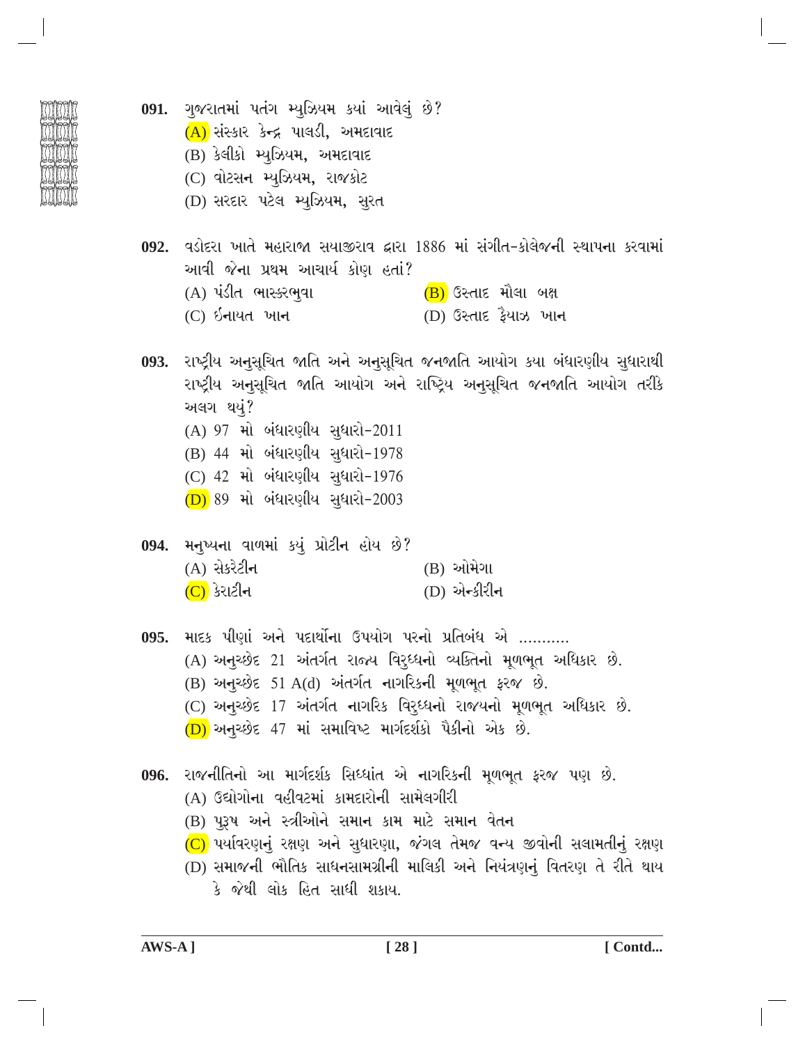**091.** ગુજરાતમાં પતંગ મ્યુઝિયમ કયાં આવેલું છે?

(A) સંસ્કાર કેન્દ્ર પાલડી, અમદાવાદ

(B) કેલીકો મ્યુઝિયમ, અમદાવાદ

(C) વોટસન મ્યુઝિયમ, રાજકોટ

(D) સરદાર પટેલ મ્યુઝિયમ, સુરત

**092.** વડોદરા ખાતે મહારાજા સયાજીરાવ દ્વારા 1886 માં સંગીત-કોલેજની સ્થાપના કરવામાં આવી જેના પ્રથમ આચાર્ય કોણ હતાં?

(A) પંડીત ભાસ્કરભુવા

(B) ઉસ્તાદ મૌલા બક્ષ

(C) ઈનાયત ખાન

(D) ઉસ્તાદ ફૈયાઝ ખાન

**093.** રાષ્ટ્રીય અનુસૂચિત જાતિ અને અનુસૂચિત જનજાતિ આયોગ કયા બંધારણીય સુધારાથી રાષ્ટ્રીય અનુસૂચિત જાતિ આયોગ અને રાષ્ટ્રિય અનુસૂચિત જનજાતિ આયોગ તરીકે અલગ થયું?

(A) 97 મો બંધારણીય સુધારો-2011

(B) 44 મો બંધારણીય સુધારો-1978

(C) 42 મો બંધારણીય સુધારો-1976

(D) 89 મો બંધારણીય સુધારો-2003

**094.** મનુષ્યના વાળમાં કયું પ્રોટીન હોય છે?

(A) સેકરેટીન

(B) ઓમેગા

(C) કેરાટીન

(D) એન્કીરીન

**095.** માદક પીણાં અને પદાર્થોના ઉપયોગ પરનો પ્રતિબંધ એ ..........

(A) અનુચ્છેદ 21 અંતર્ગત રાજ્ય વિરુધ્ધનો વ્યક્તિનો મૂળભૂત અધિકાર છે.

(B) અનુચ્છેદ 51 A(d) અંતર્ગત નાગરિકની મૂળભૂત ફરજ છે.

(C) અનુચ્છેદ 17 અંતર્ગત નાગરિક વિરુધ્ધનો રાજ્યનો મૂળભૂત અધિકાર છે.

(D) અનુચ્છેદ 47 માં સમાવિષ્ટ માર્ગદર્શકો પૈકીનો એક છે.

**096.** રાજનીતિનો આ માર્ગદર્શક સિધ્ધાંત એ નાગરિકની મૂળભૂત ફરજ પણ છે.

(A) ઉદ્યોગોના વહીવટમાં કામદારોની સામેલગીરી

(B) પુરૂષ અને સ્ત્રીઓને સમાન કામ માટે સમાન વેતન

(C) પર્યાવરણનું રક્ષણ અને સુધારણા, જંગલ તેમજ વન્ય જીવોની સલામતીનું રક્ષણ

(D) સમાજની ભૌતિક સાધનસામગ્રીની માલિકી અને નિયંત્રણનું વિતરણ તે રીતે થાય કે જેથી લોક હિત સાધી શકાય.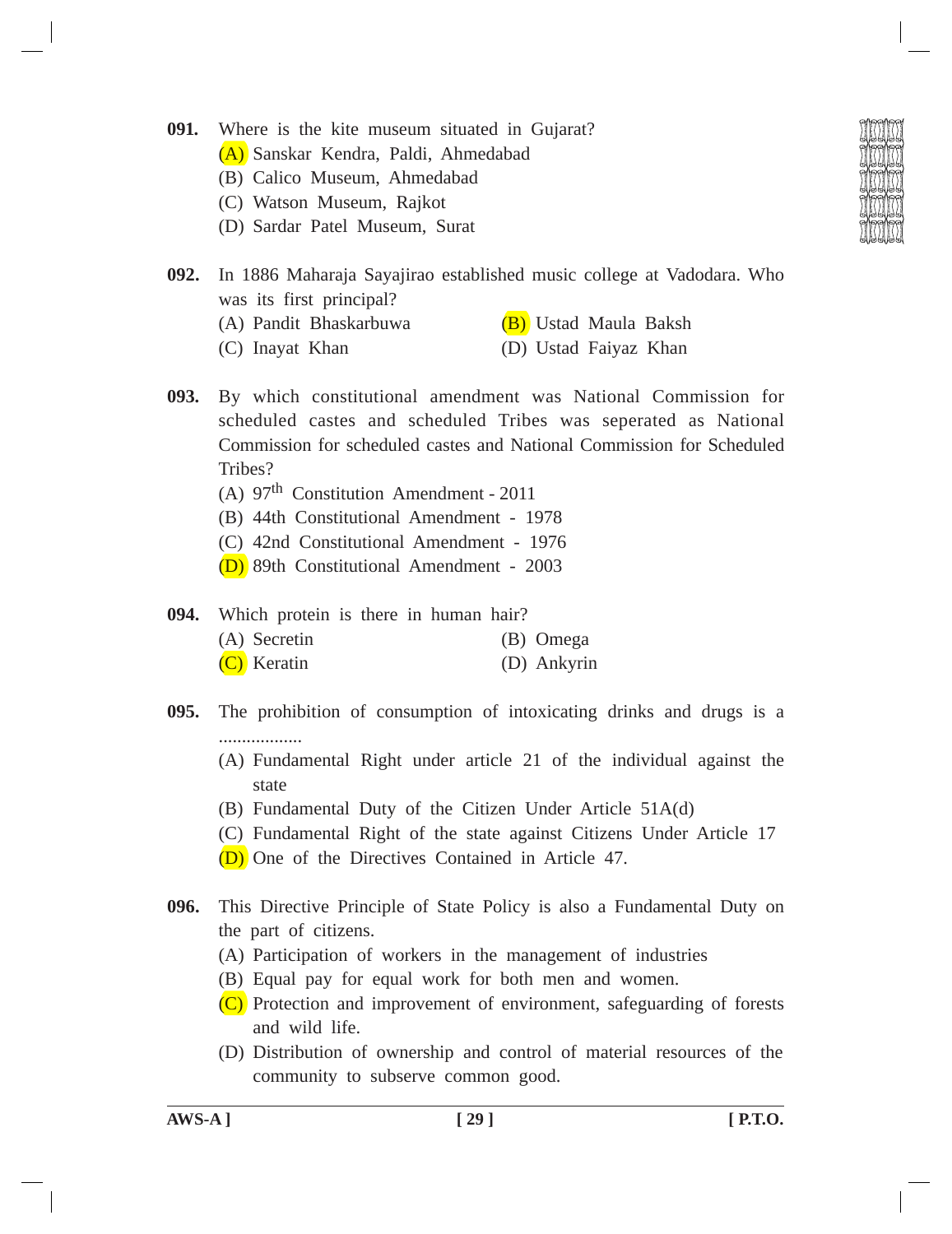**091.** Where is the kite museum situated in Gujarat?

(A) Sanskar Kendra, Paldi, Ahmedabad

(B) Calico Museum, Ahmedabad

(C) Watson Museum, Rajkot

(D) Sardar Patel Museum, Surat

**092.** In 1886 Maharaja Sayajirao established music college at Vadodara. Who was its first principal?

(A) Pandit Bhaskarbuwa

(B) Ustad Maula Baksh

(C) Inayat Khan

(D) Ustad Faiyaz Khan

**093.** By which constitutional amendment was National Commission for scheduled castes and scheduled Tribes was seperated as National Commission for scheduled castes and National Commission for Scheduled Tribes?

(A) $97^{th}$ Constitution Amendment - 2011

(B) 44th Constitutional Amendment - 1978

(C) 42nd Constitutional Amendment - 1976

(D) 89th Constitutional Amendment - 2003

**094.** Which protein is there in human hair?

(A) Secretin

(B) Omega

(C) Keratin

(D) Ankyrin

**095.** The prohibition of consumption of intoxicating drinks and drugs is a ..................

(A) Fundamental Right under article 21 of the individual against the state

(B) Fundamental Duty of the Citizen Under Article 51A(d)

(C) Fundamental Right of the state against Citizens Under Article 17

(D) One of the Directives Contained in Article 47.

**096.** This Directive Principle of State Policy is also a Fundamental Duty on the part of citizens.

(A) Participation of workers in the management of industries

(B) Equal pay for equal work for both men and women.

(C) Protection and improvement of environment, safeguarding of forests and wild life.

(D) Distribution of ownership and control of material resources of the community to subserve common good.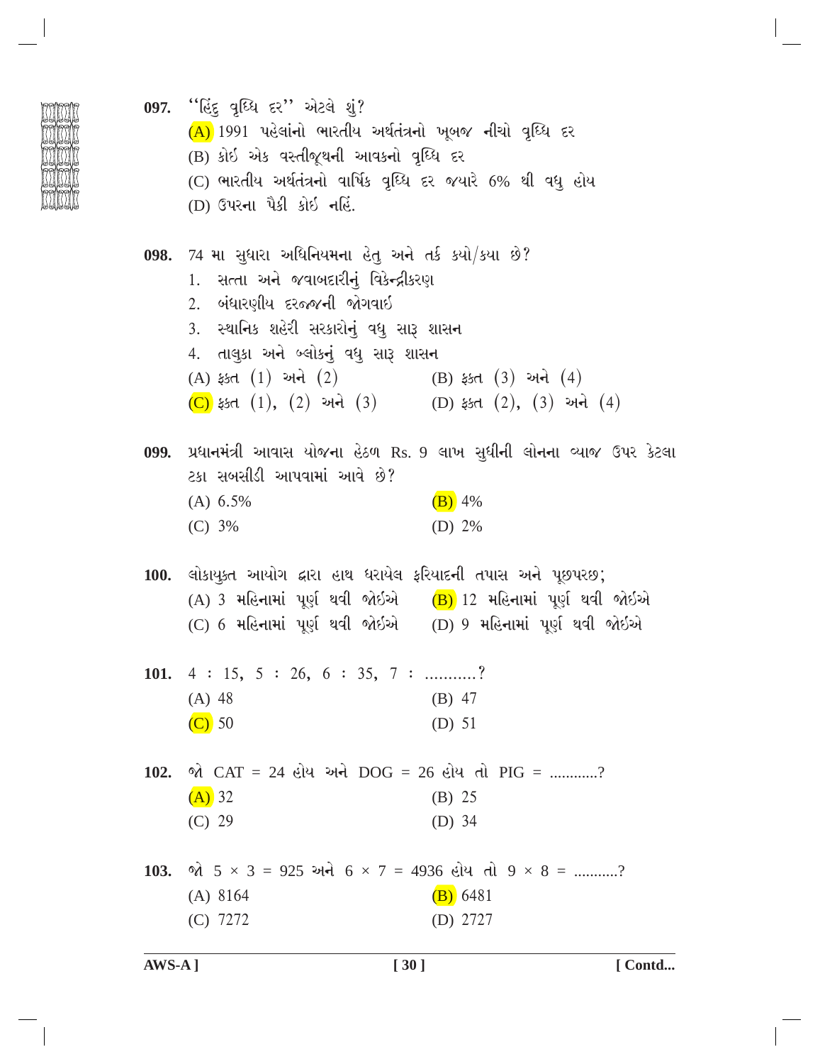**097.** ''હિંદુ વૃધ્ધિ દર'' એટલે શું?

(A) 1991 પહેલાંનો ભારતીય અર્થતંત્રનો ખૂબજ નીચો વૃધ્ધિ દર

(B) કોઈ એક વસ્તીજૂથની આવકનો વૃધ્ધિ દર

(C) ભારતીય અર્થતંત્રનો વાર્ષિક વૃધ્ધિ દર જયારે 6% થી વધુ હોય

(D) ઉપરના પૈકી કોઈ નહિં.

**098.** 74 મા સુધારા અધિનિયમના હેતુ અને તર્ક કયો/કયા છે?

1. સત્તા અને જવાબદારીનું વિકેન્દ્રીકરણ
2. બંધારણીય દરજ્જની જોગવાઈ
3. સ્થાનિક શહેરી સરકારોનું વધુ સારૂ શાસન
4. તાલુકા અને બ્લોકનું વધુ સારૂ શાસન

(A) ફક્ત (1) અને (2)

(B) ફક્ત (3) અને (4)

(C) ફક્ત (1), (2) અને (3)

(D) ફક્ત (2), (3) અને (4)

**099.** પ્રધાનમંત્રી આવાસ યોજના હેઠળ Rs. 9 લાખ સુધીની લોનના વ્યાજ ઉપર કેટલા ટકા સબસીડી આપવામાં આવે છે?

(A) 6.5%

(B) 4%

(C) 3%

(D) 2%

**100.** લોકાયુક્ત આયોગ દ્વારા હાથ ધરાયેલ ફરિયાદની તપાસ અને પૂછપરછ;

(A) 3 મહિનામાં પૂર્ણ થવી જોઈએ

(B) 12 મહિનામાં પૂર્ણ થવી જોઈએ

(C) 6 મહિનામાં પૂર્ણ થવી જોઈએ

(D) 9 મહિનામાં પૂર્ણ થવી જોઈએ

**101.** 4 : 15, 5 : 26, 6 : 35, 7 : ...........?

(A) 48

(B) 47

(C) 50

(D) 51

**102.** જો CAT = 24 હોય અને DOG = 26 હોય તો PIG = ............?

(A) 32

(B) 25

(C) 29

(D) 34

**103.** જો 5 × 3 = 925 અને 6 × 7 = 4936 હોય તો 9 × 8 = ...........?

(A) 8164

(B) 6481

(C) 7272

(D) 2727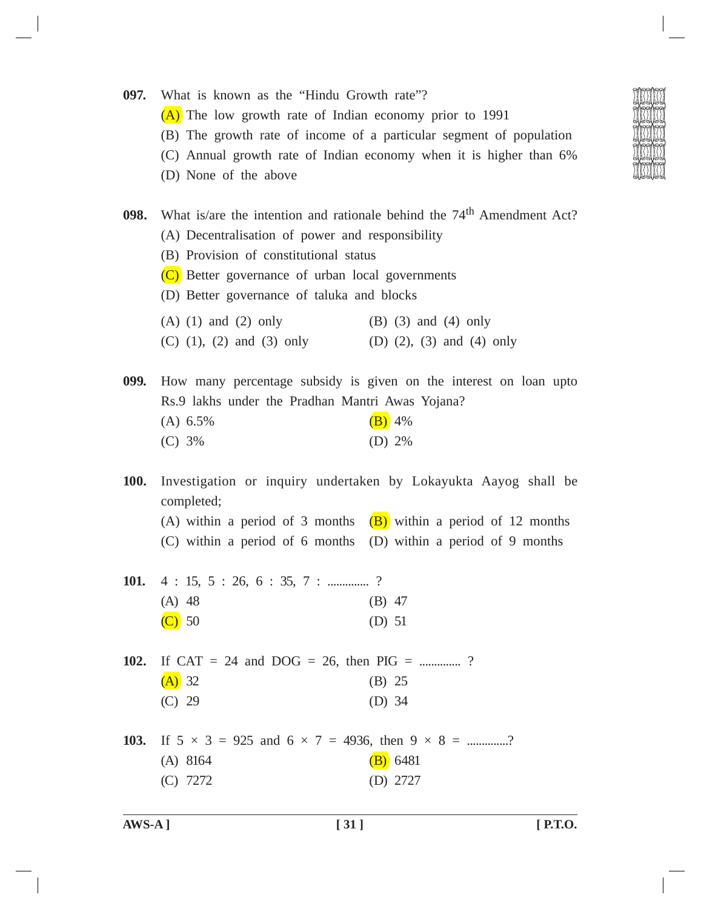**097.** What is known as the "Hindu Growth rate"?

(A) The low growth rate of Indian economy prior to 1991

(B) The growth rate of income of a particular segment of population

(C) Annual growth rate of Indian economy when it is higher than 6%

(D) None of the above

**098.** What is/are the intention and rationale behind the $74^{th}$ Amendment Act?

(A) Decentralisation of power and responsibility

(B) Provision of constitutional status

(C) Better governance of urban local governments

(D) Better governance of taluka and blocks

(A) (1) and (2) only | (B) (3) and (4) only

(C) (1), (2) and (3) only | (D) (2), (3) and (4) only

**099.** How many percentage subsidy is given on the interest on loan upto Rs.9 lakhs under the Pradhan Mantri Awas Yojana?

(A) 6.5% | (B) 4%

(C) 3% | (D) 2%

**100.** Investigation or inquiry undertaken by Lokayukta Aayog shall be completed;

(A) within a period of 3 months | (B) within a period of 12 months

(C) within a period of 6 months | (D) within a period of 9 months

**101.** 4 : 15, 5 : 26, 6 : 35, 7 : .............. ?

(A) 48 | (B) 47

(C) 50 | (D) 51

**102.** If CAT = 24 and DOG = 26, then PIG = .............. ?

(A) 32 | (B) 25

(C) 29 | (D) 34

**103.** If 5 × 3 = 925 and 6 × 7 = 4936, then 9 × 8 = ..............?

(A) 8164 | (B) 6481

(C) 7272 | (D) 2727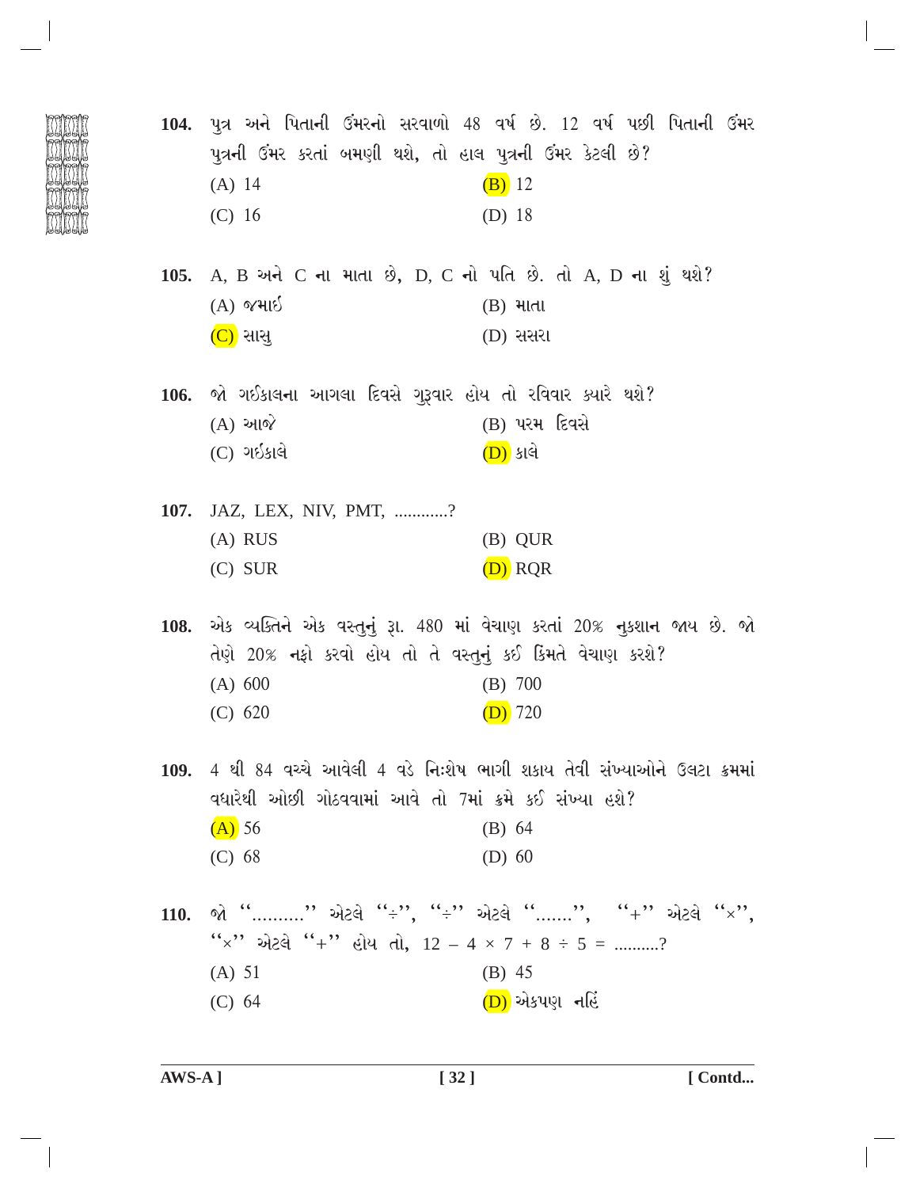**104.** પુત્ર અને પિતાની ઉંમરનો સરવાળો 48 વર્ષ છે. 12 વર્ષ પછી પિતાની ઉંમર પુત્રની ઉંમર કરતાં બમણી થશે, તો હાલ પુત્રની ઉંમર કેટલી છે?

(A) 14 (B) 12
(C) 16 (D) 18

**105.** A, B અને C ના માતા છે, D, C નો પતિ છે. તો A, D ના શું થશે?

(A) જમાઈ (B) માતા
(C) સાસુ (D) સસરા

**106.** જો ગઈકાલના આગલા દિવસે ગુરૂવાર હોય તો રવિવાર ક્યારે થશે?

(A) આજે (B) પરમ દિવસે
(C) ગઈકાલે (D) કાલે

**107.** JAZ, LEX, NIV, PMT, ............?

(A) RUS (B) QUR
(C) SUR (D) RQR

**108.** એક વ્યક્તિને એક વસ્તુનું રૂા. 480 માં વેચાણ કરતાં 20% નુકશાન જાય છે. જો તેણે 20% નફો કરવો હોય તો તે વસ્તુનું કઈ કિંમતે વેચાણ કરશે?

(A) 600 (B) 700
(C) 620 (D) 720

**109.** 4 થી 84 વચ્ચે આવેલી 4 વડે નિઃશેષ ભાગી શકાય તેવી સંખ્યાઓને ઉલટા ક્રમમાં વધારેથી ઓછી ગોઠવવામાં આવે તો 7માં ક્રમે કઈ સંખ્યા હશે?

(A) 56 (B) 64
(C) 68 (D) 60

**110.** જો "........." એટલે "÷", "÷" એટલે ".......", "+" એટલે "×", "×" એટલે "+" હોય તો, 12 – 4 × 7 + 8 ÷ 5 = .........?

(A) 51 (B) 45
(C) 64 (D) એકપણ નહિં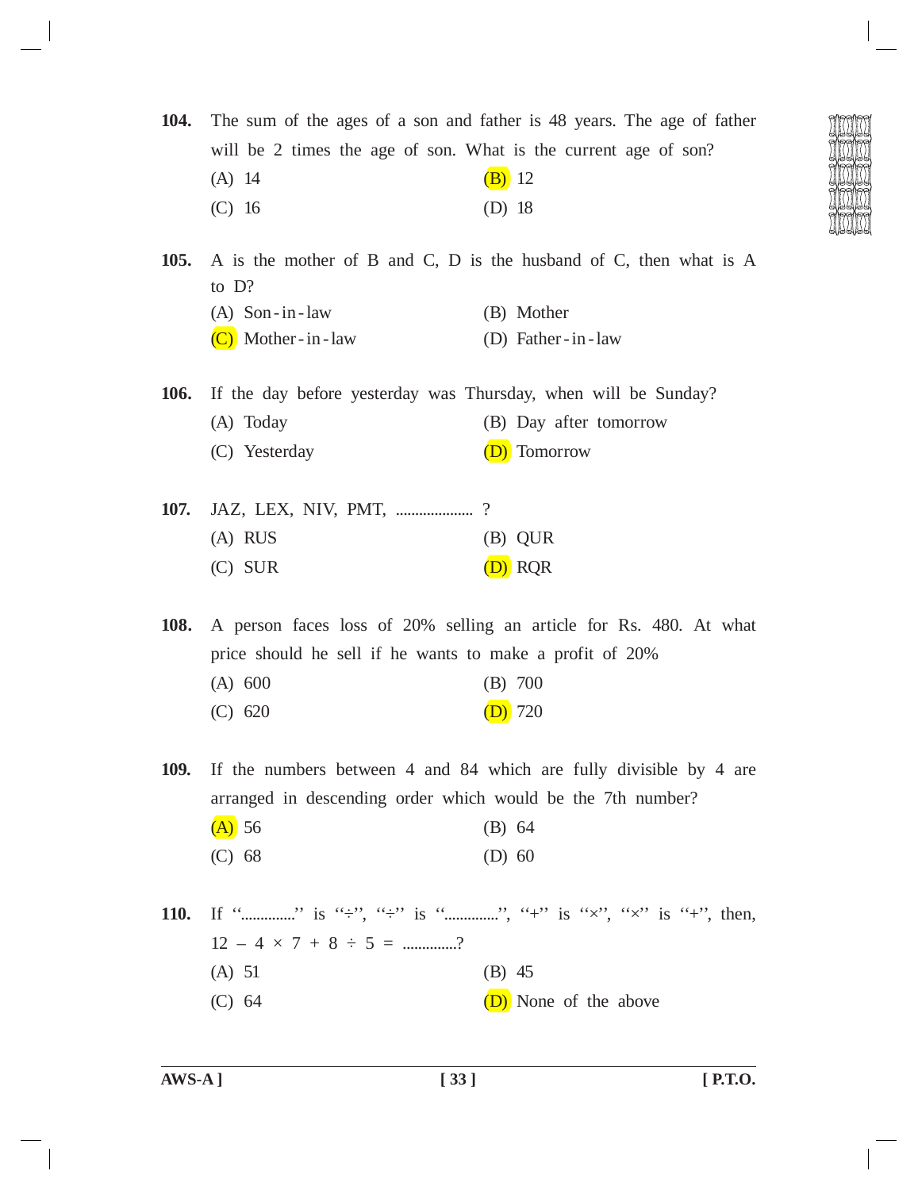**104.** The sum of the ages of a son and father is 48 years. The age of father will be 2 times the age of son. What is the current age of son?

(A) 14 (B) 12

(C) 16 (D) 18

**105.** A is the mother of B and C, D is the husband of C, then what is A to D?

(A) Son-in-law (B) Mother

(C) Mother-in-law (D) Father-in-law

**106.** If the day before yesterday was Thursday, when will be Sunday?

(A) Today (B) Day after tomorrow

(C) Yesterday (D) Tomorrow

**107.** JAZ, LEX, NIV, PMT, .................... ?

(A) RUS (B) QUR

(C) SUR (D) RQR

**108.** A person faces loss of 20% selling an article for Rs. 480. At what price should he sell if he wants to make a profit of 20%

(A) 600 (B) 700

(C) 620 (D) 720

**109.** If the numbers between 4 and 84 which are fully divisible by 4 are arranged in descending order which would be the 7th number?

(A) 56 (B) 64

(C) 68 (D) 60

**110.** If ".............." is "÷", "÷" is "..............", "+" is "×", "×" is "+", then, 12 – 4 × 7 + 8 ÷ 5 = ..............?

(A) 51 (B) 45

(C) 64 (D) None of the above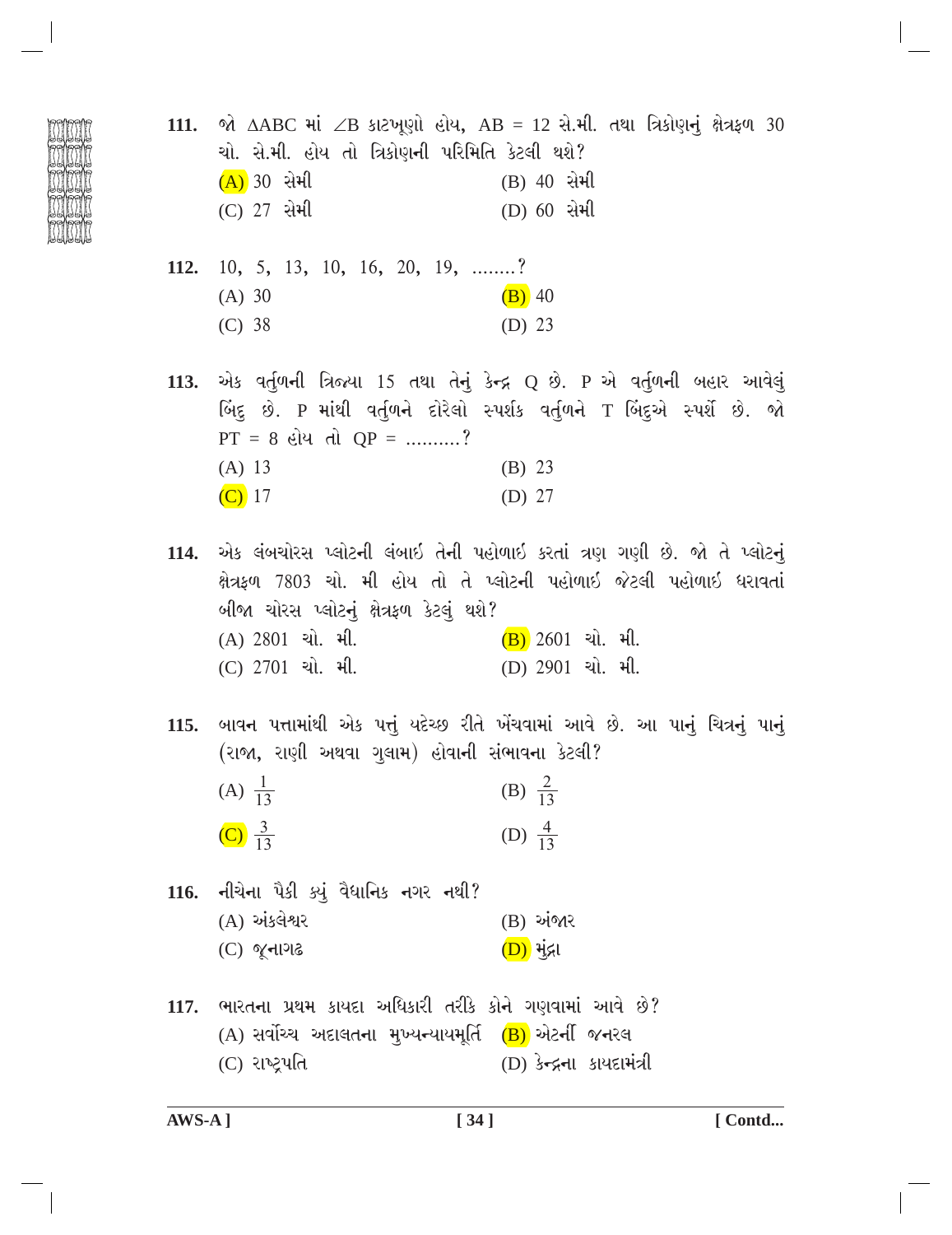**111.** જો $\Delta ABC$ માં $\angle B$ કાટખૂણો હોય, $AB = 12$ સે.મી. તથા ત્રિકોણનું ક્ષેત્રફળ 30 ચો. સે.મી. હોય તો ત્રિકોણની પરિમિતિ કેટલી થશે?

(A) 30 સેમી (B) 40 સેમી

(C) 27 સેમી (D) 60 સેમી

**112.** 10, 5, 13, 10, 16, 20, 19, ........?

(A) 30 (B) 40

(C) 38 (D) 23

**113.** એક વર્તુળની ત્રિજ્યા 15 તથા તેનું કેન્દ્ર Q છે. P એ વર્તુળની બહાર આવેલું બિંદુ છે. P માંથી વર્તુળને દોરેલો સ્પર્શક વર્તુળને T બિંદુએ સ્પર્શે છે. જો $PT = 8$ હોય તો $QP = .........?$

(A) 13 (B) 23

(C) 17 (D) 27

**114.** એક લંબચોરસ પ્લોટની લંબાઇ તેની પહોળાઇ કરતાં ત્રણ ગણી છે. જો તે પ્લોટનું ક્ષેત્રફળ 7803 ચો. મી હોય તો તે પ્લોટની પહોળાઇ જેટલી પહોળાઇ ધરાવતાં બીજા ચોરસ પ્લોટનું ક્ષેત્રફળ કેટલું થશે?

(A) 2801 ચો. મી. (B) 2601 ચો. મી.

(C) 2701 ચો. મી. (D) 2901 ચો. મી.

**115.** બાવન પત્તામાંથી એક પત્તું યદૃચ્છ રીતે ખેંચવામાં આવે છે. આ પાનું ચિત્રનું પાનું (રાજા, રાણી અથવા ગુલામ) હોવાની સંભાવના કેટલી?

(A) $\frac{1}{13}$ (B) $\frac{2}{13}$

(C) $\frac{3}{13}$ (D) $\frac{4}{13}$

**116.** નીચેના પૈકી ક્યું વૈધાનિક નગર નથી?

(A) અંકલેશ્વર (B) અંજાર

(C) જૂનાગઢ (D) મુંદ્રા

**117.** ભારતના પ્રથમ કાયદા અધિકારી તરીકે કોને ગણવામાં આવે છે?

(A) સર્વોચ્ચ અદાલતના મુખ્યન્યાયમૂર્તિ (B) એટર્ની જનરલ

(C) રાષ્ટ્રપતિ (D) કેન્દ્રના કાયદામંત્રી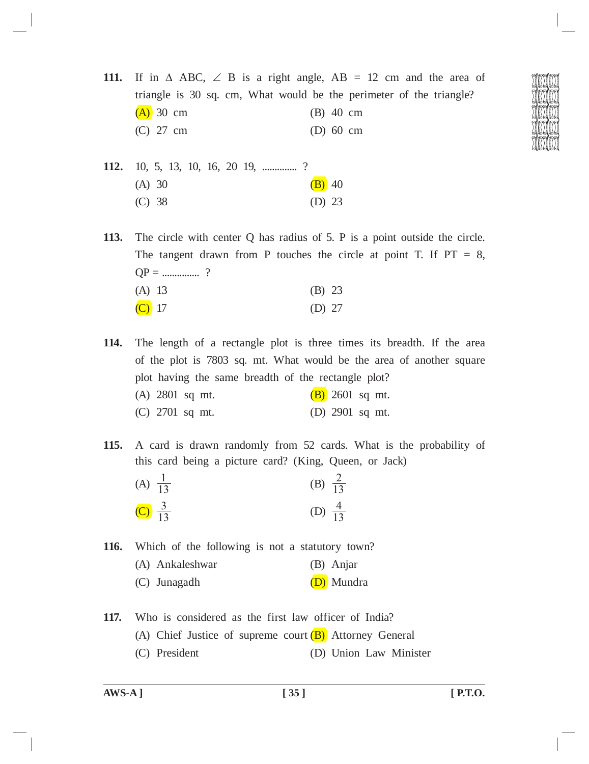**111.** If in $\Delta$ ABC, $\angle$ B is a right angle, AB = 12 cm and the area of triangle is 30 sq. cm, What would be the perimeter of the triangle?

(A) 30 cm (B) 40 cm

(C) 27 cm (D) 60 cm

**112.** 10, 5, 13, 10, 16, 20 19, .............. ?

(A) 30 (B) 40

(C) 38 (D) 23

**113.** The circle with center Q has radius of 5. P is a point outside the circle. The tangent drawn from P touches the circle at point T. If PT = 8, QP = ............... ?

(A) 13 (B) 23

(C) 17 (D) 27

**114.** The length of a rectangle plot is three times its breadth. If the area of the plot is 7803 sq. mt. What would be the area of another square plot having the same breadth of the rectangle plot?

(A) 2801 sq mt. (B) 2601 sq mt.

(C) 2701 sq mt. (D) 2901 sq mt.

**115.** A card is drawn randomly from 52 cards. What is the probability of this card being a picture card? (King, Queen, or Jack)

(A) $\frac{1}{13}$ (B) $\frac{2}{13}$

(C) $\frac{3}{13}$ (D) $\frac{4}{13}$

**116.** Which of the following is not a statutory town?

(A) Ankaleshwar (B) Anjar

(C) Junagadh (D) Mundra

**117.** Who is considered as the first law officer of India?

(A) Chief Justice of supreme court (B) Attorney General

(C) President (D) Union Law Minister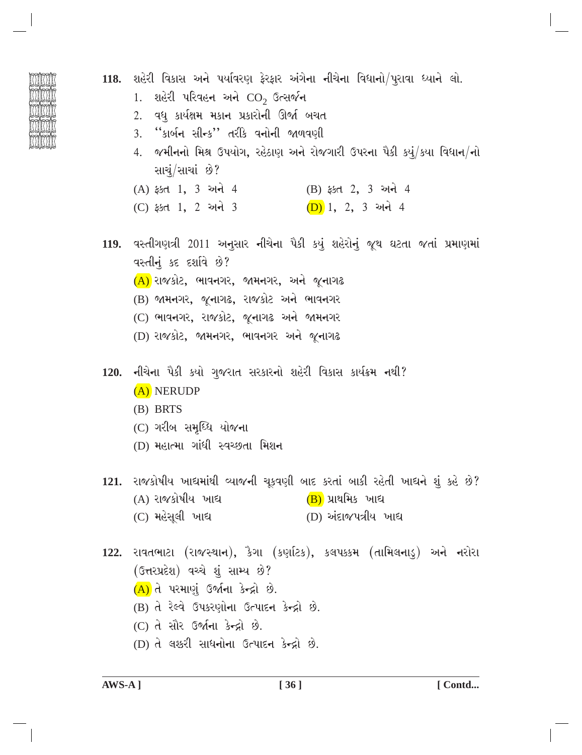**118.** શહેરી વિકાસ અને પર્યાવરણ ફેરફાર અંગેના નીચેના વિધાનો/પુરાવા ધ્યાને લો.

1. શહેરી પરિવહન અને $CO_2$ ઉત્સર્જન
2. વધુ કાર્યક્ષમ મકાન પ્રકારોની ઊર્જા બચત
3. "કાર્બન સીન્ક" તરીકે વનોની જાળવણી
4. જમીનનો મિશ્ર ઉપયોગ, રહેઠાણ અને રોજગારી ઉપરના પૈકી કયું/કયા વિધાન/નો સાચું/સાચાં છે?

(A) ફક્ત 1, 3 અને 4 (B) ફક્ત 2, 3 અને 4
(C) ફક્ત 1, 2 અને 3 (D) 1, 2, 3 અને 4

**119.** વસ્તીગણત્રી 2011 અનુસાર નીચેના પૈકી કયું શહેરોનું જૂથ ઘટતા જતાં પ્રમાણમાં વસ્તીનું કદ દર્શાવે છે?

(A) રાજકોટ, ભાવનગર, જામનગર, અને જૂનાગઢ
(B) જામનગર, જૂનાગઢ, રાજકોટ અને ભાવનગર
(C) ભાવનગર, રાજકોટ, જૂનાગઢ અને જામનગર
(D) રાજકોટ, જામનગર, ભાવનગર અને જૂનાગઢ

**120.** નીચેના પૈકી કયો ગુજરાત સરકારનો શહેરી વિકાસ કાર્યક્રમ નથી?

(A) NERUDP
(B) BRTS
(C) ગરીબ સમૃધ્ધિ યોજના
(D) મહાત્મા ગાંધી સ્વચ્છતા મિશન

**121.** રાજકોષીય ખાદ્યમાંથી વ્યાજની ચૂકવણી બાદ કરતાં બાકી રહેતી ખાદ્યને શું કહે છે?

(A) રાજકોષીય ખાદ્ય (B) પ્રાથમિક ખાદ્ય
(C) મહેસૂલી ખાદ્ય (D) અંદાજપત્રીય ખાદ્ય

**122.** રાવતભાટા (રાજસ્થાન), કૈગા (કર્ણાટક), કલપક્કમ (તામિલનાડુ) અને નરોરા (ઉત્તરપ્રદેશ) વચ્ચે શું સામ્ય છે?

(A) તે પરમાણું ઉર્જાના કેન્દ્રો છે.
(B) તે રેલ્વે ઉપકરણોના ઉત્પાદન કેન્દ્રો છે.
(C) તે સૌર ઉર્જાના કેન્દ્રો છે.
(D) તે લશ્કરી સાધનોના ઉત્પાદન કેન્દ્રો છે.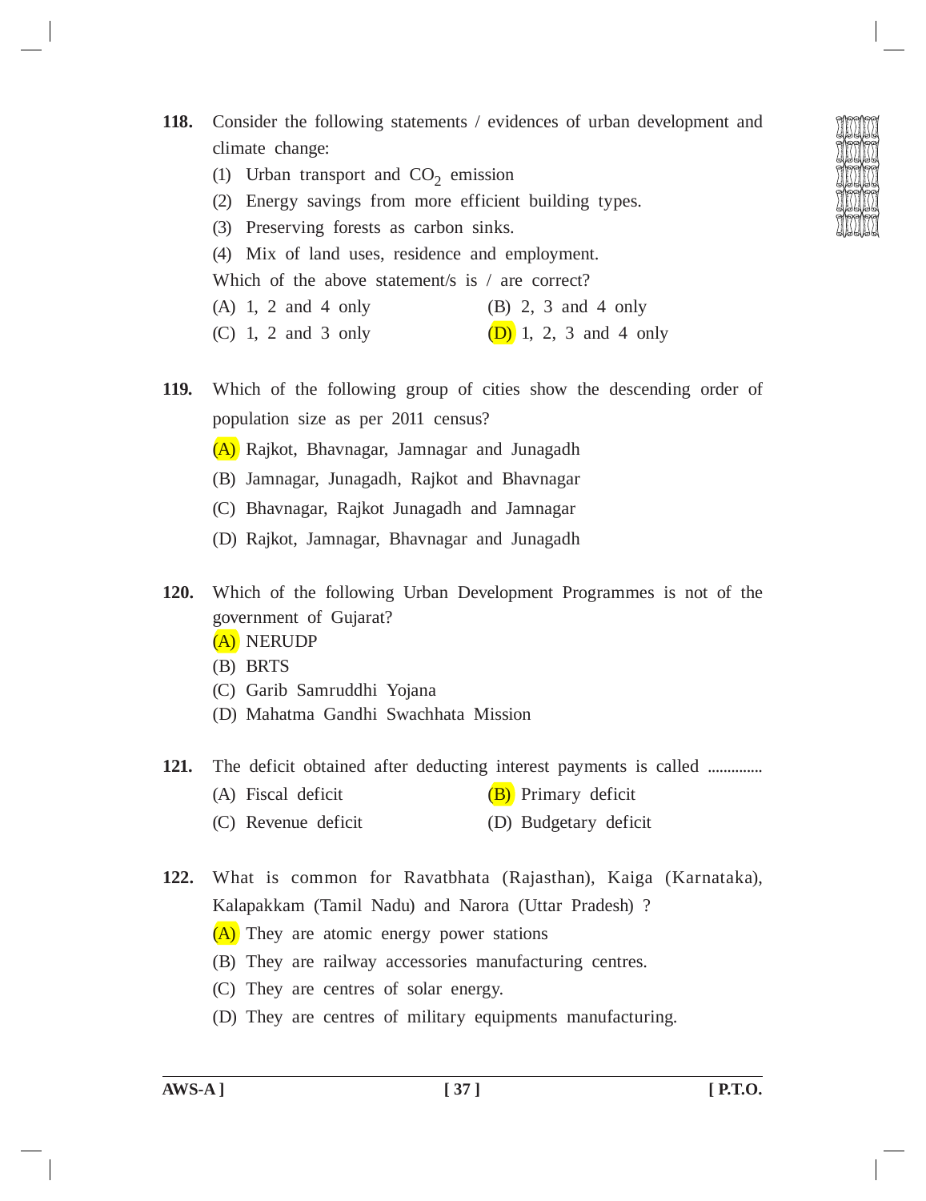**118.** Consider the following statements / evidences of urban development and climate change:

(1) Urban transport and $CO_2$ emission

(2) Energy savings from more efficient building types.

(3) Preserving forests as carbon sinks.

(4) Mix of land uses, residence and employment.

Which of the above statement/s is / are correct?

(A) 1, 2 and 4 only  (B) 2, 3 and 4 only

(C) 1, 2 and 3 only  (D) 1, 2, 3 and 4 only

**119.** Which of the following group of cities show the descending order of population size as per 2011 census?

(A) Rajkot, Bhavnagar, Jamnagar and Junagadh

(B) Jamnagar, Junagadh, Rajkot and Bhavnagar

(C) Bhavnagar, Rajkot Junagadh and Jamnagar

(D) Rajkot, Jamnagar, Bhavnagar and Junagadh

**120.** Which of the following Urban Development Programmes is not of the government of Gujarat?

(A) NERUDP

(B) BRTS

(C) Garib Samruddhi Yojana

(D) Mahatma Gandhi Swachhata Mission

**121.** The deficit obtained after deducting interest payments is called ..............

(A) Fiscal deficit  (B) Primary deficit

(C) Revenue deficit  (D) Budgetary deficit

**122.** What is common for Ravatbhata (Rajasthan), Kaiga (Karnataka), Kalapakkam (Tamil Nadu) and Narora (Uttar Pradesh) ?

(A) They are atomic energy power stations

(B) They are railway accessories manufacturing centres.

(C) They are centres of solar energy.

(D) They are centres of military equipments manufacturing.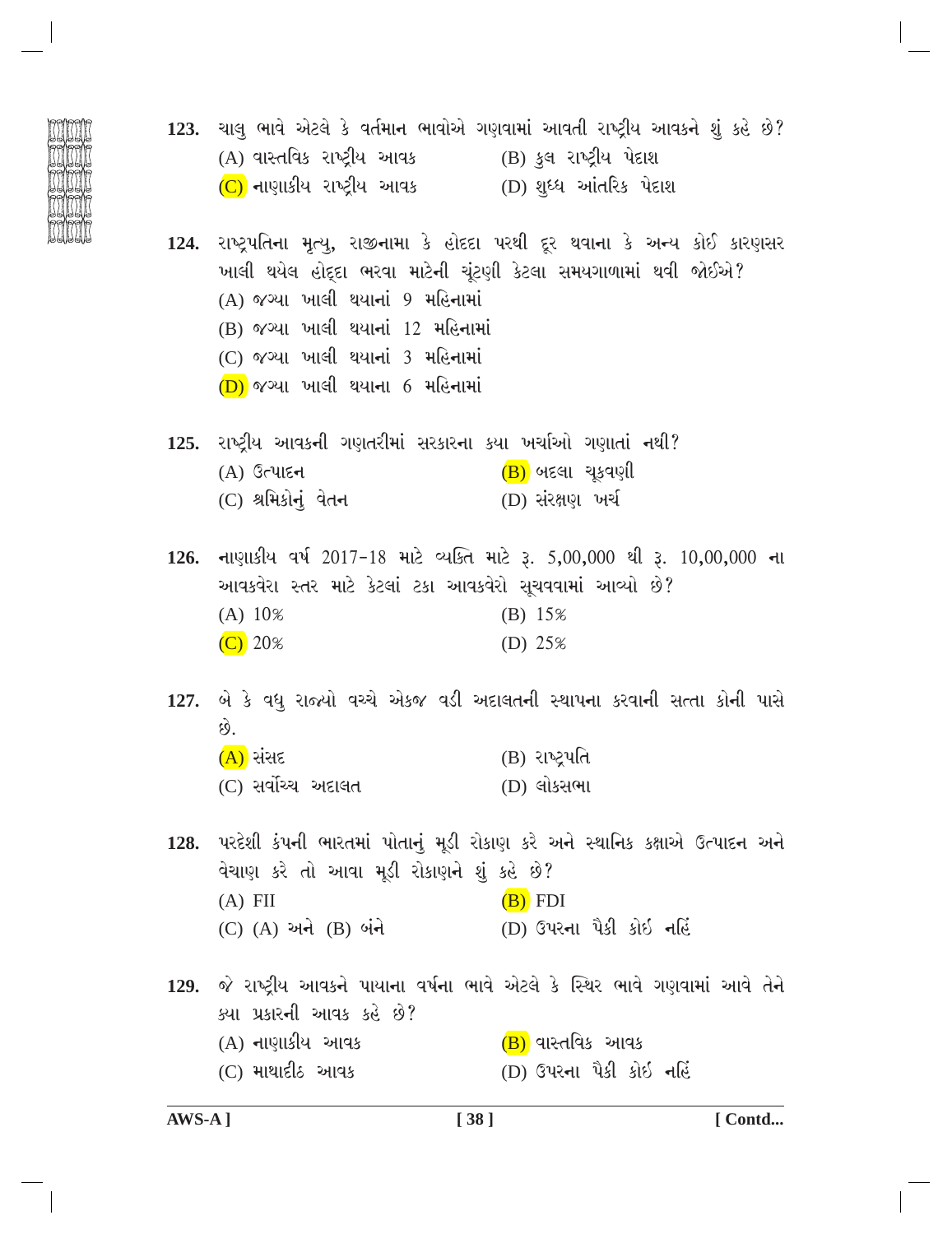**123.** ચાલુ ભાવે એટલે કે વર્તમાન ભાવોએ ગણવામાં આવતી રાષ્ટ્રીય આવકને શું કહે છે?

(A) વાસ્તવિક રાષ્ટ્રીય આવક
(B) કુલ રાષ્ટ્રીય પેદાશ
(C) નાણાકીય રાષ્ટ્રીય આવક
(D) શુધ્ધ આંતરિક પેદાશ

**124.** રાષ્ટ્રપતિના મૃત્યુ, રાજીનામા કે હોદ્દા પરથી દૂર થવાના કે અન્ય કોઈ કારણસર ખાલી થયેલ હોદ્દા ભરવા માટેની ચૂંટણી કેટલા સમયગાળામાં થવી જોઈએ?

(A) જગ્યા ખાલી થયાનાં 9 મહિનામાં
(B) જગ્યા ખાલી થયાનાં 12 મહિનામાં
(C) જગ્યા ખાલી થયાનાં 3 મહિનામાં
(D) જગ્યા ખાલી થયાના 6 મહિનામાં

**125.** રાષ્ટ્રીય આવકની ગણતરીમાં સરકારના કયા ખર્ચાઓ ગણાતાં નથી?

(A) ઉત્પાદન
(B) બદલા ચૂકવણી
(C) શ્રમિકોનું વેતન
(D) સંરક્ષણ ખર્ચ

**126.** નાણાકીય વર્ષ 2017-18 માટે વ્યક્તિ માટે રૂ. 5,00,000 થી રૂ. 10,00,000 ના આવકવેરા સ્તર માટે કેટલાં ટકા આવકવેરો સૂચવવામાં આવ્યો છે?

(A) 10%
(B) 15%
(C) 20%
(D) 25%

**127.** બે કે વધુ રાજ્યો વચ્ચે એકજ વડી અદાલતની સ્થાપના કરવાની સત્તા કોની પાસે છે.

(A) સંસદ
(B) રાષ્ટ્રપતિ
(C) સર્વોચ્ચ અદાલત
(D) લોકસભા

**128.** પરદેશી કંપની ભારતમાં પોતાનું મૂડી રોકાણ કરે અને સ્થાનિક કક્ષાએ ઉત્પાદન અને વેચાણ કરે તો આવા મૂડી રોકાણને શું કહે છે?

(A) FII
(B) FDI
(C) (A) અને (B) બંને
(D) ઉપરના પૈકી કોઈ નહિં

**129.** જે રાષ્ટ્રીય આવકને પાયાના વર્ષના ભાવે એટલે કે સ્થિર ભાવે ગણવામાં આવે તેને કયા પ્રકારની આવક કહે છે?

(A) નાણાકીય આવક
(B) વાસ્તવિક આવક
(C) માથાદીઠ આવક
(D) ઉપરના પૈકી કોઈ નહિં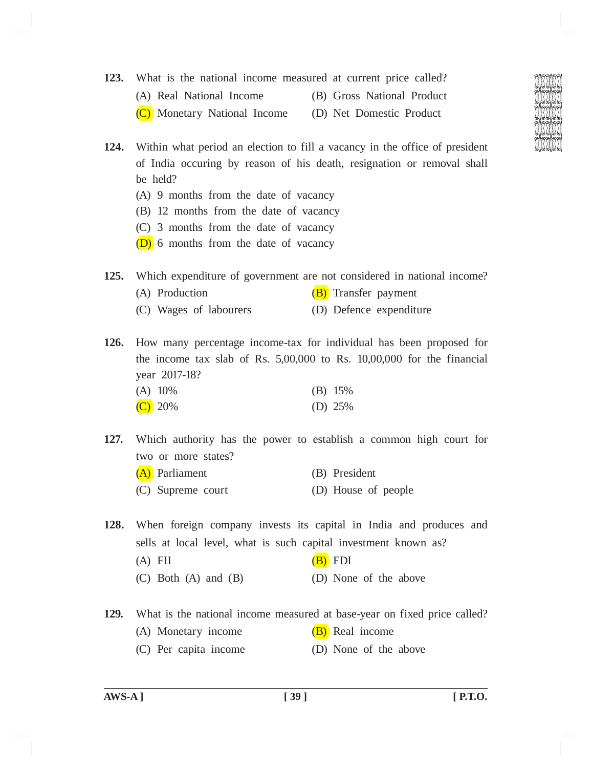**123.** What is the national income measured at current price called?

(A) Real National Income
(B) Gross National Product
(C) Monetary National Income
(D) Net Domestic Product

**124.** Within what period an election to fill a vacancy in the office of president of India occuring by reason of his death, resignation or removal shall be held?

(A) 9 months from the date of vacancy
(B) 12 months from the date of vacancy
(C) 3 months from the date of vacancy
(D) 6 months from the date of vacancy

**125.** Which expenditure of government are not considered in national income?

(A) Production
(B) Transfer payment
(C) Wages of labourers
(D) Defence expenditure

**126.** How many percentage income-tax for individual has been proposed for the income tax slab of Rs. 5,00,000 to Rs. 10,00,000 for the financial year 2017-18?

(A) 10%
(B) 15%
(C) 20%
(D) 25%

**127.** Which authority has the power to establish a common high court for two or more states?

(A) Parliament
(B) President
(C) Supreme court
(D) House of people

**128.** When foreign company invests its capital in India and produces and sells at local level, what is such capital investment known as?

(A) FII
(B) FDI
(C) Both (A) and (B)
(D) None of the above

**129.** What is the national income measured at base-year on fixed price called?

(A) Monetary income
(B) Real income
(C) Per capita income
(D) None of the above

AWS-A ] [ P.T.O.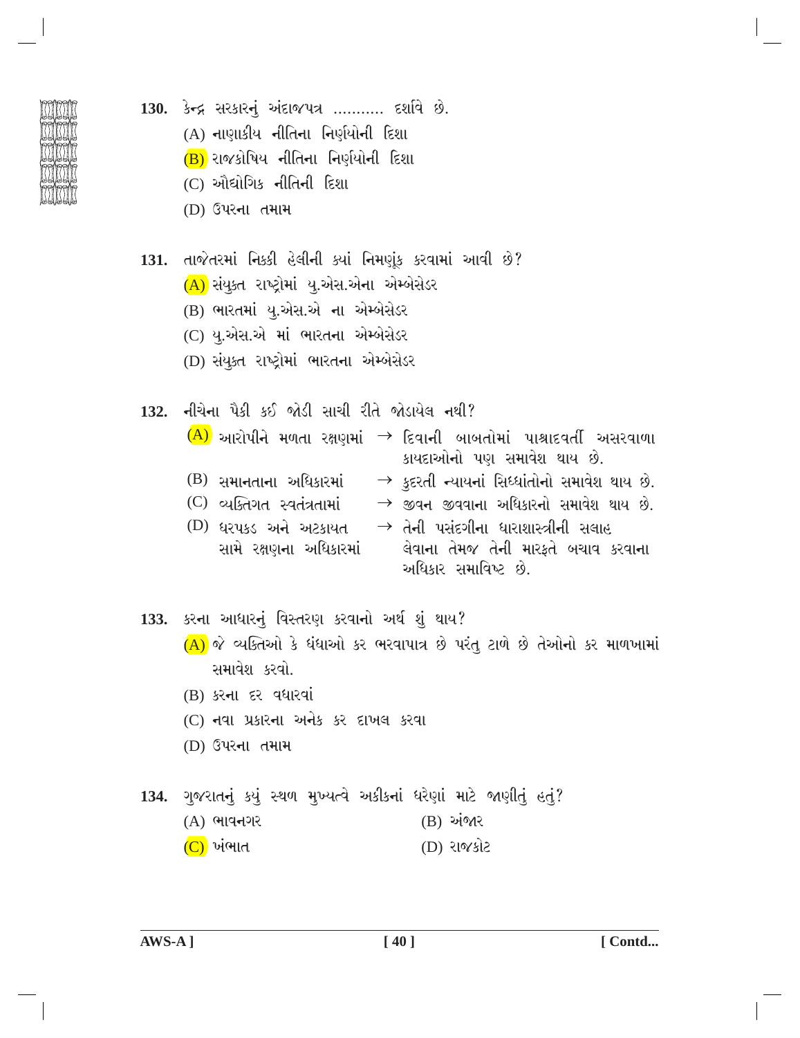**130.** કેન્દ્ર સરકારનું અંદાજપત્ર ........... દર્શાવે છે.

(A) નાણાકીય નીતિના નિર્ણયોની દિશા

(B) રાજકોષિય નીતિના નિર્ણયોની દિશા

(C) ઔદ્યોગિક નીતિની દિશા

(D) ઉપરના તમામ

**131.** તાજેતરમાં નિક્કી હેલીની ક્યાં નિમણૂંક કરવામાં આવી છે?

(A) સંયુક્ત રાષ્ટ્રોમાં યુ.એસ.એના એમ્બેસેડર

(B) ભારતમાં યુ.એસ.એ ના એમ્બેસેડર

(C) યુ.એસ.એ માં ભારતના એમ્બેસેડર

(D) સંયુક્ત રાષ્ટ્રોમાં ભારતના એમ્બેસેડર

**132.** નીચેના પૈકી કઈ જોડી સાચી રીતે જોડાયેલ નથી?

(A) આરોપીને મળતા રક્ષણમાં → દિવાની બાબતોમાં પાશ્ચાદવર્તી અસરવાળા કાયદાઓનો પણ સમાવેશ થાય છે.

(B) સમાનતાના અધિકારમાં → કુદરતી ન્યાયનાં સિધ્ધાંતોનો સમાવેશ થાય છે.

(C) વ્યક્તિગત સ્વતંત્રતામાં → જીવન જીવવાના અધિકારનો સમાવેશ થાય છે.

(D) ધરપકડ અને અટકાયત સામે રક્ષણના અધિકારમાં → તેની પસંદગીના ધારાશાસ્ત્રીની સલાહ લેવાના તેમજ તેની મારફતે બચાવ કરવાના અધિકાર સમાવિષ્ટ છે.

**133.** કરના આધારનું વિસ્તરણ કરવાનો અર્થ શું થાય?

(A) જે વ્યક્તિઓ કે ધંધાઓ કર ભરવાપાત્ર છે પરંતુ ટાળે છે તેઓનો કર માળખામાં સમાવેશ કરવો.

(B) કરના દર વધારવાં

(C) નવા પ્રકારના અનેક કર દાખલ કરવા

(D) ઉપરના તમામ

**134.** ગુજરાતનું કયું સ્થળ મુખ્યત્વે અકીકનાં ઘરેણાં માટે જાણીતું હતું?

(A) ભાવનગર

(B) અંજાર

(C) ખંભાત

(D) રાજકોટ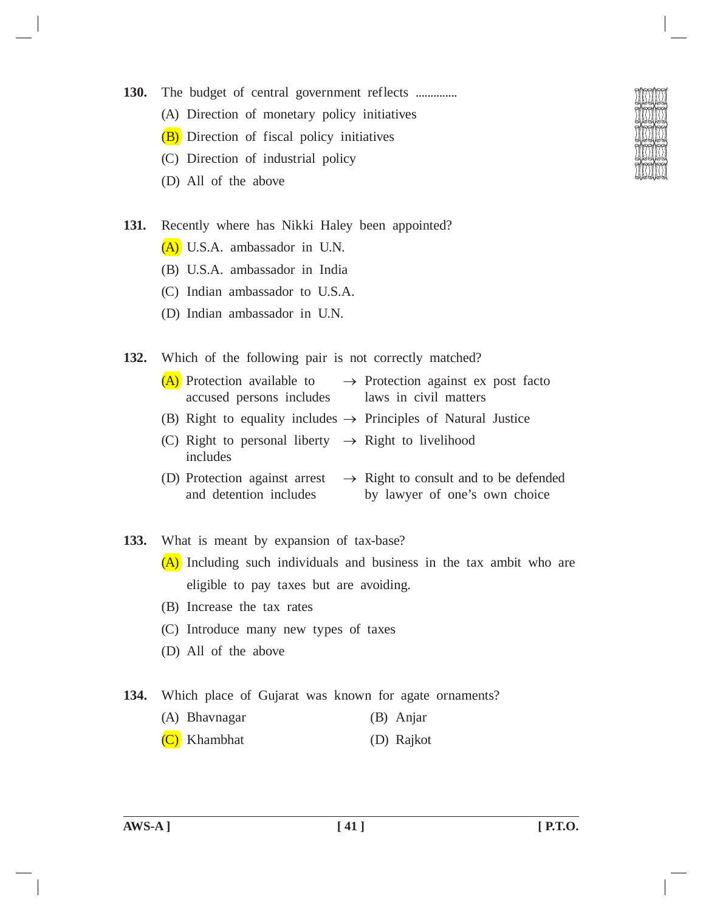**130.** The budget of central government reflects ..............

(A) Direction of monetary policy initiatives

(B) Direction of fiscal policy initiatives

(C) Direction of industrial policy

(D) All of the above

**131.** Recently where has Nikki Haley been appointed?

(A) U.S.A. ambassador in U.N.

(B) U.S.A. ambassador in India

(C) Indian ambassador to U.S.A.

(D) Indian ambassador in U.N.

**132.** Which of the following pair is not correctly matched?

(A) Protection available to accused persons includes → Protection against ex post facto laws in civil matters

(B) Right to equality includes → Principles of Natural Justice

(C) Right to personal liberty includes → Right to livelihood

(D) Protection against arrest and detention includes → Right to consult and to be defended by lawyer of one's own choice

**133.** What is meant by expansion of tax-base?

(A) Including such individuals and business in the tax ambit who are eligible to pay taxes but are avoiding.

(B) Increase the tax rates

(C) Introduce many new types of taxes

(D) All of the above

**134.** Which place of Gujarat was known for agate ornaments?

(A) Bhavnagar

(B) Anjar

(C) Khambhat

(D) Rajkot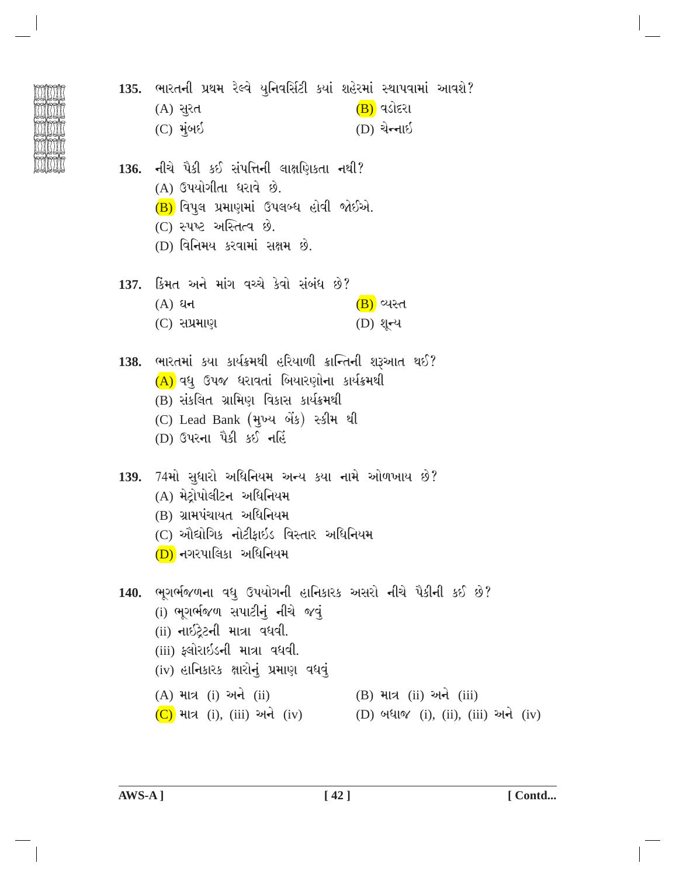**135.** ભારતની પ્રથમ રેલ્વે યુનિવર્સિટી કયાં શહેરમાં સ્થાપવામાં આવશે?

(A) સુરત
(B) વડોદરા
(C) મુંબઈ
(D) ચેન્નાઈ

**136.** નીચે પૈકી કઈ સંપત્તિની લાક્ષણિકતા નથી?

(A) ઉપયોગીતા ધરાવે છે.
(B) વિપુલ પ્રમાણમાં ઉપલબ્ધ હોવી જોઈએ.
(C) સ્પષ્ટ અસ્તિત્વ છે.
(D) વિનિમય કરવામાં સક્ષમ છે.

**137.** કિંમત અને માંગ વચ્ચે કેવો સંબંધ છે?

(A) ધન
(B) વ્યસ્ત
(C) સપ્રમાણ
(D) શૂન્ય

**138.** ભારતમાં કયા કાર્યક્રમથી હરિયાળી ક્રાન્તિની શરૂઆત થઈ?

(A) વધુ ઉપજ ધરાવતાં બિયારણોના કાર્યક્રમથી
(B) સંકલિત ગ્રામિણ વિકાસ કાર્યક્રમથી
(C) Lead Bank (મુખ્ય બેંક) સ્કીમ થી
(D) ઉપરના પૈકી કઈ નહિં

**139.** 74મો સુધારો અધિનિયમ અન્ય કયા નામે ઓળખાય છે?

(A) મેટ્રોપોલીટન અધિનિયમ
(B) ગ્રામપંચાયત અધિનિયમ
(C) ઔદ્યોગિક નોટીફાઈડ વિસ્તાર અધિનિયમ
(D) નગરપાલિકા અધિનિયમ

**140.** ભૂગર્ભજળના વધુ ઉપયોગની હાનિકારક અસરો નીચે પૈકીની કઈ છે?

(i) ભૂગર્ભજળ સપાટીનું નીચે જવું
(ii) નાઈટ્રેટની માત્રા વધવી.
(iii) ફ્લોરાઈડની માત્રા વધવી.
(iv) હાનિકારક ક્ષારોનું પ્રમાણ વધવું

(A) માત્ર (i) અને (ii)
(B) માત્ર (ii) અને (iii)
(C) માત્ર (i), (iii) અને (iv)
(D) બધાજ (i), (ii), (iii) અને (iv)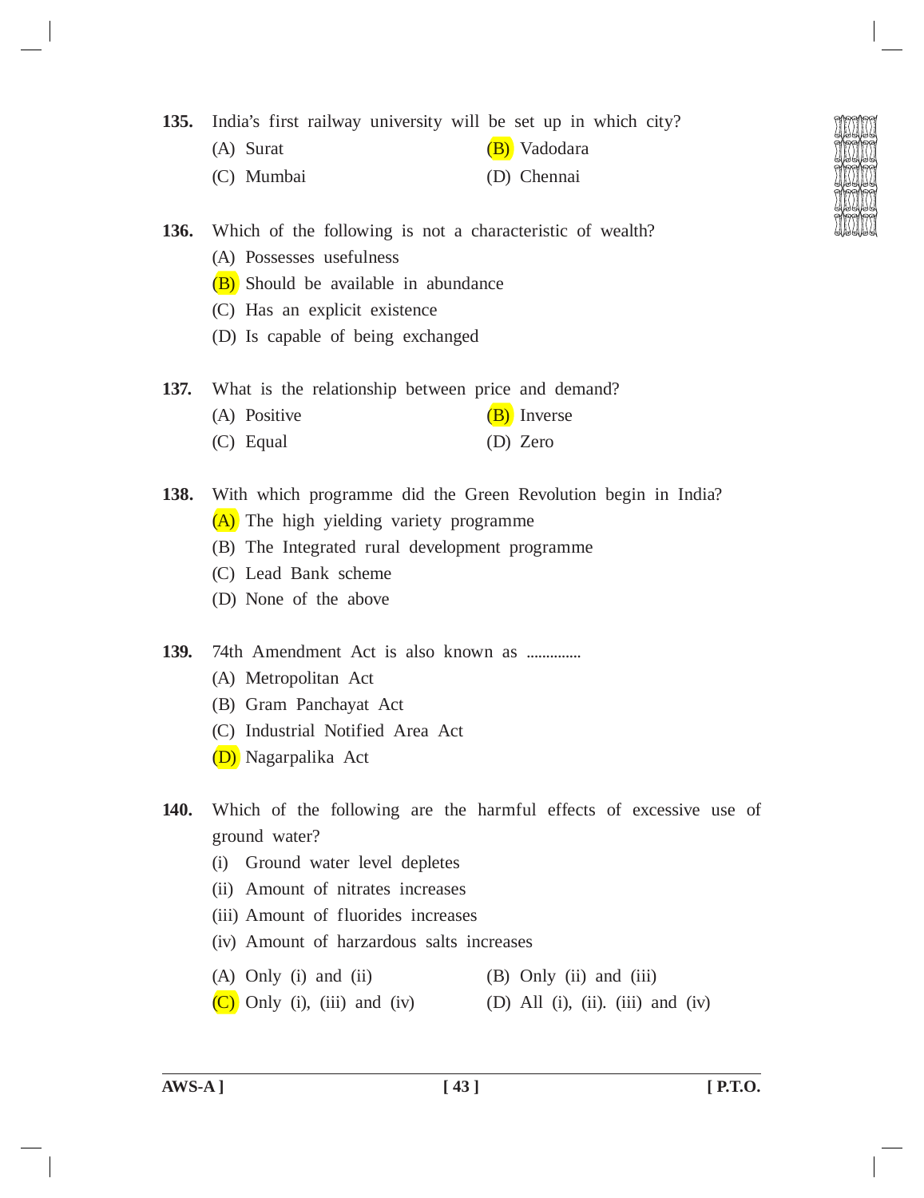**135.** India's first railway university will be set up in which city?

(A) Surat  (B) Vadodara

(C) Mumbai  (D) Chennai

**136.** Which of the following is not a characteristic of wealth?

(A) Possesses usefulness

(B) Should be available in abundance

(C) Has an explicit existence

(D) Is capable of being exchanged

**137.** What is the relationship between price and demand?

(A) Positive  (B) Inverse

(C) Equal  (D) Zero

**138.** With which programme did the Green Revolution begin in India?

(A) The high yielding variety programme

(B) The Integrated rural development programme

(C) Lead Bank scheme

(D) None of the above

**139.** 74th Amendment Act is also known as ..............

(A) Metropolitan Act

(B) Gram Panchayat Act

(C) Industrial Notified Area Act

(D) Nagarpalika Act

**140.** Which of the following are the harmful effects of excessive use of ground water?

(i) Ground water level depletes

(ii) Amount of nitrates increases

(iii) Amount of fluorides increases

(iv) Amount of harzardous salts increases

(A) Only (i) and (ii)  (B) Only (ii) and (iii)

(C) Only (i), (iii) and (iv)  (D) All (i), (ii). (iii) and (iv)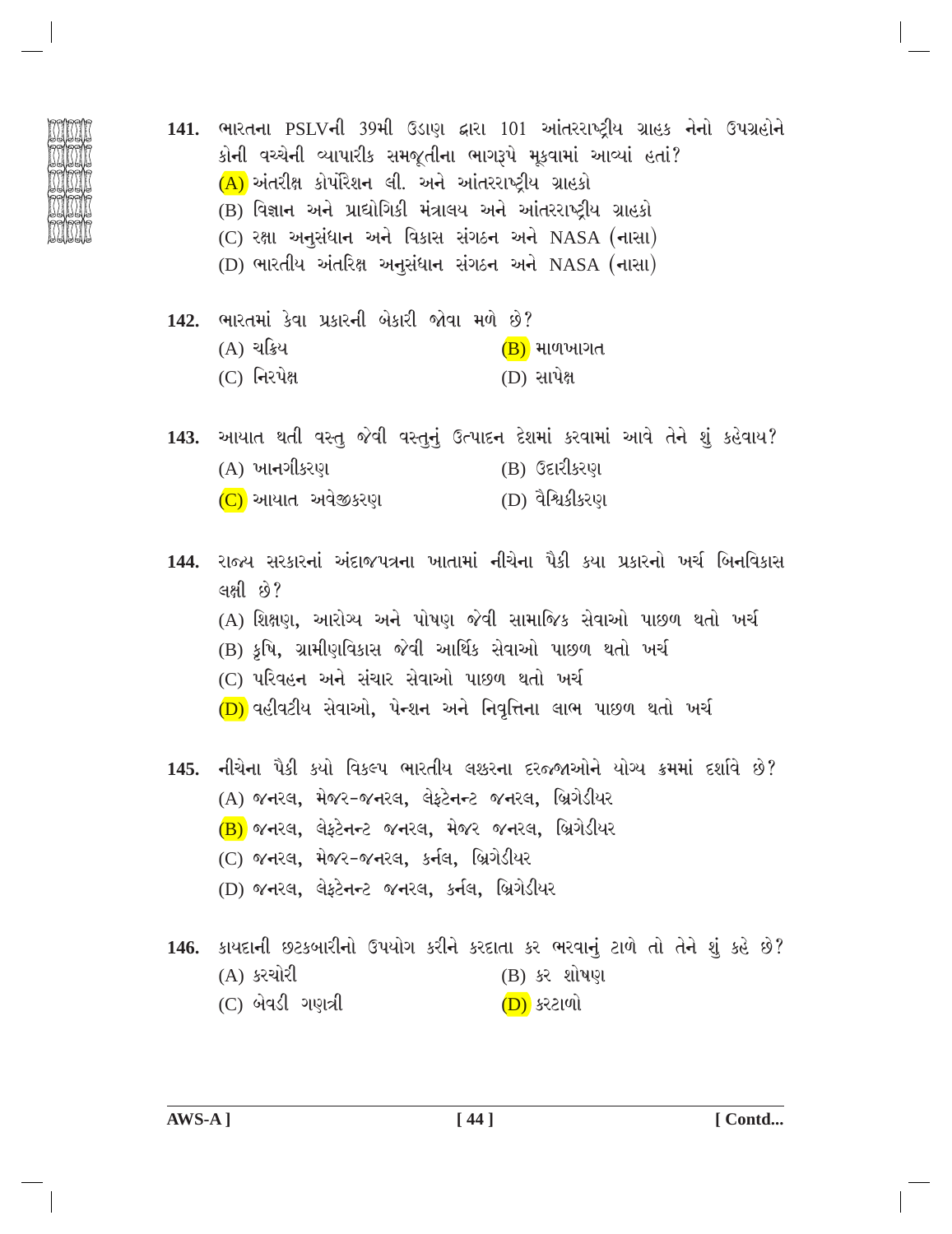**141.** ભારતના PSLVની 39મી ઉડાણ દ્વારા 101 આંતરરાષ્ટ્રીય ગ્રાહક નેનો ઉપગ્રહોને કોની વચ્ચેની વ્યાપારીક સમજૂતીના ભાગરૂપે મૂકવામાં આવ્યાં હતાં?

(A) અંતરીક્ષ કોર્પોરેશન લી. અને આંતરરાષ્ટ્રીય ગ્રાહકો

(B) વિજ્ઞાન અને પ્રાદ્યોગિકી મંત્રાલય અને આંતરરાષ્ટ્રીય ગ્રાહકો

(C) રક્ષા અનુસંધાન અને વિકાસ સંગઠન અને NASA (નાસા)

(D) ભારતીય અંતરિક્ષ અનુસંધાન સંગઠન અને NASA (નાસા)

**142.** ભારતમાં કેવા પ્રકારની બેકારી જોવા મળે છે?

(A) ચક્રિય

(B) માળખાગત

(C) નિરપેક્ષ

(D) સાપેક્ષ

**143.** આયાત થતી વસ્તુ જેવી વસ્તુનું ઉત્પાદન દેશમાં કરવામાં આવે તેને શું કહેવાય?

(A) ખાનગીકરણ

(B) ઉદારીકરણ

(C) આયાત અવેજીકરણ

(D) વૈશ્વિકીકરણ

**144.** રાજ્ય સરકારનાં અંદાજપત્રના ખાતામાં નીચેના પૈકી કયા પ્રકારનો ખર્ચ બિનવિકાસ લક્ષી છે?

(A) શિક્ષણ, આરોગ્ય અને પોષણ જેવી સામાજિક સેવાઓ પાછળ થતો ખર્ચ

(B) કૃષિ, ગ્રામીણવિકાસ જેવી આર્થિક સેવાઓ પાછળ થતો ખર્ચ

(C) પરિવહન અને સંચાર સેવાઓ પાછળ થતો ખર્ચ

(D) વહીવટીય સેવાઓ, પેન્શન અને નિવૃત્તિના લાભ પાછળ થતો ખર્ચ

**145.** નીચેના પૈકી કયો વિકલ્પ ભારતીય લશ્કરના દરજ્જાઓને યોગ્ય ક્રમમાં દર્શાવે છે?

(A) જનરલ, મેજર-જનરલ, લેફ્ટેનન્ટ જનરલ, બ્રિગેડીયર

(B) જનરલ, લેફ્ટેનન્ટ જનરલ, મેજર જનરલ, બ્રિગેડીયર

(C) જનરલ, મેજર-જનરલ, કર્નલ, બ્રિગેડીયર

(D) જનરલ, લેફ્ટેનન્ટ જનરલ, કર્નલ, બ્રિગેડીયર

**146.** કાયદાની છટકબારીનો ઉપયોગ કરીને કરદાતા કર ભરવાનું ટાળે તો તેને શું કહે છે?

(A) કરચોરી

(B) કર શોષણ

(C) બેવડી ગણત્રી

(D) કરટાળો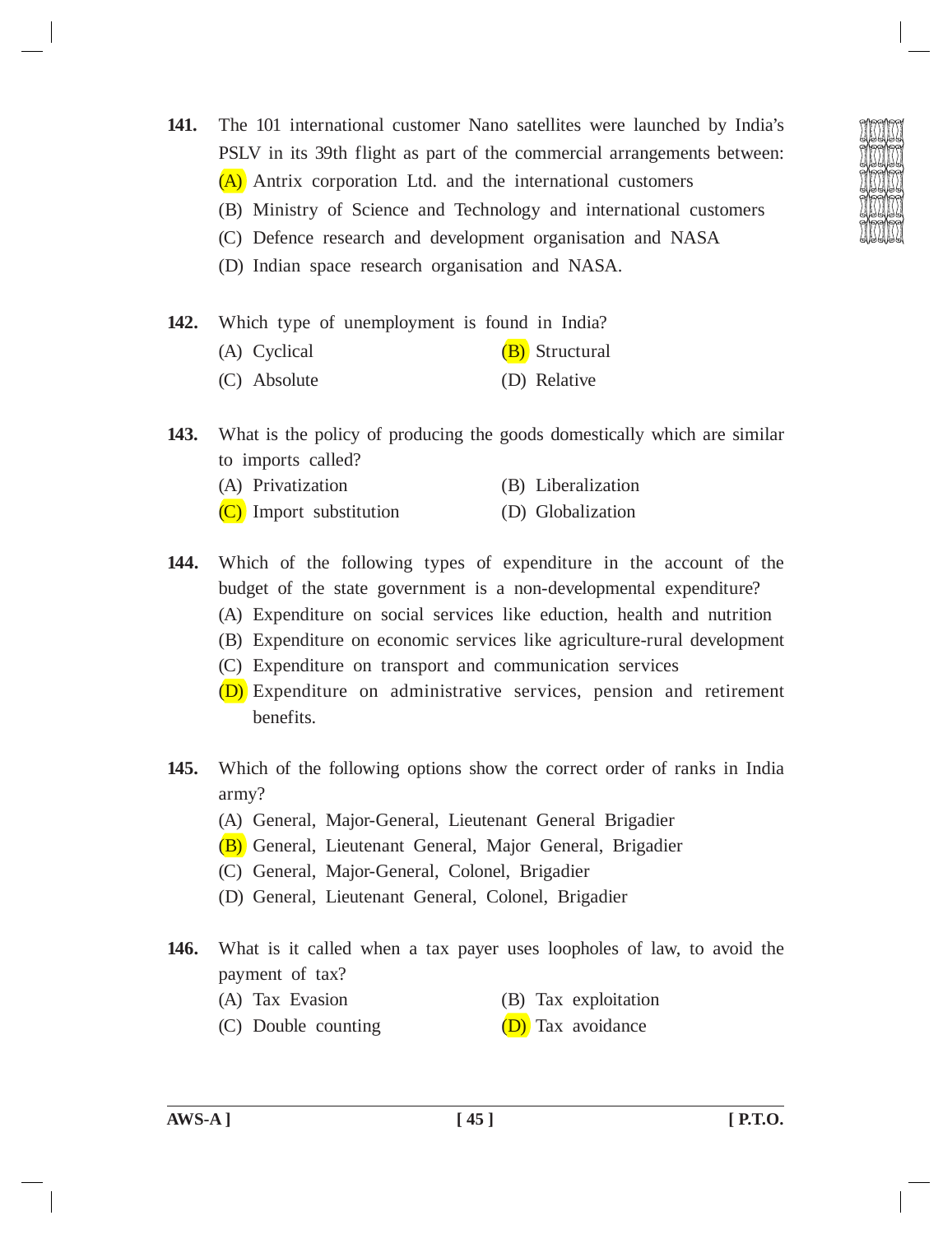**141.** The 101 international customer Nano satellites were launched by India's PSLV in its 39th flight as part of the commercial arrangements between:

(A) Antrix corporation Ltd. and the international customers

(B) Ministry of Science and Technology and international customers

(C) Defence research and development organisation and NASA

(D) Indian space research organisation and NASA.

**142.** Which type of unemployment is found in India?

(A) Cyclical

(B) Structural

(C) Absolute

(D) Relative

**143.** What is the policy of producing the goods domestically which are similar to imports called?

(A) Privatization

(B) Liberalization

(C) Import substitution

(D) Globalization

**144.** Which of the following types of expenditure in the account of the budget of the state government is a non-developmental expenditure?

(A) Expenditure on social services like eduction, health and nutrition

(B) Expenditure on economic services like agriculture-rural development

(C) Expenditure on transport and communication services

(D) Expenditure on administrative services, pension and retirement benefits.

**145.** Which of the following options show the correct order of ranks in India army?

(A) General, Major-General, Lieutenant General Brigadier

(B) General, Lieutenant General, Major General, Brigadier

(C) General, Major-General, Colonel, Brigadier

(D) General, Lieutenant General, Colonel, Brigadier

**146.** What is it called when a tax payer uses loopholes of law, to avoid the payment of tax?

(A) Tax Evasion

(B) Tax exploitation

(C) Double counting

(D) Tax avoidance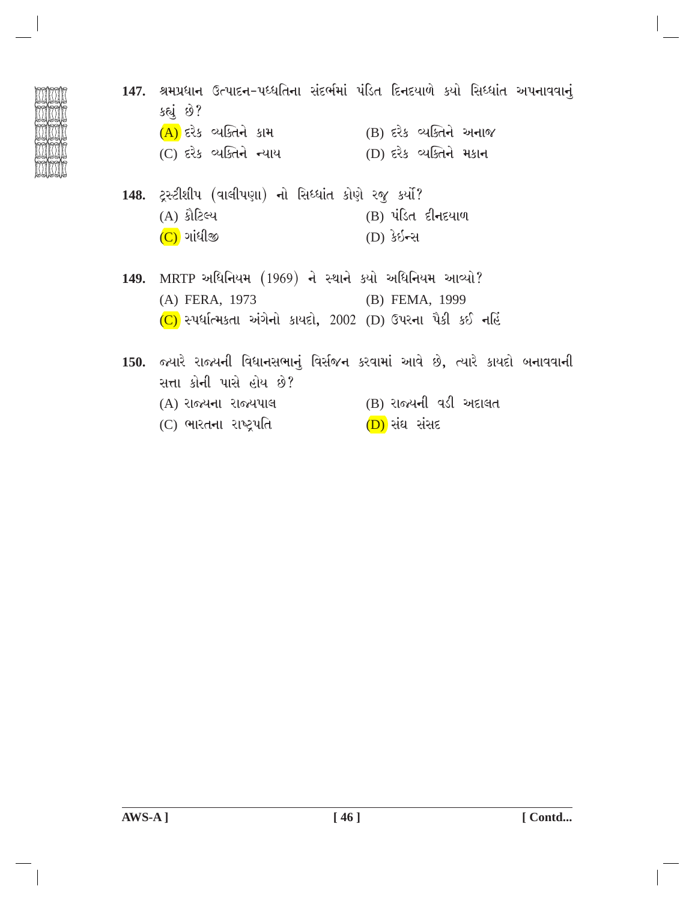**147.** શ્રમપ્રધાન ઉત્પાદન-પધ્ધતિના સંદર્ભમાં પંડિત દિનદયાળે કયો સિધ્ધાંત અપનાવવાનું કહ્યું છે?

(A) દરેક વ્યક્તિને કામ
(B) દરેક વ્યક્તિને અનાજ
(C) દરેક વ્યક્તિને ન્યાય
(D) દરેક વ્યક્તિને મકાન

**148.** ટ્રસ્ટીશીપ (વાલીપણા) નો સિધ્ધાંત કોણે રજુ કર્યો?

(A) કૌટિલ્ય
(B) પંડિત દીનદયાળ
(C) ગાંધીજી
(D) કેઈન્સ

**149.** MRTP અધિનિયમ (1969) ને સ્થાને કયો અધિનિયમ આવ્યો?

(A) FERA, 1973
(B) FEMA, 1999
(C) સ્પર્ધાત્મકતા અંગેનો કાયદો, 2002
(D) ઉપરના પૈકી કઈ નહિં

**150.** જ્યારે રાજ્યની વિધાનસભાનું વિર્સજન કરવામાં આવે છે, ત્યારે કાયદો બનાવવાની સત્તા કોની પાસે હોય છે?

(A) રાજ્યના રાજ્યપાલ
(B) રાજ્યની વડી અદાલત
(C) ભારતના રાષ્ટ્રપતિ
(D) સંઘ સંસદ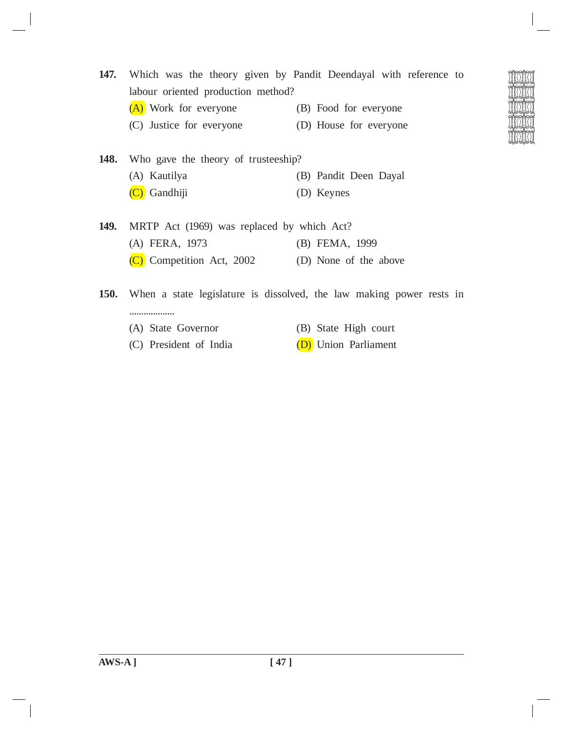**147.** Which was the theory given by Pandit Deendayal with reference to labour oriented production method?

(A) Work for everyone (B) Food for everyone

(C) Justice for everyone (D) House for everyone

**148.** Who gave the theory of trusteeship?

(A) Kautilya (B) Pandit Deen Dayal

(C) Gandhiji (D) Keynes

**149.** MRTP Act (1969) was replaced by which Act?

(A) FERA, 1973 (B) FEMA, 1999

(C) Competition Act, 2002 (D) None of the above

**150.** When a state legislature is dissolved, the law making power rests in ...................

(A) State Governor (B) State High court

(C) President of India (D) Union Parliament